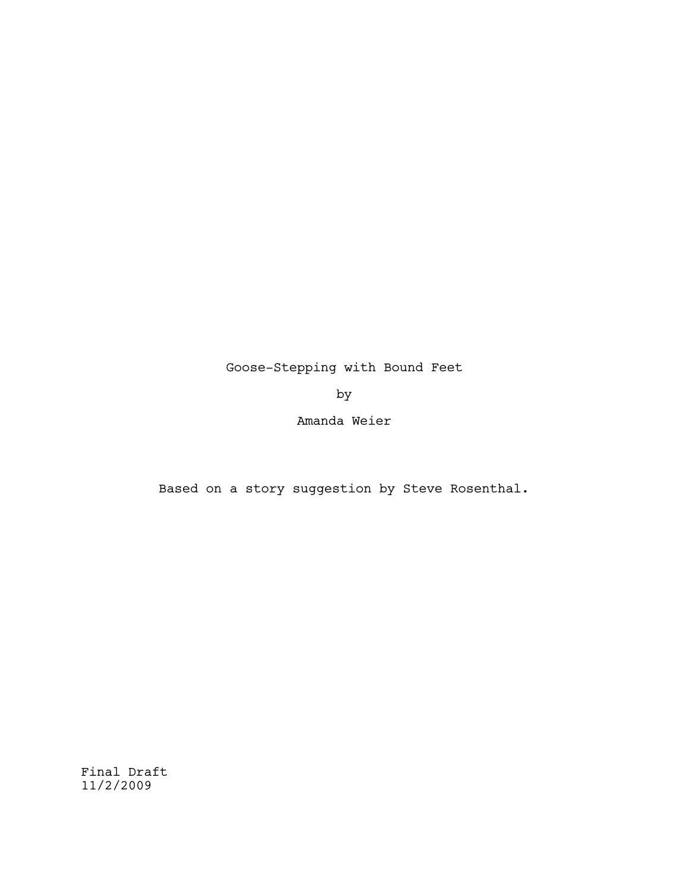# Goose-Stepping with Bound Feet

by

Amanda Weier

Based on a story suggestion by Steve Rosenthal.

Final Draft
11/2/2009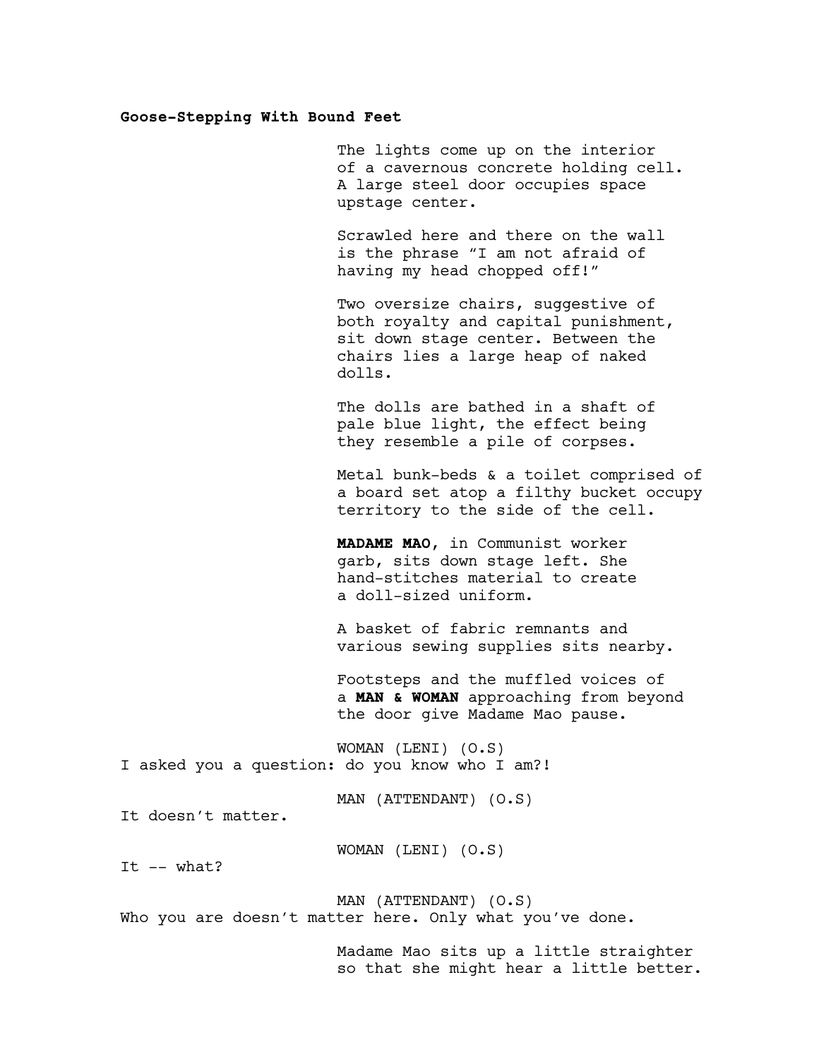**Goose-Stepping With Bound Feet**

The lights come up on the interior of a cavernous concrete holding cell. A large steel door occupies space upstage center.

Scrawled here and there on the wall is the phrase "I am not afraid of having my head chopped off!"

Two oversize chairs, suggestive of both royalty and capital punishment, sit down stage center. Between the chairs lies a large heap of naked dolls.

The dolls are bathed in a shaft of pale blue light, the effect being they resemble a pile of corpses.

Metal bunk-beds & a toilet comprised of a board set atop a filthy bucket occupy territory to the side of the cell.

**MADAME MAO**, in Communist worker garb, sits down stage left. She hand-stitches material to create a doll-sized uniform.

A basket of fabric remnants and various sewing supplies sits nearby.

Footsteps and the muffled voices of a **MAN & WOMAN** approaching from beyond the door give Madame Mao pause.

WOMAN (LENI) (O.S)

I asked you a question: do you know who I am?!

MAN (ATTENDANT) (O.S)

It doesn't matter.

WOMAN (LENI) (O.S)

It -- what?

MAN (ATTENDANT) (O.S)

Who you are doesn't matter here. Only what you've done.

Madame Mao sits up a little straighter so that she might hear a little better.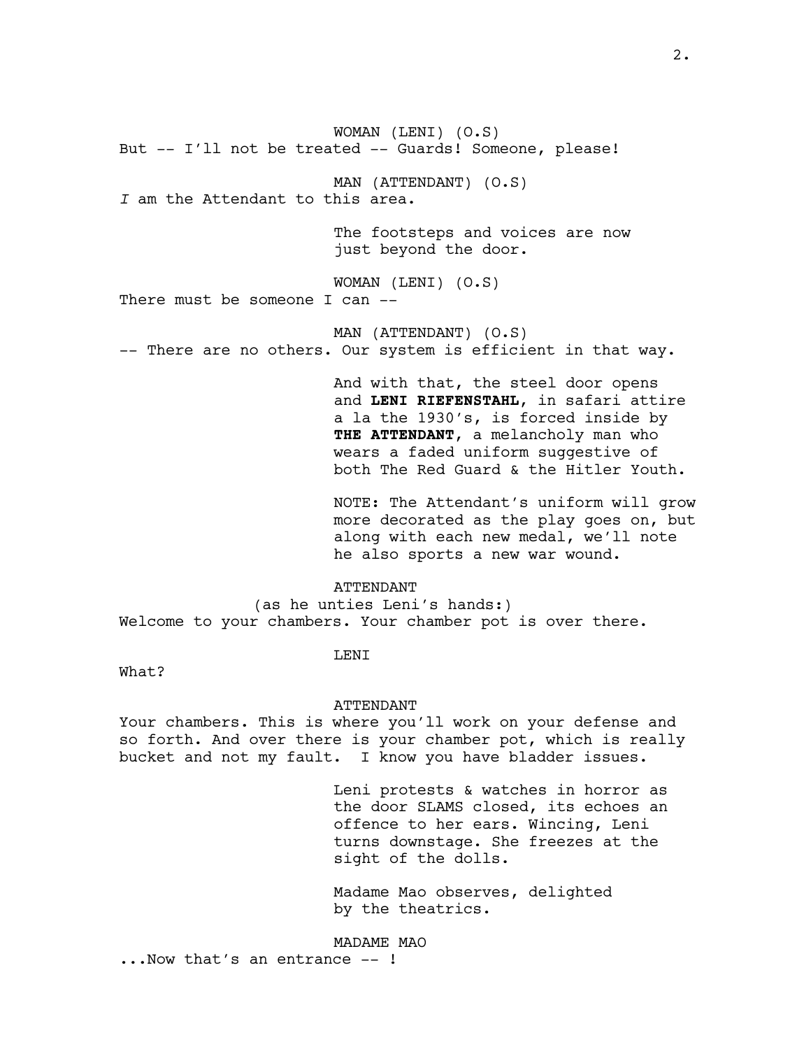WOMAN (LENI) (O.S)
But -- I'll not be treated -- Guards! Someone, please!

MAN (ATTENDANT) (O.S)
*I* am the Attendant to this area.

The footsteps and voices are now just beyond the door.

WOMAN (LENI) (O.S)
There must be someone I can --

MAN (ATTENDANT) (O.S)
-- There are no others. Our system is efficient in that way.

And with that, the steel door opens and **LENI RIEFENSTAHL**, in safari attire a la the 1930's, is forced inside by **THE ATTENDANT**, a melancholy man who wears a faded uniform suggestive of both The Red Guard & the Hitler Youth.

NOTE: The Attendant's uniform will grow more decorated as the play goes on, but along with each new medal, we'll note he also sports a new war wound.

ATTENDANT
(as he unties Leni's hands:)
Welcome to your chambers. Your chamber pot is over there.

LENI
What?

ATTENDANT
Your chambers. This is where you'll work on your defense and so forth. And over there is your chamber pot, which is really bucket and not my fault. I know you have bladder issues.

Leni protests & watches in horror as the door SLAMS closed, its echoes an offence to her ears. Wincing, Leni turns downstage. She freezes at the sight of the dolls.

Madame Mao observes, delighted by the theatrics.

MADAME MAO
...Now that's an entrance -- !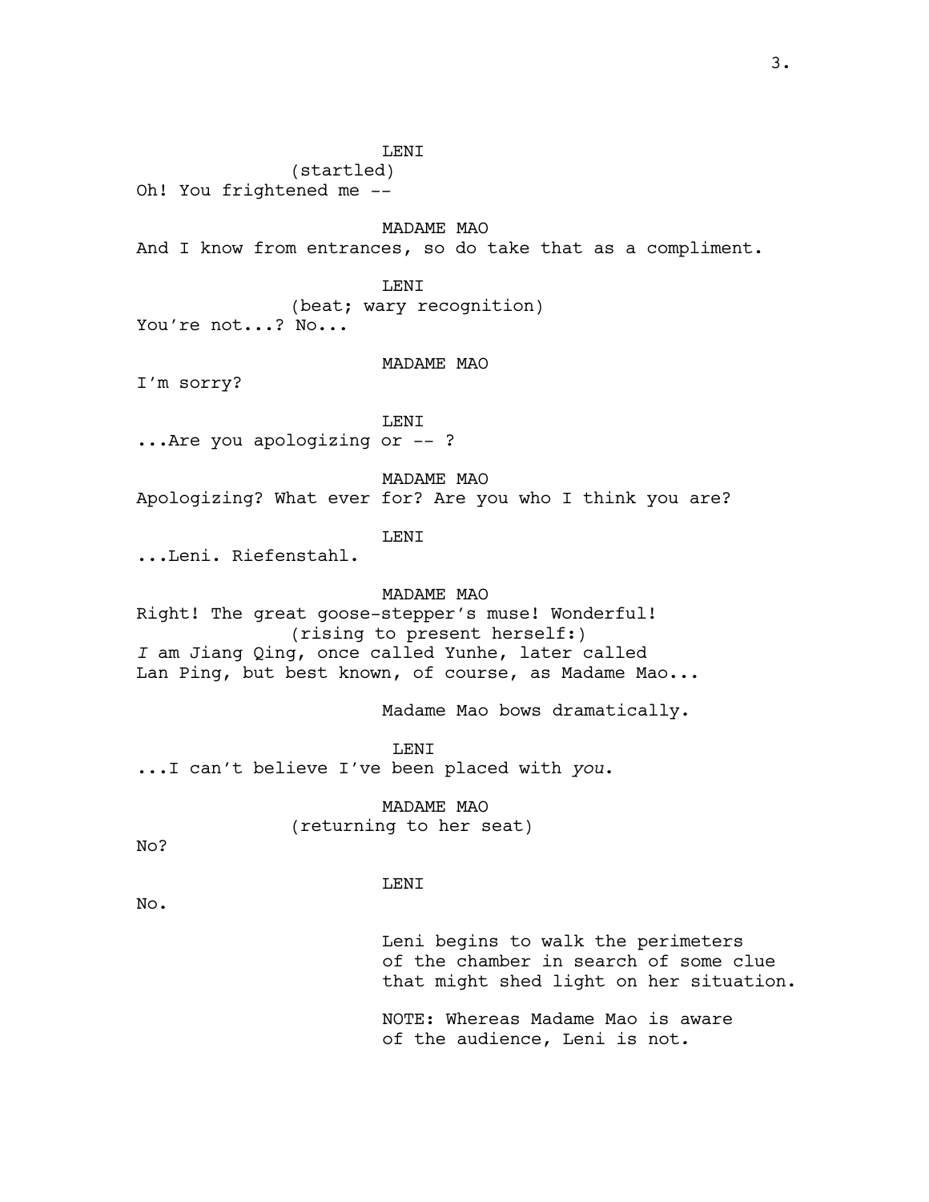LENI

(startled)

Oh! You frightened me --

MADAME MAO

And I know from entrances, so do take that as a compliment.

LENI

(beat; wary recognition)

You're not...? No...

MADAME MAO

I'm sorry?

LENI

...Are you apologizing or -- ?

MADAME MAO

Apologizing? What ever for? Are you who I think you are?

LENI

...Leni. Riefenstahl.

MADAME MAO

Right! The great goose-stepper's muse! Wonderful!

(rising to present herself:)

*I* am Jiang Qing, once called Yunhe, later called Lan Ping, but best known, of course, as Madame Mao...

Madame Mao bows dramatically.

LENI

...I can't believe I've been placed with *you*.

MADAME MAO

(returning to her seat)

No?

LENI

No.

Leni begins to walk the perimeters of the chamber in search of some clue that might shed light on her situation.

NOTE: Whereas Madame Mao is aware of the audience, Leni is not.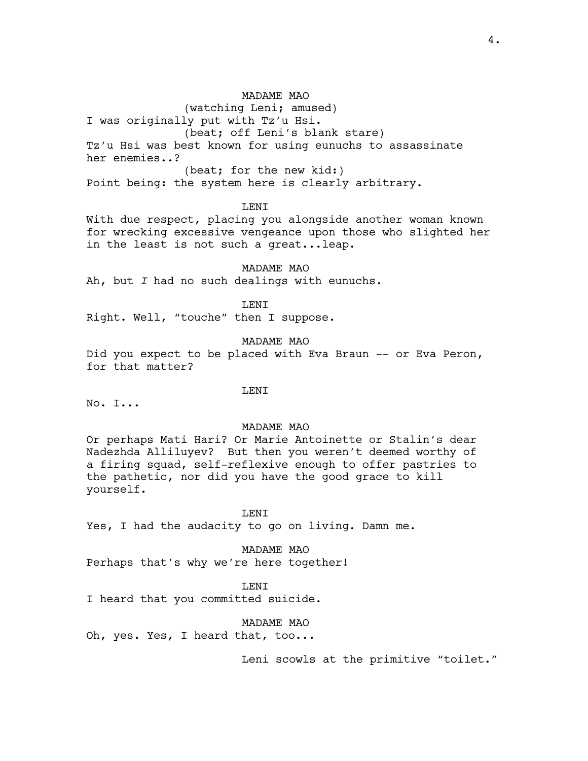MADAME MAO
(watching Leni; amused)
I was originally put with Tz'u Hsi.
(beat; off Leni's blank stare)
Tz'u Hsi was best known for using eunuchs to assassinate her enemies..?
(beat; for the new kid:)
Point being: the system here is clearly arbitrary.

LENI
With due respect, placing you alongside another woman known for wrecking excessive vengeance upon those who slighted her in the least is not such a great...leap.

MADAME MAO
Ah, but *I* had no such dealings with eunuchs.

LENI
Right. Well, "touche" then I suppose.

MADAME MAO
Did you expect to be placed with Eva Braun -- or Eva Peron, for that matter?

LENI
No. I...

MADAME MAO
Or perhaps Mati Hari? Or Marie Antoinette or Stalin's dear Nadezhda Alliluyev? But then you weren't deemed worthy of a firing squad, self-reflexive enough to offer pastries to the pathetic, nor did you have the good grace to kill yourself.

LENI
Yes, I had the audacity to go on living. Damn me.

MADAME MAO
Perhaps that's why we're here together!

LENI
I heard that you committed suicide.

MADAME MAO
Oh, yes. Yes, I heard that, too...

Leni scowls at the primitive "toilet."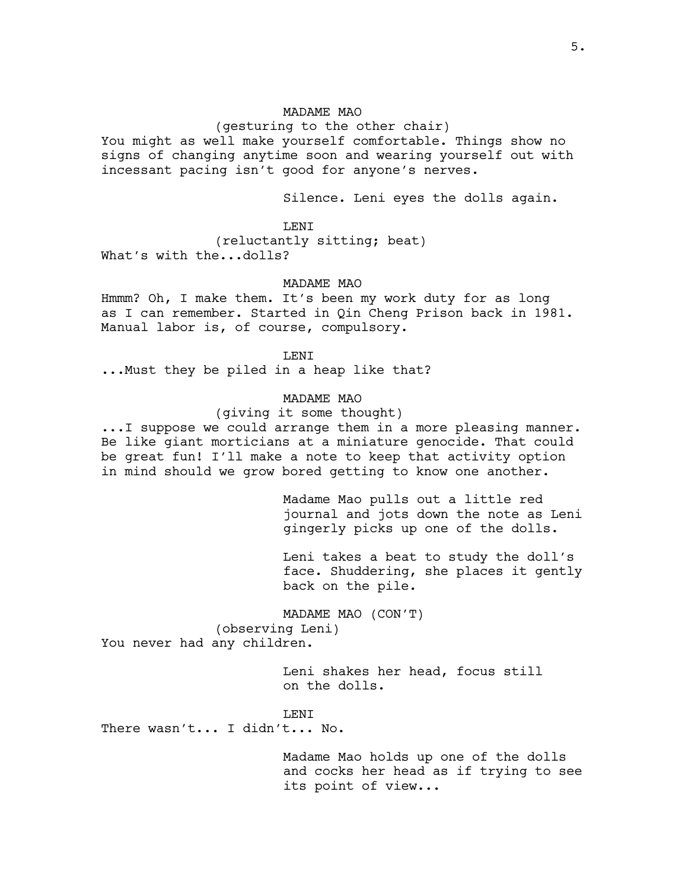MADAME MAO

(gesturing to the other chair)

You might as well make yourself comfortable. Things show no signs of changing anytime soon and wearing yourself out with incessant pacing isn't good for anyone's nerves.

Silence. Leni eyes the dolls again.

LENI

(reluctantly sitting; beat)

What's with the...dolls?

MADAME MAO

Hmmm? Oh, I make them. It's been my work duty for as long as I can remember. Started in Qin Cheng Prison back in 1981. Manual labor is, of course, compulsory.

LENI

...Must they be piled in a heap like that?

MADAME MAO

(giving it some thought)

...I suppose we could arrange them in a more pleasing manner. Be like giant morticians at a miniature genocide. That could be great fun! I'll make a note to keep that activity option in mind should we grow bored getting to know one another.

Madame Mao pulls out a little red journal and jots down the note as Leni gingerly picks up one of the dolls.

Leni takes a beat to study the doll's face. Shuddering, she places it gently back on the pile.

MADAME MAO (CON'T)

(observing Leni)

You never had any children.

Leni shakes her head, focus still on the dolls.

LENI

There wasn't... I didn't... No.

Madame Mao holds up one of the dolls and cocks her head as if trying to see its point of view...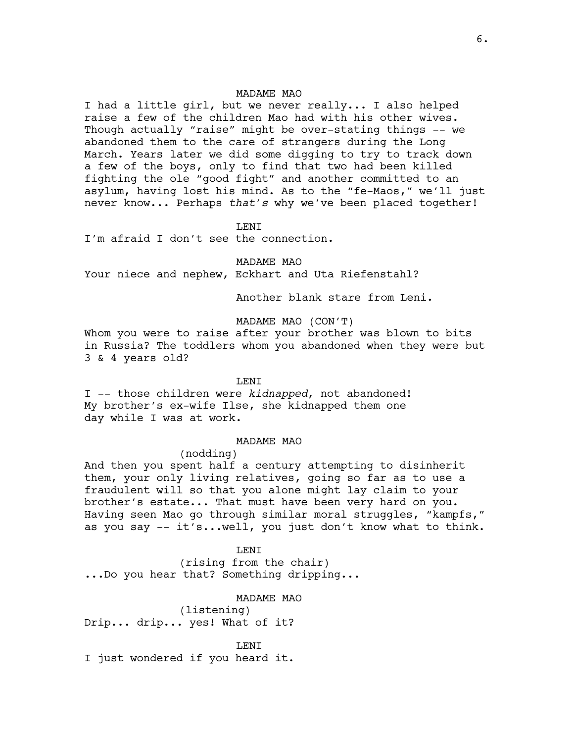MADAME MAO

I had a little girl, but we never really... I also helped raise a few of the children Mao had with his other wives. Though actually "raise" might be over-stating things -- we abandoned them to the care of strangers during the Long March. Years later we did some digging to try to track down a few of the boys, only to find that two had been killed fighting the ole "good fight" and another committed to an asylum, having lost his mind. As to the "fe-Maos," we'll just never know... Perhaps *that's* why we've been placed together!

LENI

I'm afraid I don't see the connection.

MADAME MAO

Your niece and nephew, Eckhart and Uta Riefenstahl?

Another blank stare from Leni.

MADAME MAO (CON'T)

Whom you were to raise after your brother was blown to bits in Russia? The toddlers whom you abandoned when they were but 3 & 4 years old?

LENI

I -- those children were *kidnapped*, not abandoned! My brother's ex-wife Ilse, she kidnapped them one day while I was at work.

MADAME MAO

(nodding)

And then you spent half a century attempting to disinherit them, your only living relatives, going so far as to use a fraudulent will so that you alone might lay claim to your brother's estate... That must have been very hard on you. Having seen Mao go through similar moral struggles, "kampfs," as you say -- it's...well, you just don't know what to think.

LENI

(rising from the chair)

...Do you hear that? Something dripping...

MADAME MAO

(listening)

Drip... drip... yes! What of it?

LENI

I just wondered if you heard it.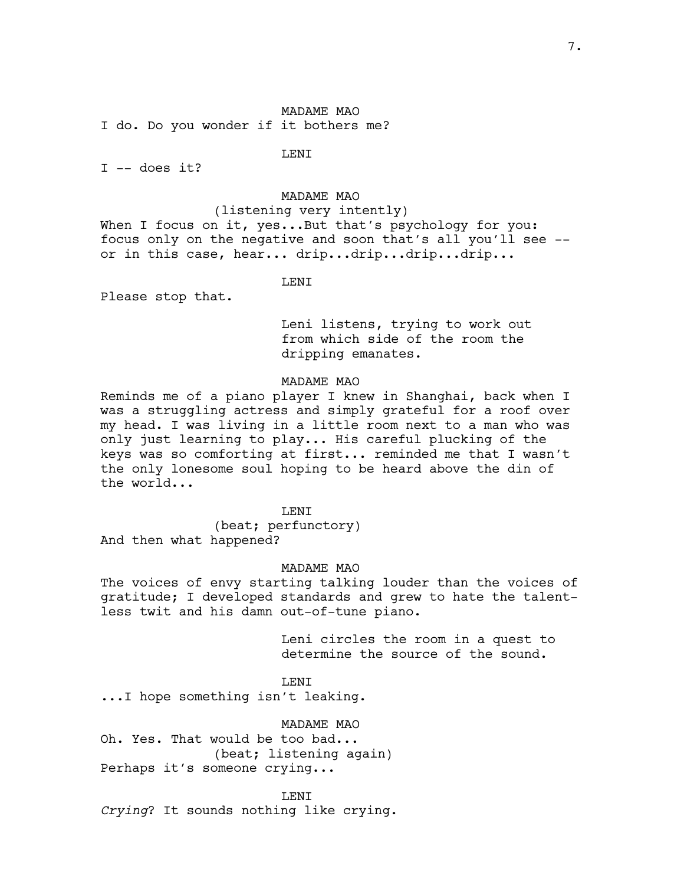MADAME MAO

I do. Do you wonder if it bothers me?

LENI

I -- does it?

MADAME MAO

(listening very intently)

When I focus on it, yes...But that's psychology for you: focus only on the negative and soon that's all you'll see -- or in this case, hear... drip...drip...drip...drip...

LENI

Please stop that.

Leni listens, trying to work out from which side of the room the dripping emanates.

MADAME MAO

Reminds me of a piano player I knew in Shanghai, back when I was a struggling actress and simply grateful for a roof over my head. I was living in a little room next to a man who was only just learning to play... His careful plucking of the keys was so comforting at first... reminded me that I wasn't the only lonesome soul hoping to be heard above the din of the world...

LENI

(beat; perfunctory)

And then what happened?

MADAME MAO

The voices of envy starting talking louder than the voices of gratitude; I developed standards and grew to hate the talent-less twit and his damn out-of-tune piano.

Leni circles the room in a quest to determine the source of the sound.

LENI

...I hope something isn't leaking.

MADAME MAO

Oh. Yes. That would be too bad...

(beat; listening again)

Perhaps it's someone crying...

LENI

*Crying*? It sounds nothing like crying.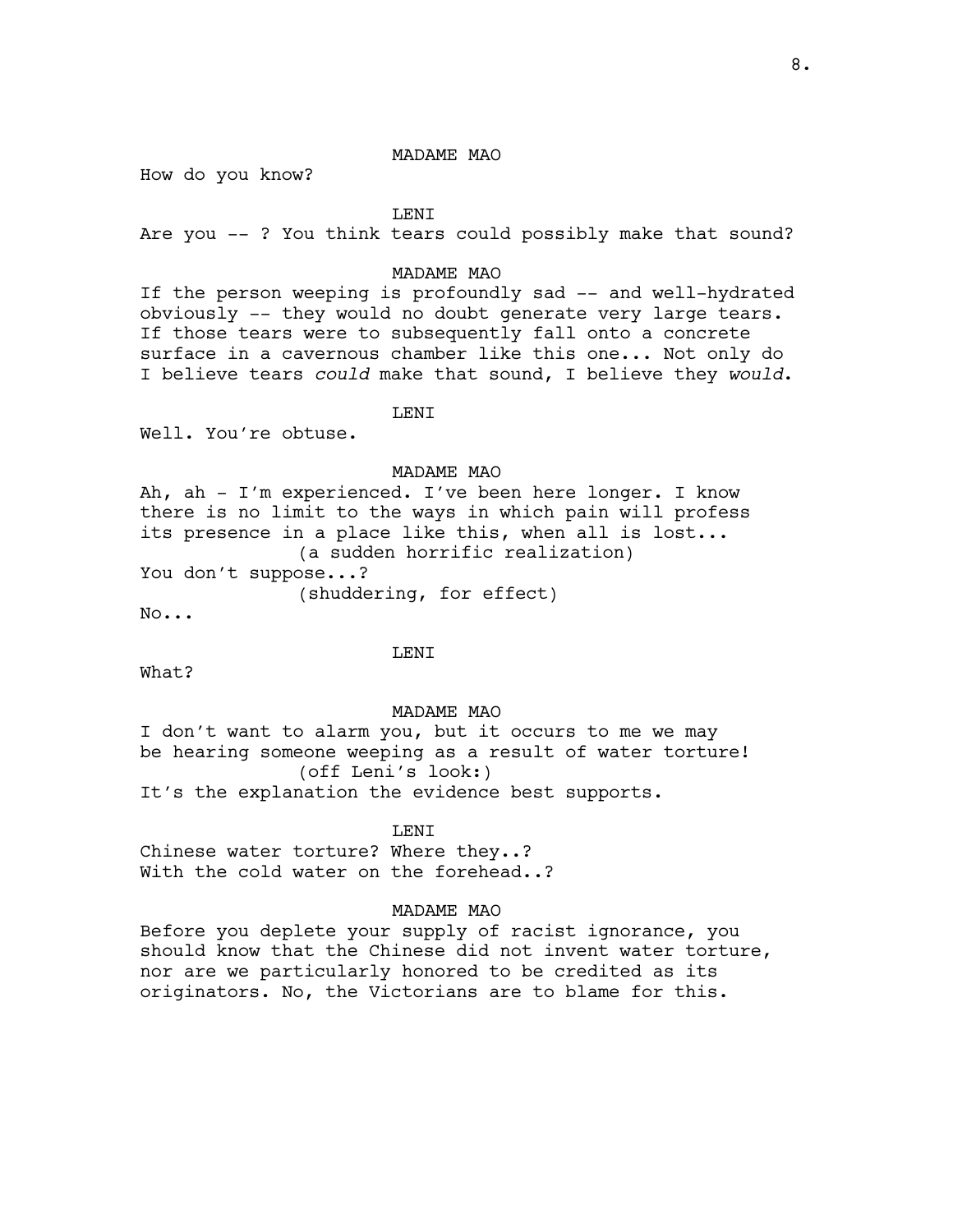MADAME MAO

How do you know?

LENI

Are you -- ? You think tears could possibly make that sound?

MADAME MAO

If the person weeping is profoundly sad -- and well-hydrated obviously -- they would no doubt generate very large tears. If those tears were to subsequently fall onto a concrete surface in a cavernous chamber like this one... Not only do I believe tears *could* make that sound, I believe they *would*.

LENI

Well. You're obtuse.

MADAME MAO

Ah, ah - I'm experienced. I've been here longer. I know there is no limit to the ways in which pain will profess its presence in a place like this, when all is lost...

(a sudden horrific realization)

You don't suppose...?

(shuddering, for effect)

No...

LENI

What?

MADAME MAO

I don't want to alarm you, but it occurs to me we may be hearing someone weeping as a result of water torture!

(off Leni's look:)

It's the explanation the evidence best supports.

LENI

Chinese water torture? Where they..?
With the cold water on the forehead..?

MADAME MAO

Before you deplete your supply of racist ignorance, you should know that the Chinese did not invent water torture, nor are we particularly honored to be credited as its originators. No, the Victorians are to blame for this.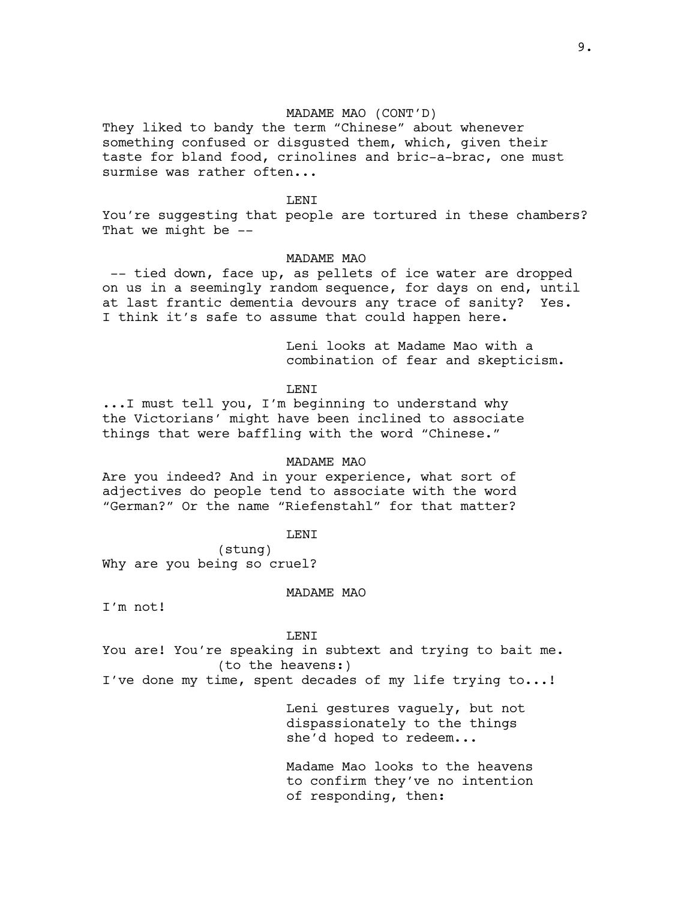MADAME MAO (CONT'D)

They liked to bandy the term "Chinese" about whenever something confused or disgusted them, which, given their taste for bland food, crinolines and bric-a-brac, one must surmise was rather often...

LENI

You're suggesting that people are tortured in these chambers? That we might be --

MADAME MAO

-- tied down, face up, as pellets of ice water are dropped on us in a seemingly random sequence, for days on end, until at last frantic dementia devours any trace of sanity? Yes. I think it's safe to assume that could happen here.

Leni looks at Madame Mao with a combination of fear and skepticism.

LENI

...I must tell you, I'm beginning to understand why the Victorians' might have been inclined to associate things that were baffling with the word "Chinese."

MADAME MAO

Are you indeed? And in your experience, what sort of adjectives do people tend to associate with the word "German?" Or the name "Riefenstahl" for that matter?

LENI

(stung)

Why are you being so cruel?

MADAME MAO

I'm not!

LENI

You are! You're speaking in subtext and trying to bait me.

(to the heavens:)

I've done my time, spent decades of my life trying to...!

Leni gestures vaguely, but not dispassionately to the things she'd hoped to redeem...

Madame Mao looks to the heavens to confirm they've no intention of responding, then: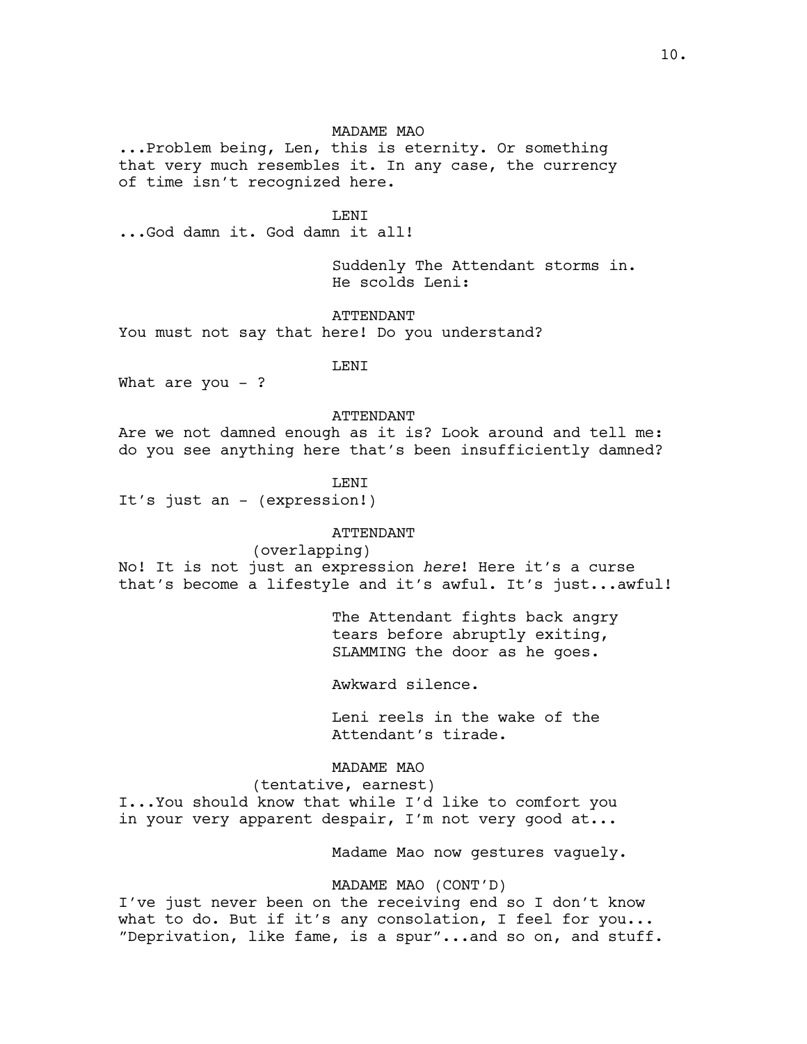MADAME MAO

...Problem being, Len, this is eternity. Or something that very much resembles it. In any case, the currency of time isn't recognized here.

LENI

...God damn it. God damn it all!

Suddenly The Attendant storms in. He scolds Leni:

ATTENDANT

You must not say that here! Do you understand?

LENI

What are you - ?

ATTENDANT

Are we not damned enough as it is? Look around and tell me: do you see anything here that's been insufficiently damned?

LENI

It's just an - (expression!)

ATTENDANT

(overlapping)

No! It is not just an expression *here*! Here it's a curse that's become a lifestyle and it's awful. It's just...awful!

The Attendant fights back angry tears before abruptly exiting, SLAMMING the door as he goes.

Awkward silence.

Leni reels in the wake of the Attendant's tirade.

MADAME MAO

(tentative, earnest)

I...You should know that while I'd like to comfort you in your very apparent despair, I'm not very good at...

Madame Mao now gestures vaguely.

MADAME MAO (CONT'D)

I've just never been on the receiving end so I don't know what to do. But if it's any consolation, I feel for you... "Deprivation, like fame, is a spur"...and so on, and stuff.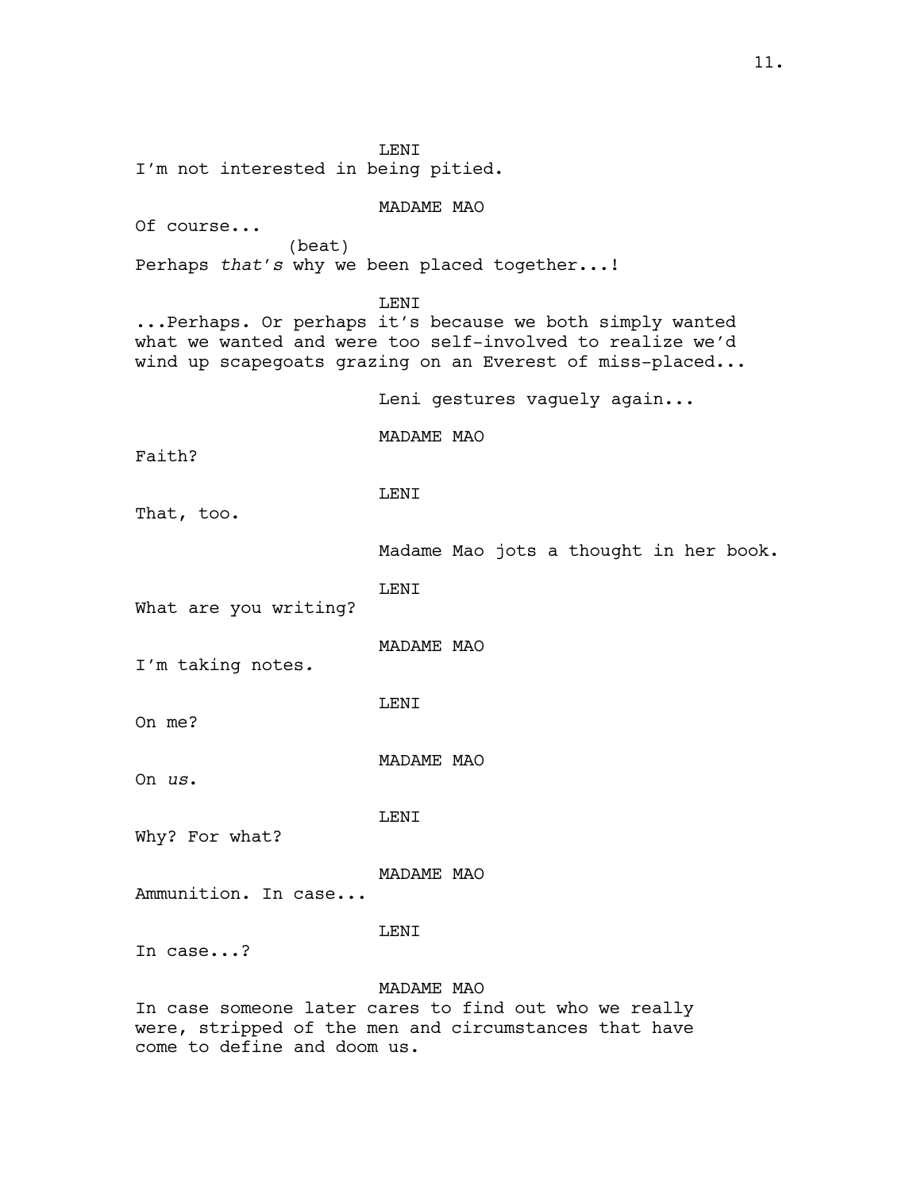LENI

I'm not interested in being pitied.

MADAME MAO

Of course...

(beat)

Perhaps *that's* why we been placed together...!

LENI

...Perhaps. Or perhaps it's because we both simply wanted what we wanted and were too self-involved to realize we'd wind up scapegoats grazing on an Everest of miss-placed...

Leni gestures vaguely again...

MADAME MAO

Faith?

LENI

That, too.

Madame Mao jots a thought in her book.

LENI

What are you writing?

MADAME MAO

I'm taking notes.

LENI

On me?

MADAME MAO

On *us*.

LENI

Why? For what?

MADAME MAO

Ammunition. In case...

LENI

In case...?

MADAME MAO

In case someone later cares to find out who we really were, stripped of the men and circumstances that have come to define and doom us.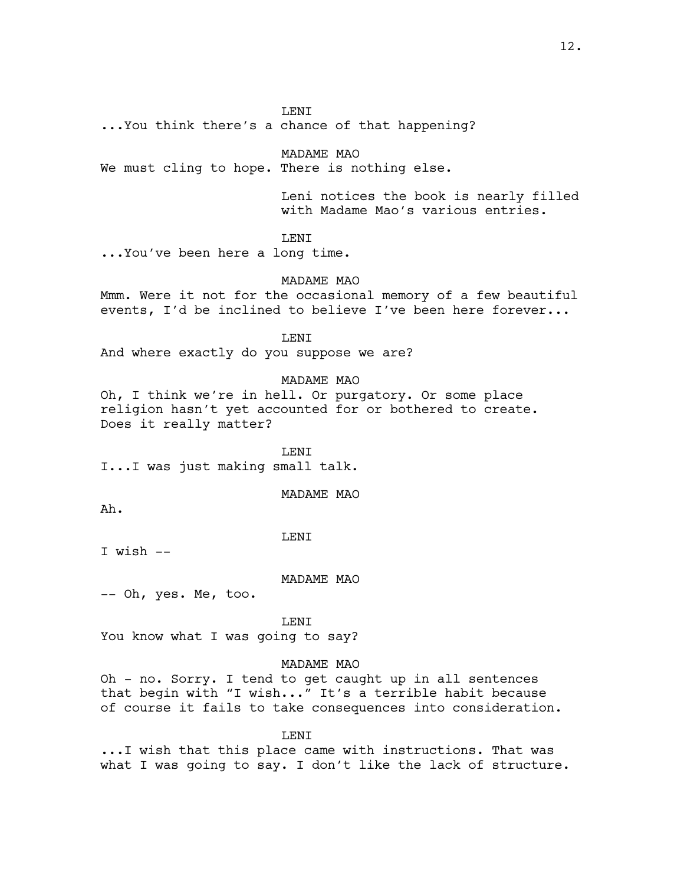LENI

...You think there's a chance of that happening?

MADAME MAO

We must cling to hope. There is nothing else.

Leni notices the book is nearly filled with Madame Mao's various entries.

LENI

...You've been here a long time.

MADAME MAO

Mmm. Were it not for the occasional memory of a few beautiful events, I'd be inclined to believe I've been here forever...

LENI

And where exactly do you suppose we are?

MADAME MAO

Oh, I think we're in hell. Or purgatory. Or some place religion hasn't yet accounted for or bothered to create. Does it really matter?

LENI

I...I was just making small talk.

MADAME MAO

Ah.

LENI

I wish --

MADAME MAO

-- Oh, yes. Me, too.

LENI

You know what I was going to say?

MADAME MAO

Oh - no. Sorry. I tend to get caught up in all sentences that begin with "I wish..." It's a terrible habit because of course it fails to take consequences into consideration.

LENI

...I wish that this place came with instructions. That was what I was going to say. I don't like the lack of structure.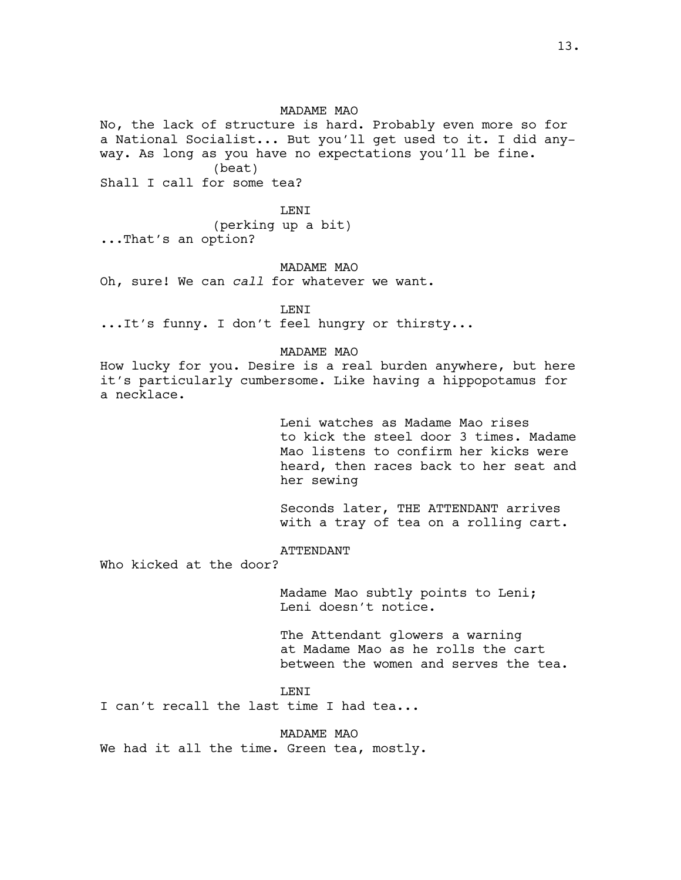MADAME MAO

No, the lack of structure is hard. Probably even more so for a National Socialist... But you'll get used to it. I did any-way. As long as you have no expectations you'll be fine.

(beat)

Shall I call for some tea?

LENI

(perking up a bit)

...That's an option?

MADAME MAO

Oh, sure! We can *call* for whatever we want.

LENI

...It's funny. I don't feel hungry or thirsty...

MADAME MAO

How lucky for you. Desire is a real burden anywhere, but here it's particularly cumbersome. Like having a hippopotamus for a necklace.

Leni watches as Madame Mao rises to kick the steel door 3 times. Madame Mao listens to confirm her kicks were heard, then races back to her seat and her sewing

Seconds later, THE ATTENDANT arrives with a tray of tea on a rolling cart.

ATTENDANT

Who kicked at the door?

Madame Mao subtly points to Leni; Leni doesn't notice.

The Attendant glowers a warning at Madame Mao as he rolls the cart between the women and serves the tea.

LENI

I can't recall the last time I had tea...

MADAME MAO

We had it all the time. Green tea, mostly.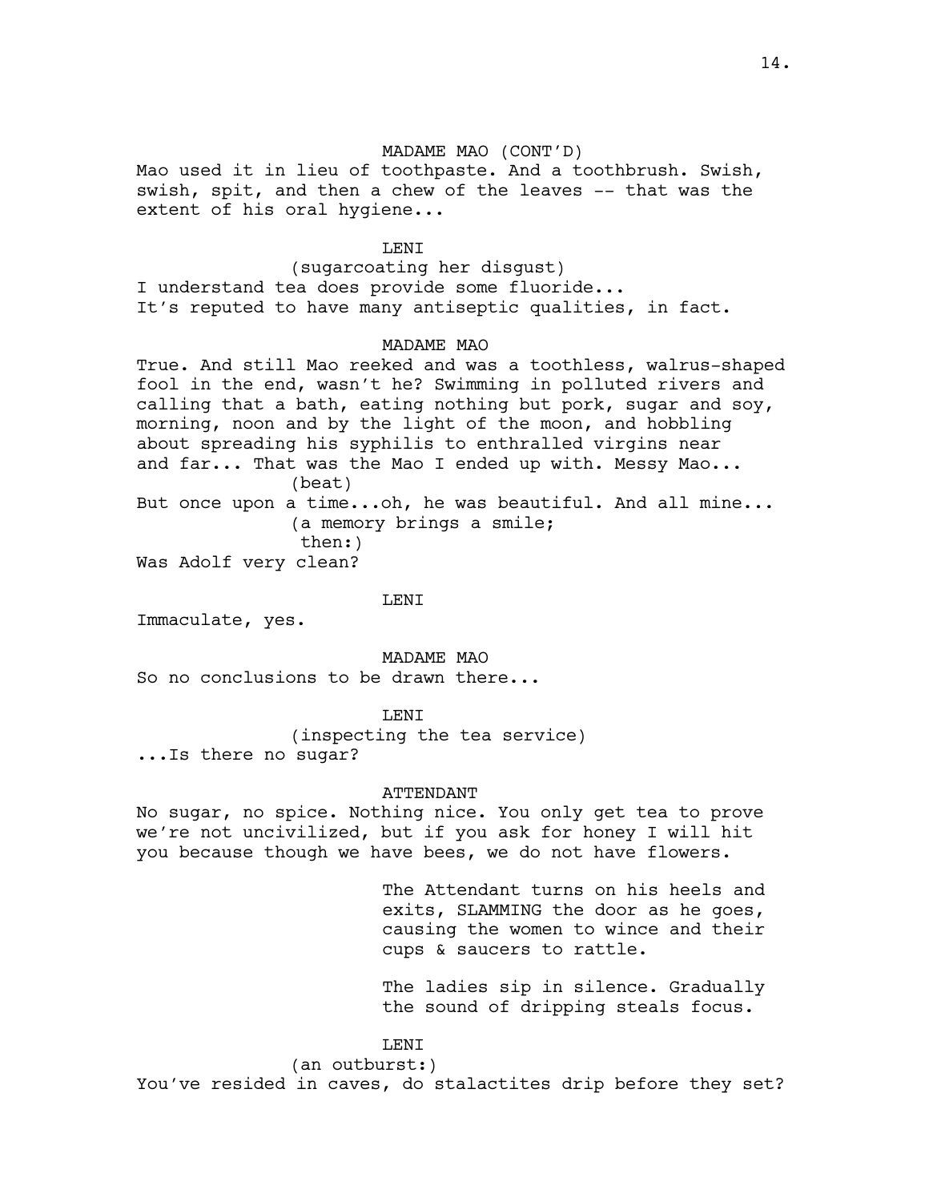MADAME MAO (CONT'D)

Mao used it in lieu of toothpaste. And a toothbrush. Swish, swish, spit, and then a chew of the leaves -- that was the extent of his oral hygiene...

LENI

(sugarcoating her disgust)

I understand tea does provide some fluoride... It's reputed to have many antiseptic qualities, in fact.

MADAME MAO

True. And still Mao reeked and was a toothless, walrus-shaped fool in the end, wasn't he? Swimming in polluted rivers and calling that a bath, eating nothing but pork, sugar and soy, morning, noon and by the light of the moon, and hobbling about spreading his syphilis to enthralled virgins near and far... That was the Mao I ended up with. Messy Mao...

(beat)

But once upon a time...oh, he was beautiful. And all mine...

(a memory brings a smile; then:)

Was Adolf very clean?

LENI

Immaculate, yes.

MADAME MAO

So no conclusions to be drawn there...

LENI

(inspecting the tea service)

...Is there no sugar?

ATTENDANT

No sugar, no spice. Nothing nice. You only get tea to prove we're not uncivilized, but if you ask for honey I will hit you because though we have bees, we do not have flowers.

The Attendant turns on his heels and exits, SLAMMING the door as he goes, causing the women to wince and their cups & saucers to rattle.

The ladies sip in silence. Gradually the sound of dripping steals focus.

LENI

(an outburst:)

You've resided in caves, do stalactites drip before they set?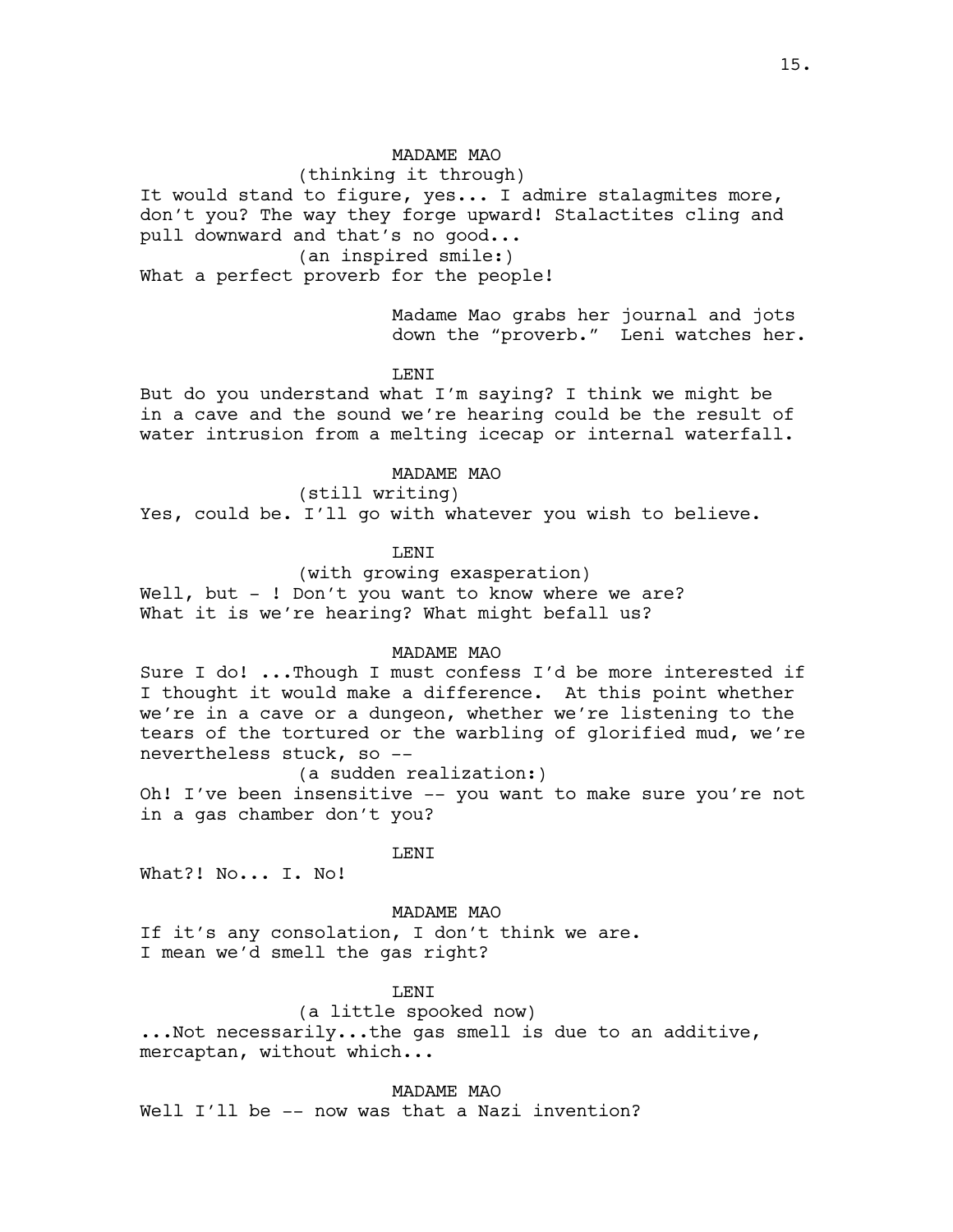MADAME MAO

(thinking it through)

It would stand to figure, yes... I admire stalagmites more, don't you? The way they forge upward! Stalactites cling and pull downward and that's no good...

(an inspired smile:)

What a perfect proverb for the people!

Madame Mao grabs her journal and jots down the "proverb." Leni watches her.

LENI

But do you understand what I'm saying? I think we might be in a cave and the sound we're hearing could be the result of water intrusion from a melting icecap or internal waterfall.

MADAME MAO

(still writing)

Yes, could be. I'll go with whatever you wish to believe.

LENI

(with growing exasperation)

Well, but - ! Don't you want to know where we are? What it is we're hearing? What might befall us?

MADAME MAO

Sure I do! ...Though I must confess I'd be more interested if I thought it would make a difference. At this point whether we're in a cave or a dungeon, whether we're listening to the tears of the tortured or the warbling of glorified mud, we're nevertheless stuck, so --

(a sudden realization:)

Oh! I've been insensitive -- you want to make sure you're not in a gas chamber don't you?

LENI

What?! No... I. No!

MADAME MAO

If it's any consolation, I don't think we are. I mean we'd smell the gas right?

LENI

(a little spooked now)

...Not necessarily...the gas smell is due to an additive, mercaptan, without which...

MADAME MAO

Well I'll be -- now was that a Nazi invention?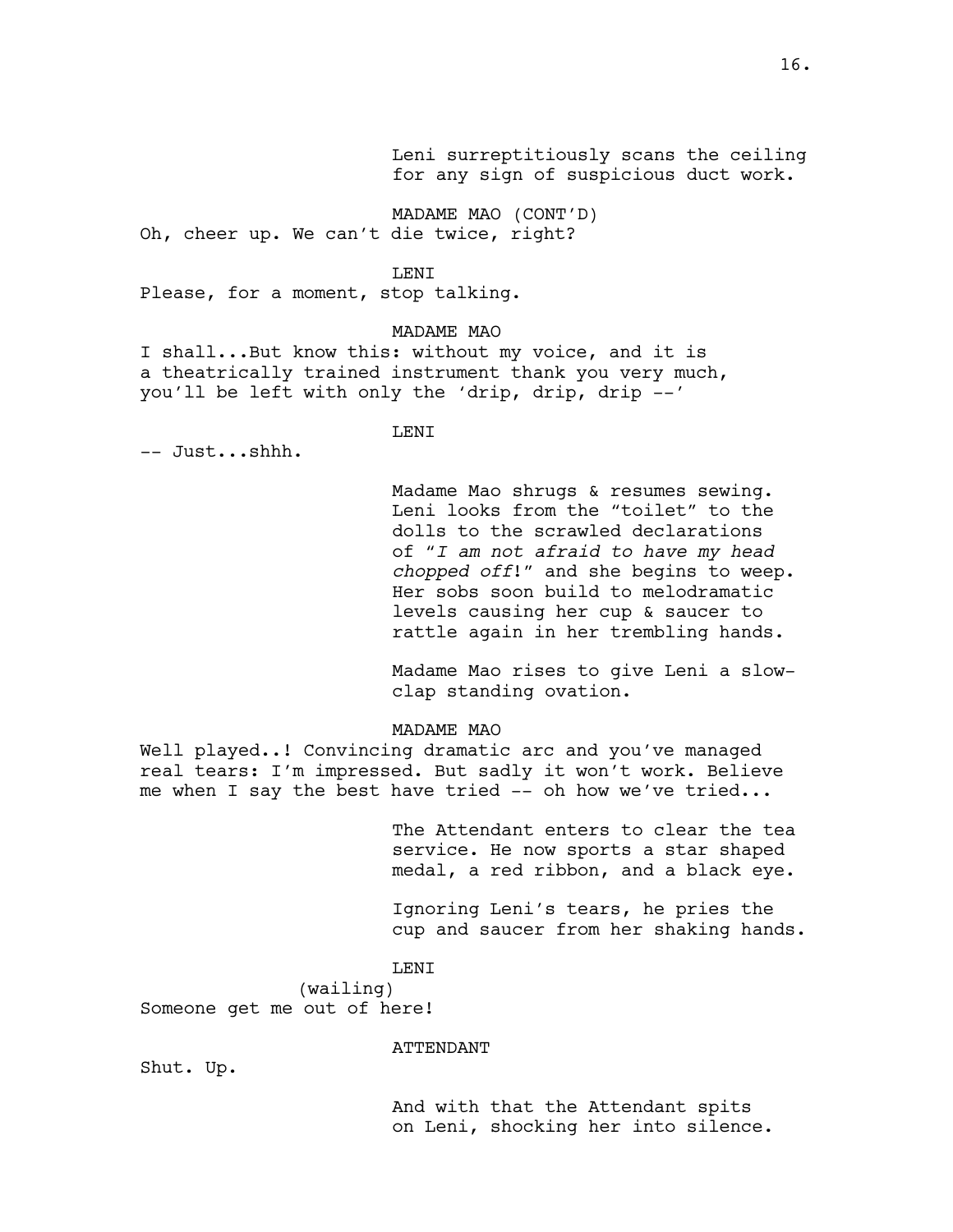Leni surreptitiously scans the ceiling for any sign of suspicious duct work.

MADAME MAO (CONT'D)
Oh, cheer up. We can't die twice, right?

LENI
Please, for a moment, stop talking.

MADAME MAO
I shall...But know this: without my voice, and it is a theatrically trained instrument thank you very much, you'll be left with only the 'drip, drip, drip --'

LENI
-- Just...shhh.

Madame Mao shrugs & resumes sewing. Leni looks from the "toilet" to the dolls to the scrawled declarations of "*I am not afraid to have my head chopped off*!" and she begins to weep. Her sobs soon build to melodramatic levels causing her cup & saucer to rattle again in her trembling hands.

Madame Mao rises to give Leni a slow-clap standing ovation.

MADAME MAO
Well played..! Convincing dramatic arc and you've managed real tears: I'm impressed. But sadly it won't work. Believe me when I say the best have tried -- oh how we've tried...

The Attendant enters to clear the tea service. He now sports a star shaped medal, a red ribbon, and a black eye.

Ignoring Leni's tears, he pries the cup and saucer from her shaking hands.

LENI
(wailing)
Someone get me out of here!

ATTENDANT
Shut. Up.

And with that the Attendant spits on Leni, shocking her into silence.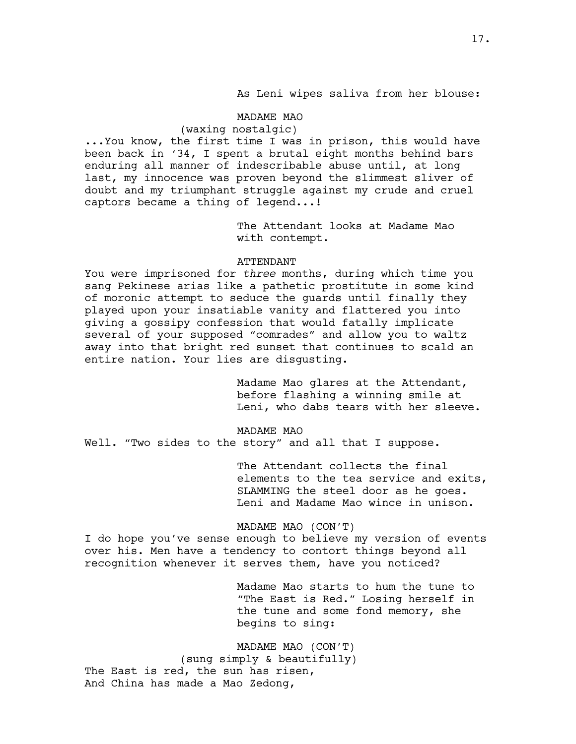As Leni wipes saliva from her blouse:

MADAME MAO
(waxing nostalgic)
...You know, the first time I was in prison, this would have been back in '34, I spent a brutal eight months behind bars enduring all manner of indescribable abuse until, at long last, my innocence was proven beyond the slimmest sliver of doubt and my triumphant struggle against my crude and cruel captors became a thing of legend...!

The Attendant looks at Madame Mao with contempt.

ATTENDANT
You were imprisoned for *three* months, during which time you sang Pekinese arias like a pathetic prostitute in some kind of moronic attempt to seduce the guards until finally they played upon your insatiable vanity and flattered you into giving a gossipy confession that would fatally implicate several of your supposed "comrades" and allow you to waltz away into that bright red sunset that continues to scald an entire nation. Your lies are disgusting.

Madame Mao glares at the Attendant, before flashing a winning smile at Leni, who dabs tears with her sleeve.

MADAME MAO
Well. "Two sides to the story" and all that I suppose.

The Attendant collects the final elements to the tea service and exits, SLAMMING the steel door as he goes. Leni and Madame Mao wince in unison.

MADAME MAO (CON'T)
I do hope you've sense enough to believe my version of events over his. Men have a tendency to contort things beyond all recognition whenever it serves them, have you noticed?

Madame Mao starts to hum the tune to "The East is Red." Losing herself in the tune and some fond memory, she begins to sing:

MADAME MAO (CON'T)
(sung simply & beautifully)
The East is red, the sun has risen,
And China has made a Mao Zedong,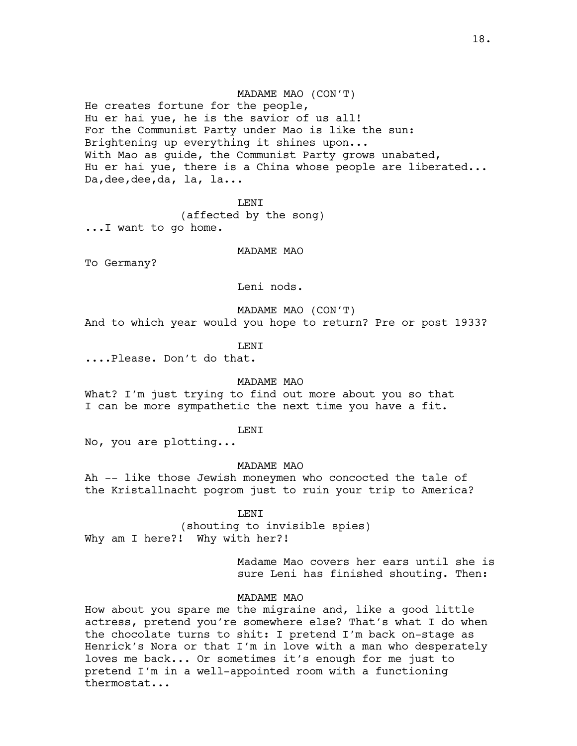MADAME MAO (CON'T)

He creates fortune for the people,
Hu er hai yue, he is the savior of us all!
For the Communist Party under Mao is like the sun:
Brightening up everything it shines upon...
With Mao as guide, the Communist Party grows unabated,
Hu er hai yue, there is a China whose people are liberated...
Da,dee,dee,da, la, la...

LENI

(affected by the song)

...I want to go home.

MADAME MAO

To Germany?

Leni nods.

MADAME MAO (CON'T)

And to which year would you hope to return? Pre or post 1933?

LENI

....Please. Don't do that.

MADAME MAO

What? I'm just trying to find out more about you so that I can be more sympathetic the next time you have a fit.

LENI

No, you are plotting...

MADAME MAO

Ah -- like those Jewish moneymen who concocted the tale of the Kristallnacht pogrom just to ruin your trip to America?

LENI

(shouting to invisible spies)

Why am I here?! Why with her?!

Madame Mao covers her ears until she is sure Leni has finished shouting. Then:

MADAME MAO

How about you spare me the migraine and, like a good little actress, pretend you're somewhere else? That's what I do when the chocolate turns to shit: I pretend I'm back on-stage as Henrick's Nora or that I'm in love with a man who desperately loves me back... Or sometimes it's enough for me just to pretend I'm in a well-appointed room with a functioning thermostat...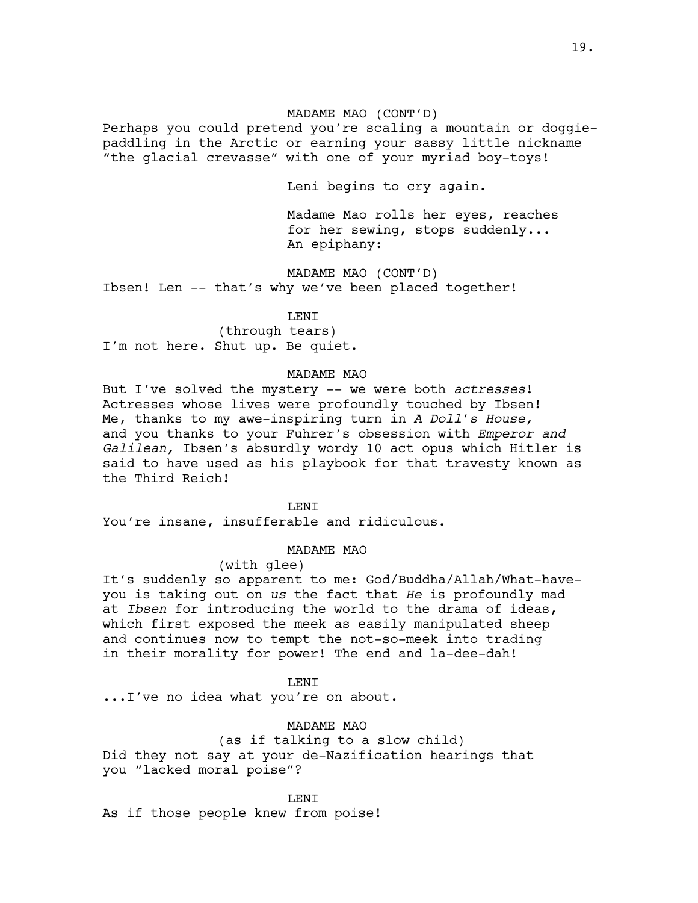MADAME MAO (CONT'D)

Perhaps you could pretend you're scaling a mountain or doggie-paddling in the Arctic or earning your sassy little nickname "the glacial crevasse" with one of your myriad boy-toys!

Leni begins to cry again.

Madame Mao rolls her eyes, reaches for her sewing, stops suddenly... An epiphany:

MADAME MAO (CONT'D)

Ibsen! Len -- that's why we've been placed together!

LENI

(through tears)

I'm not here. Shut up. Be quiet.

MADAME MAO

But I've solved the mystery -- we were both *actresses*! Actresses whose lives were profoundly touched by Ibsen! Me, thanks to my awe-inspiring turn in *A Doll's House,* and you thanks to your Fuhrer's obsession with *Emperor and Galilean,* Ibsen's absurdly wordy 10 act opus which Hitler is said to have used as his playbook for that travesty known as the Third Reich!

LENI

You're insane, insufferable and ridiculous.

MADAME MAO

(with glee)

It's suddenly so apparent to me: God/Buddha/Allah/What-have-you is taking out on *us* the fact that *He* is profoundly mad at *Ibsen* for introducing the world to the drama of ideas, which first exposed the meek as easily manipulated sheep and continues now to tempt the not-so-meek into trading in their morality for power! The end and la-dee-dah!

LENI

...I've no idea what you're on about.

MADAME MAO

(as if talking to a slow child)

Did they not say at your de-Nazification hearings that you "lacked moral poise"?

LENI

As if those people knew from poise!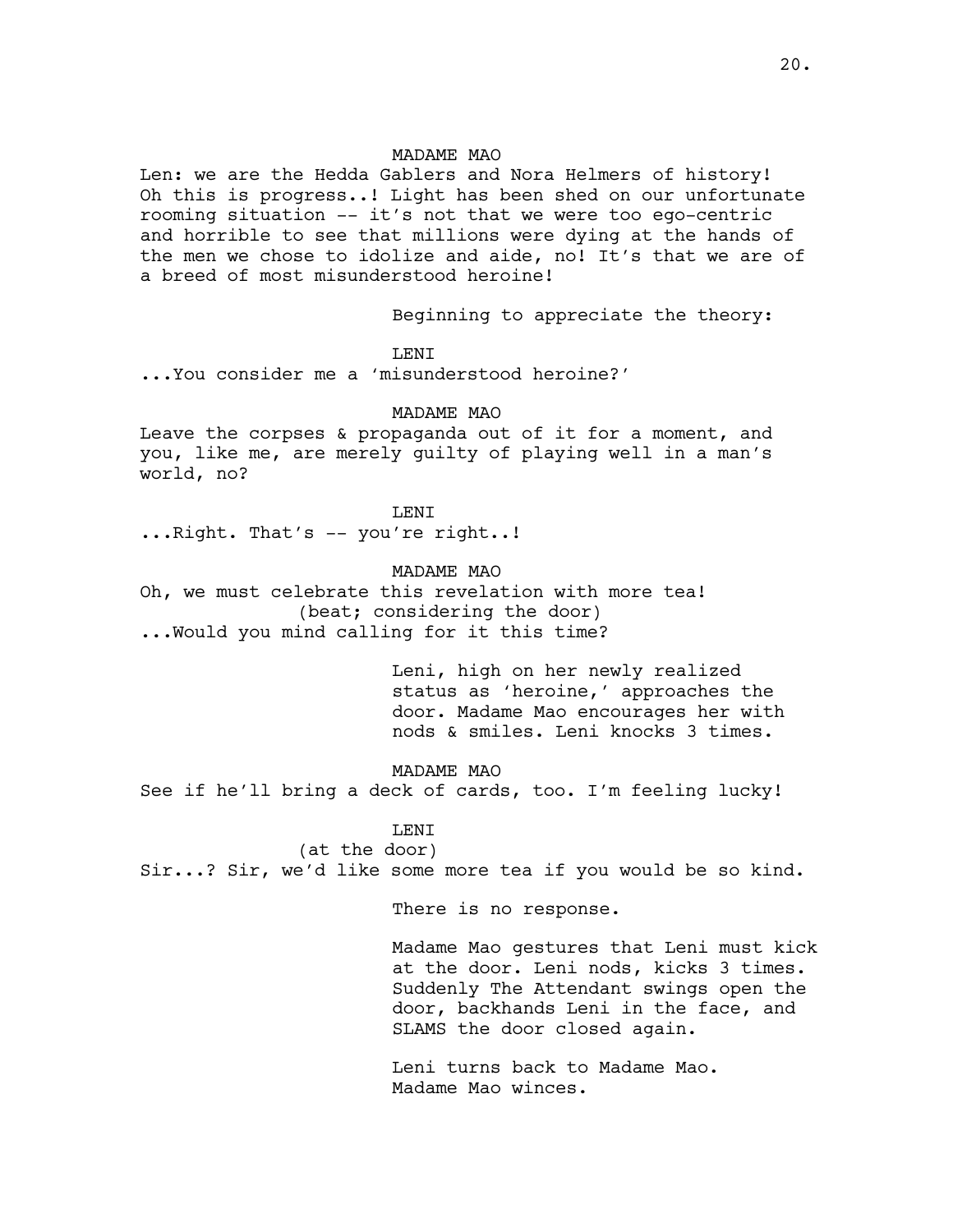MADAME MAO

Len: we are the Hedda Gablers and Nora Helmers of history! Oh this is progress..! Light has been shed on our unfortunate rooming situation -- it's not that we were too ego-centric and horrible to see that millions were dying at the hands of the men we chose to idolize and aide, no! It's that we are of a breed of most misunderstood heroine!

Beginning to appreciate the theory:

LENI

...You consider me a 'misunderstood heroine?'

MADAME MAO

Leave the corpses & propaganda out of it for a moment, and you, like me, are merely guilty of playing well in a man's world, no?

LENI

...Right. That's -- you're right..!

MADAME MAO

Oh, we must celebrate this revelation with more tea!
(beat; considering the door)
...Would you mind calling for it this time?

Leni, high on her newly realized status as 'heroine,' approaches the door. Madame Mao encourages her with nods & smiles. Leni knocks 3 times.

MADAME MAO

See if he'll bring a deck of cards, too. I'm feeling lucky!

LENI
(at the door)

Sir...? Sir, we'd like some more tea if you would be so kind.

There is no response.

Madame Mao gestures that Leni must kick at the door. Leni nods, kicks 3 times. Suddenly The Attendant swings open the door, backhands Leni in the face, and SLAMS the door closed again.

Leni turns back to Madame Mao. Madame Mao winces.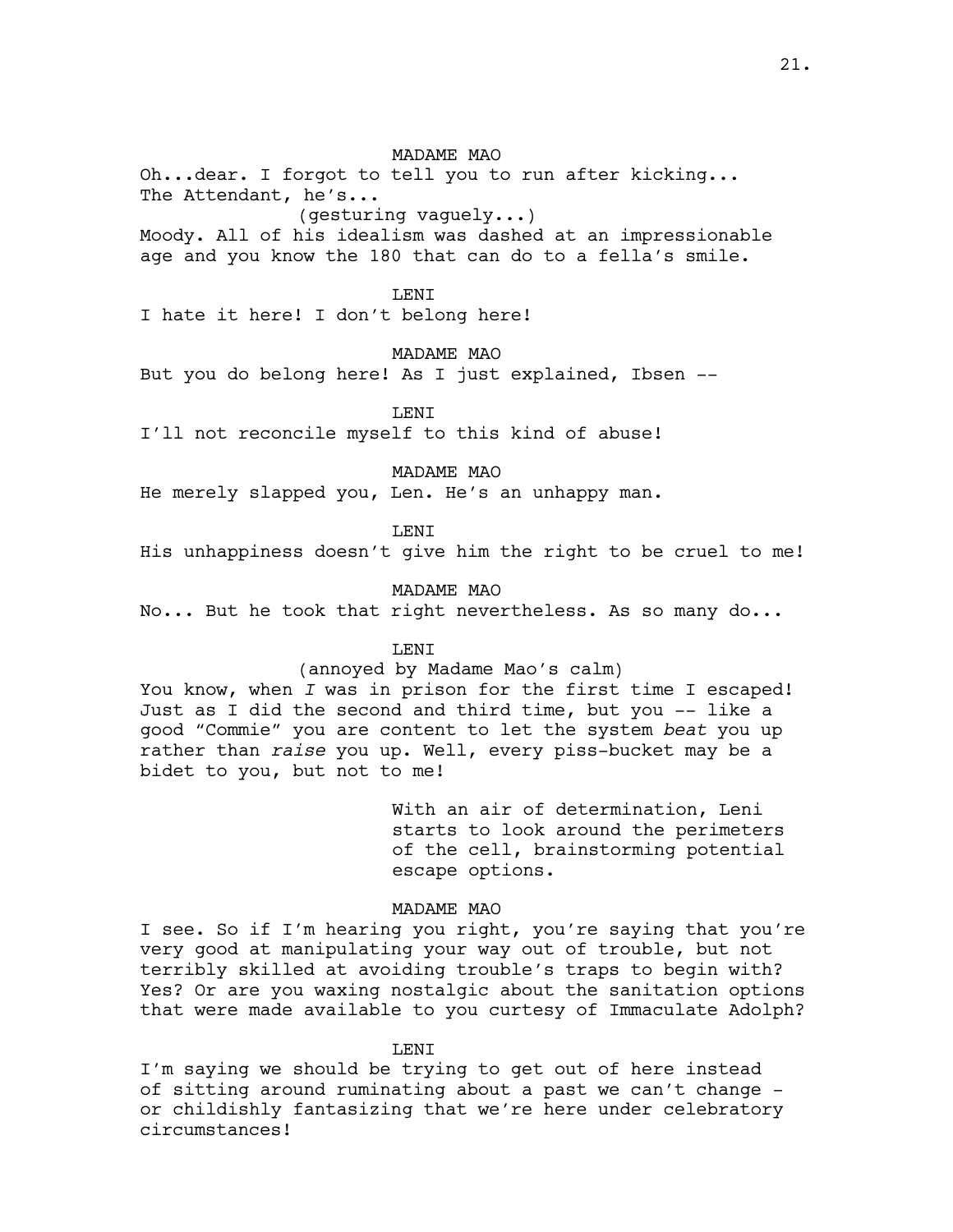MADAME MAO

Oh...dear. I forgot to tell you to run after kicking... The Attendant, he's...

(gesturing vaguely...)

Moody. All of his idealism was dashed at an impressionable age and you know the 180 that can do to a fella's smile.

LENI

I hate it here! I don't belong here!

MADAME MAO

But you do belong here! As I just explained, Ibsen --

LENI

I'll not reconcile myself to this kind of abuse!

MADAME MAO

He merely slapped you, Len. He's an unhappy man.

LENI

His unhappiness doesn't give him the right to be cruel to me!

MADAME MAO

No... But he took that right nevertheless. As so many do...

LENI

(annoyed by Madame Mao's calm)

You know, when *I* was in prison for the first time I escaped! Just as I did the second and third time, but you -- like a good "Commie" you are content to let the system *beat* you up rather than *raise* you up. Well, every piss-bucket may be a bidet to you, but not to me!

With an air of determination, Leni starts to look around the perimeters of the cell, brainstorming potential escape options.

MADAME MAO

I see. So if I'm hearing you right, you're saying that you're very good at manipulating your way out of trouble, but not terribly skilled at avoiding trouble's traps to begin with? Yes? Or are you waxing nostalgic about the sanitation options that were made available to you curtesy of Immaculate Adolph?

LENI

I'm saying we should be trying to get out of here instead of sitting around ruminating about a past we can't change - or childishly fantasizing that we're here under celebratory circumstances!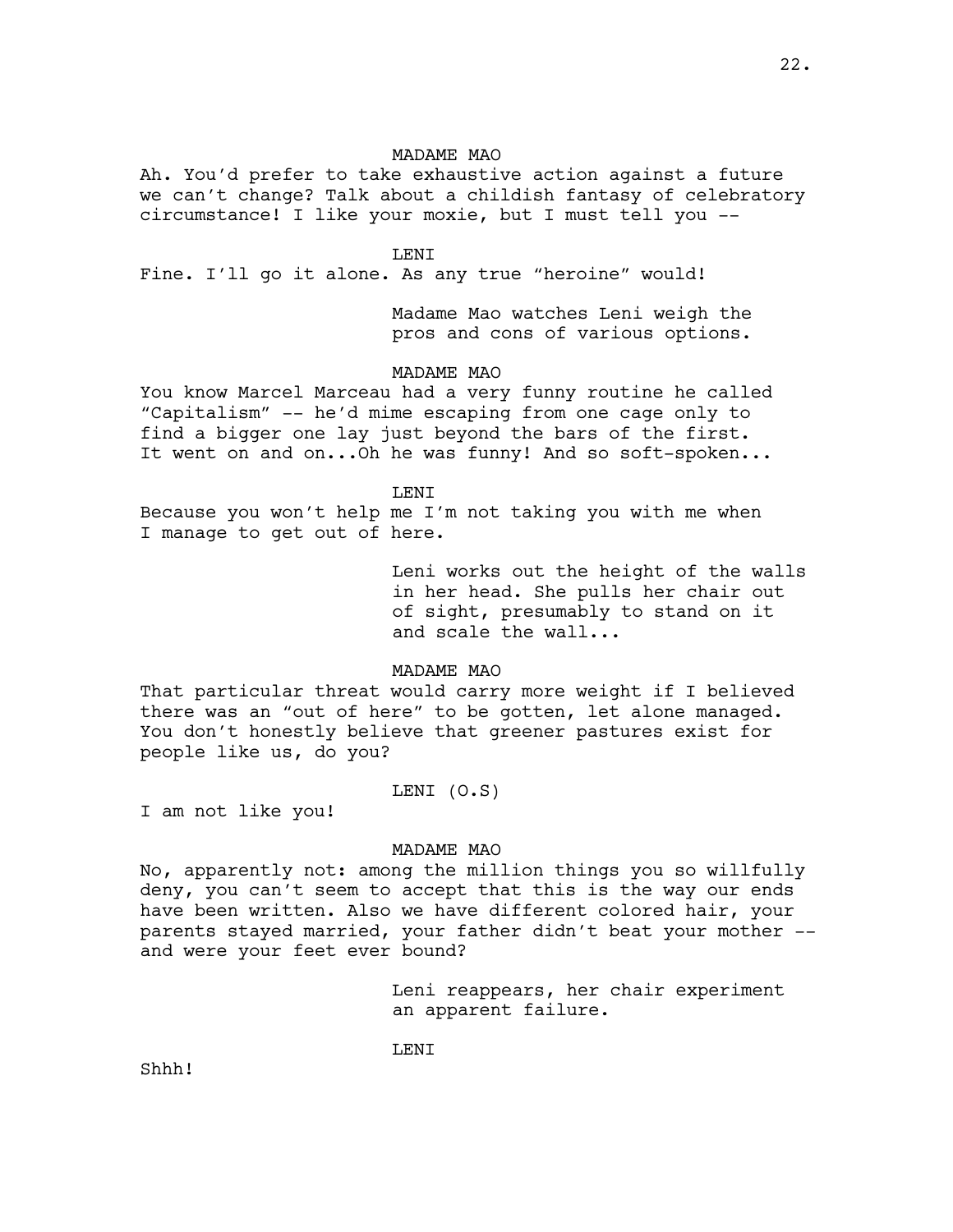MADAME MAO

Ah. You'd prefer to take exhaustive action against a future we can't change? Talk about a childish fantasy of celebratory circumstance! I like your moxie, but I must tell you --

LENI

Fine. I'll go it alone. As any true "heroine" would!

Madame Mao watches Leni weigh the pros and cons of various options.

MADAME MAO

You know Marcel Marceau had a very funny routine he called "Capitalism" -- he'd mime escaping from one cage only to find a bigger one lay just beyond the bars of the first. It went on and on...Oh he was funny! And so soft-spoken...

LENI

Because you won't help me I'm not taking you with me when I manage to get out of here.

Leni works out the height of the walls in her head. She pulls her chair out of sight, presumably to stand on it and scale the wall...

MADAME MAO

That particular threat would carry more weight if I believed there was an "out of here" to be gotten, let alone managed. You don't honestly believe that greener pastures exist for people like us, do you?

LENI (O.S)

I am not like you!

MADAME MAO

No, apparently not: among the million things you so willfully deny, you can't seem to accept that this is the way our ends have been written. Also we have different colored hair, your parents stayed married, your father didn't beat your mother -- and were your feet ever bound?

Leni reappears, her chair experiment an apparent failure.

LENI

Shhh!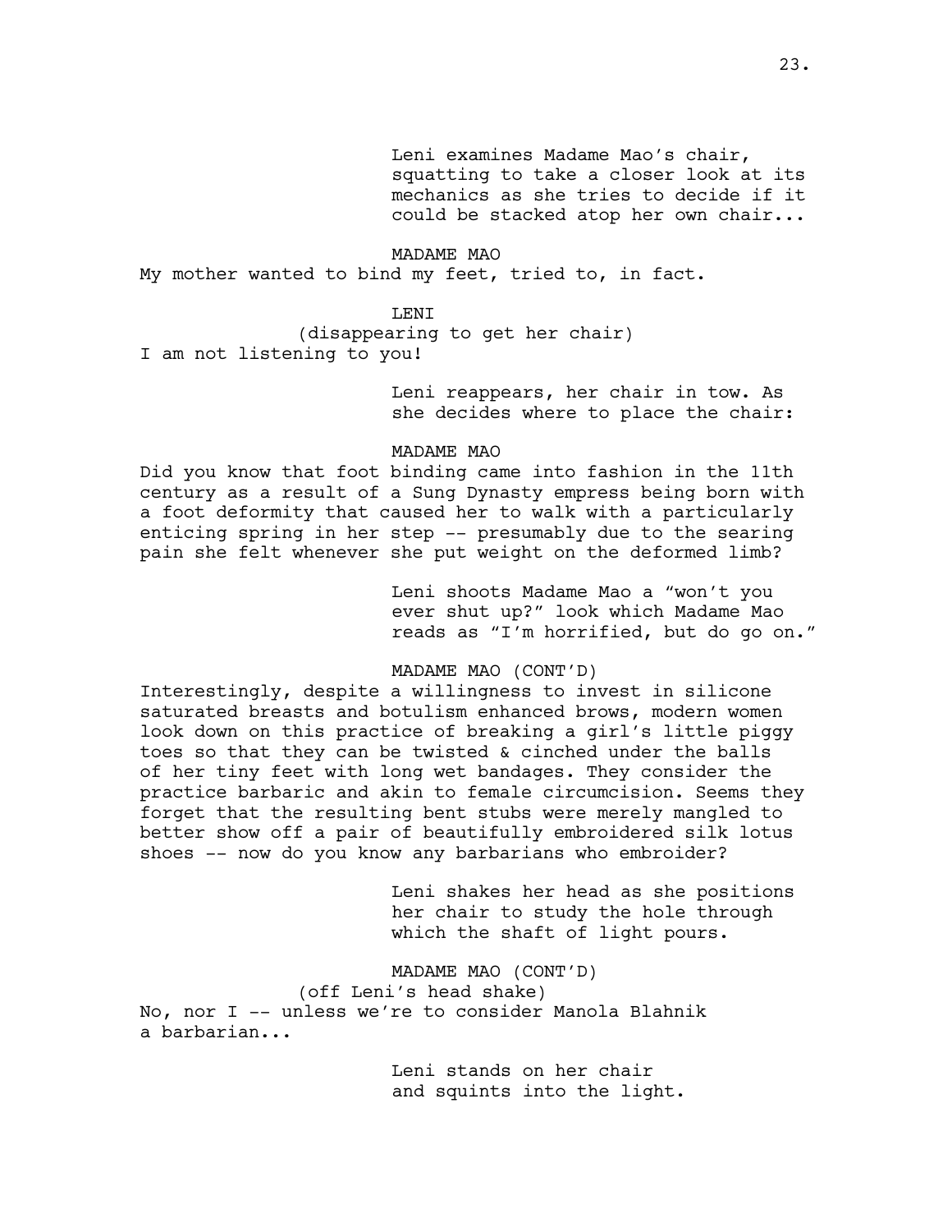Leni examines Madame Mao's chair, squatting to take a closer look at its mechanics as she tries to decide if it could be stacked atop her own chair...

MADAME MAO

My mother wanted to bind my feet, tried to, in fact.

LENI

(disappearing to get her chair)

I am not listening to you!

Leni reappears, her chair in tow. As she decides where to place the chair:

MADAME MAO

Did you know that foot binding came into fashion in the 11th century as a result of a Sung Dynasty empress being born with a foot deformity that caused her to walk with a particularly enticing spring in her step -- presumably due to the searing pain she felt whenever she put weight on the deformed limb?

Leni shoots Madame Mao a "won't you ever shut up?" look which Madame Mao reads as "I'm horrified, but do go on."

MADAME MAO (CONT'D)

Interestingly, despite a willingness to invest in silicone saturated breasts and botulism enhanced brows, modern women look down on this practice of breaking a girl's little piggy toes so that they can be twisted & cinched under the balls of her tiny feet with long wet bandages. They consider the practice barbaric and akin to female circumcision. Seems they forget that the resulting bent stubs were merely mangled to better show off a pair of beautifully embroidered silk lotus shoes -- now do you know any barbarians who embroider?

Leni shakes her head as she positions her chair to study the hole through which the shaft of light pours.

MADAME MAO (CONT'D)

(off Leni's head shake)

No, nor I -- unless we're to consider Manola Blahnik a barbarian...

Leni stands on her chair and squints into the light.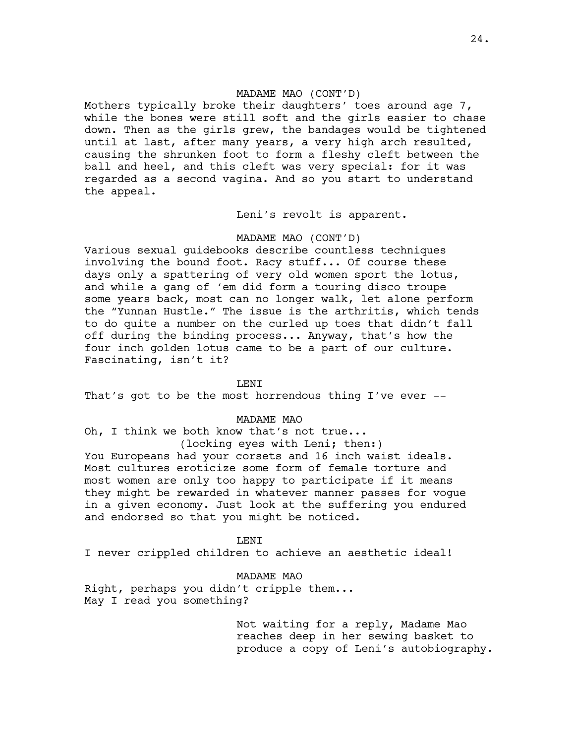MADAME MAO (CONT'D)

Mothers typically broke their daughters' toes around age 7, while the bones were still soft and the girls easier to chase down. Then as the girls grew, the bandages would be tightened until at last, after many years, a very high arch resulted, causing the shrunken foot to form a fleshy cleft between the ball and heel, and this cleft was very special: for it was regarded as a second vagina. And so you start to understand the appeal.

Leni's revolt is apparent.

MADAME MAO (CONT'D)

Various sexual guidebooks describe countless techniques involving the bound foot. Racy stuff... Of course these days only a spattering of very old women sport the lotus, and while a gang of 'em did form a touring disco troupe some years back, most can no longer walk, let alone perform the "Yunnan Hustle." The issue is the arthritis, which tends to do quite a number on the curled up toes that didn't fall off during the binding process... Anyway, that's how the four inch golden lotus came to be a part of our culture. Fascinating, isn't it?

LENI

That's got to be the most horrendous thing I've ever --

MADAME MAO

Oh, I think we both know that's not true...

(locking eyes with Leni; then:)

You Europeans had your corsets and 16 inch waist ideals. Most cultures eroticize some form of female torture and most women are only too happy to participate if it means they might be rewarded in whatever manner passes for vogue in a given economy. Just look at the suffering you endured and endorsed so that you might be noticed.

LENI

I never crippled children to achieve an aesthetic ideal!

MADAME MAO

Right, perhaps you didn't cripple them...
May I read you something?

Not waiting for a reply, Madame Mao reaches deep in her sewing basket to produce a copy of Leni's autobiography.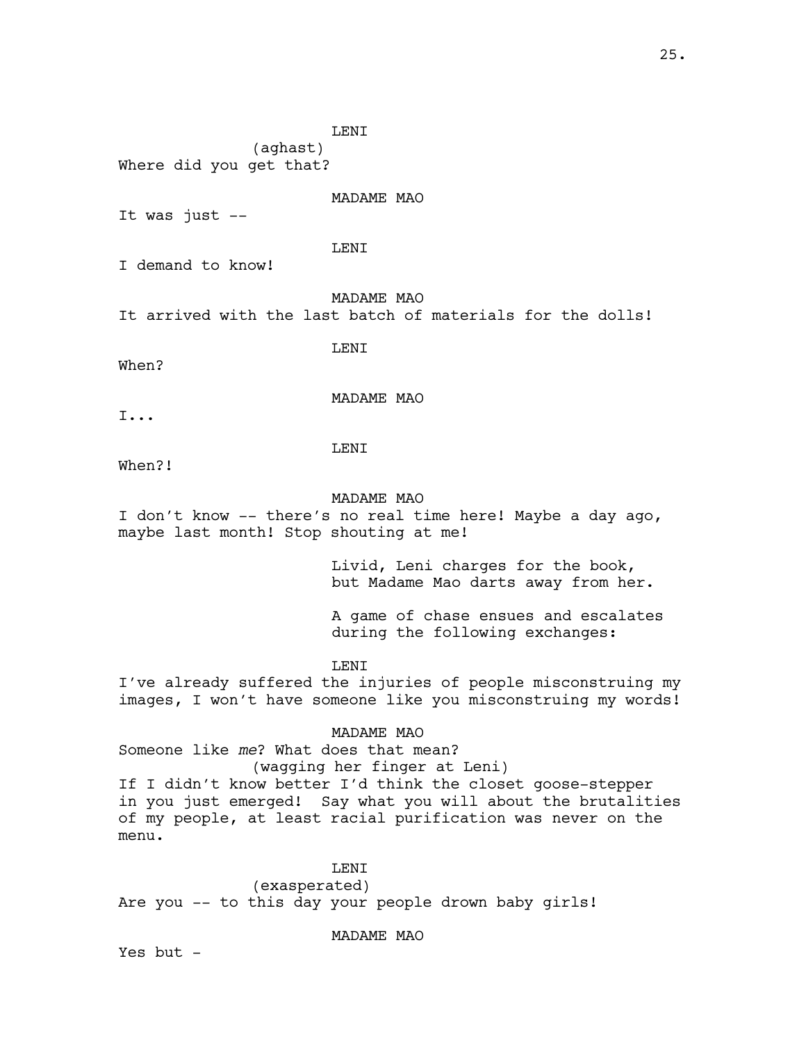LENI

(aghast)

Where did you get that?

MADAME MAO

It was just --

LENI

I demand to know!

MADAME MAO

It arrived with the last batch of materials for the dolls!

LENI

When?

MADAME MAO

I...

LENI

When?!

MADAME MAO

I don't know -- there's no real time here! Maybe a day ago, maybe last month! Stop shouting at me!

Livid, Leni charges for the book, but Madame Mao darts away from her.

A game of chase ensues and escalates during the following exchanges:

LENI

I've already suffered the injuries of people misconstruing my images, I won't have someone like you misconstruing my words!

MADAME MAO

Someone like *me*? What does that mean?

(wagging her finger at Leni)

If I didn't know better I'd think the closet goose-stepper in you just emerged! Say what you will about the brutalities of my people, at least racial purification was never on the menu.

LENI

(exasperated)

Are you -- to this day your people drown baby girls!

MADAME MAO

Yes but -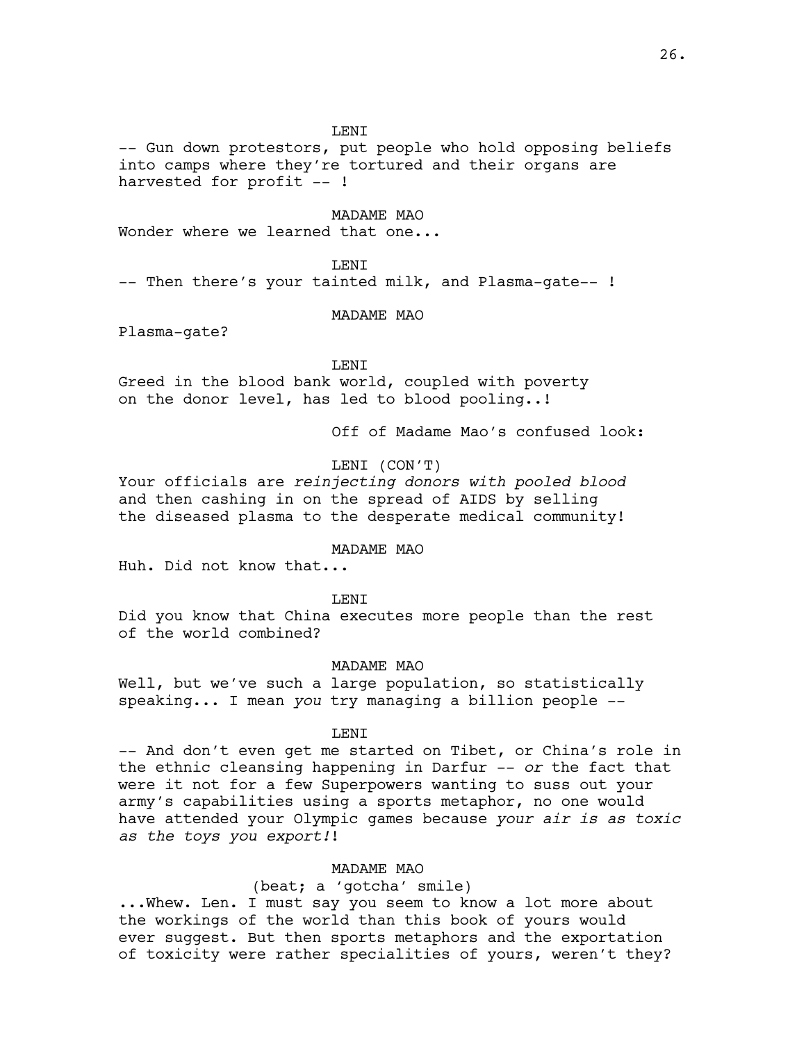LENI

-- Gun down protestors, put people who hold opposing beliefs into camps where they're tortured and their organs are harvested for profit -- !

MADAME MAO

Wonder where we learned that one...

LENI

-- Then there's your tainted milk, and Plasma-gate-- !

MADAME MAO

Plasma-gate?

LENI

Greed in the blood bank world, coupled with poverty on the donor level, has led to blood pooling..!

Off of Madame Mao's confused look:

LENI (CON'T)

Your officials are *reinjecting donors with pooled blood* and then cashing in on the spread of AIDS by selling the diseased plasma to the desperate medical community!

MADAME MAO

Huh. Did not know that...

LENI

Did you know that China executes more people than the rest of the world combined?

MADAME MAO

Well, but we've such a large population, so statistically speaking... I mean *you* try managing a billion people --

LENI

-- And don't even get me started on Tibet, or China's role in the ethnic cleansing happening in Darfur -- *or* the fact that were it not for a few Superpowers wanting to suss out your army's capabilities using a sports metaphor, no one would have attended your Olympic games because *your air is as toxic as the toys you export!*!

MADAME MAO

(beat; a 'gotcha' smile)

...Whew. Len. I must say you seem to know a lot more about the workings of the world than this book of yours would ever suggest. But then sports metaphors and the exportation of toxicity were rather specialities of yours, weren't they?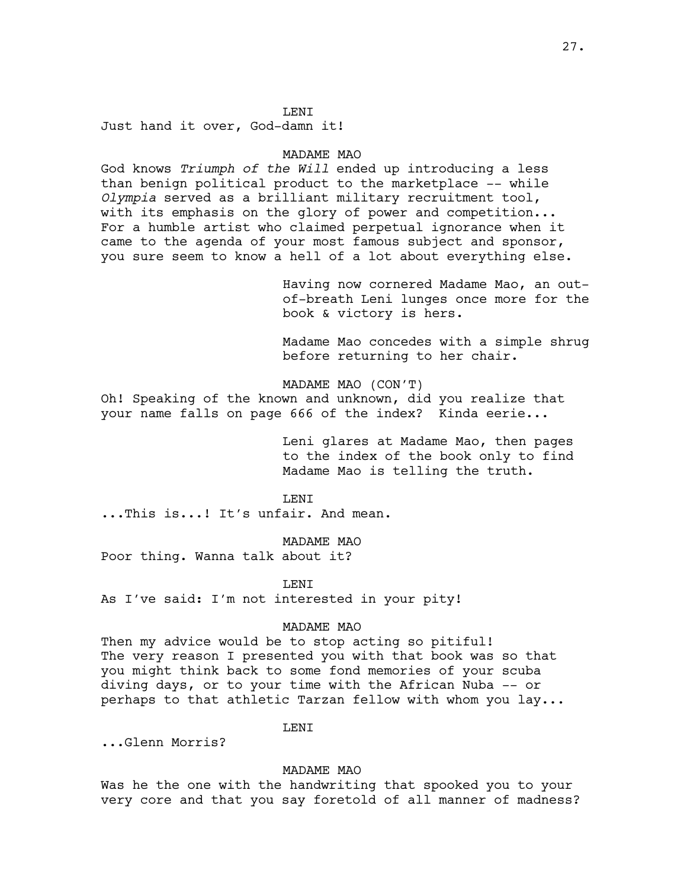LENI

Just hand it over, God-damn it!

MADAME MAO

God knows *Triumph of the Will* ended up introducing a less than benign political product to the marketplace -- while *Olympia* served as a brilliant military recruitment tool, with its emphasis on the glory of power and competition... For a humble artist who claimed perpetual ignorance when it came to the agenda of your most famous subject and sponsor, you sure seem to know a hell of a lot about everything else.

Having now cornered Madame Mao, an out-of-breath Leni lunges once more for the book & victory is hers.

Madame Mao concedes with a simple shrug before returning to her chair.

MADAME MAO (CON'T)

Oh! Speaking of the known and unknown, did you realize that your name falls on page 666 of the index? Kinda eerie...

Leni glares at Madame Mao, then pages to the index of the book only to find Madame Mao is telling the truth.

LENI

...This is...! It's unfair. And mean.

MADAME MAO

Poor thing. Wanna talk about it?

LENI

As I've said: I'm not interested in your pity!

MADAME MAO

Then my advice would be to stop acting so pitiful! The very reason I presented you with that book was so that you might think back to some fond memories of your scuba diving days, or to your time with the African Nuba -- or perhaps to that athletic Tarzan fellow with whom you lay...

LENI

...Glenn Morris?

MADAME MAO

Was he the one with the handwriting that spooked you to your very core and that you say foretold of all manner of madness?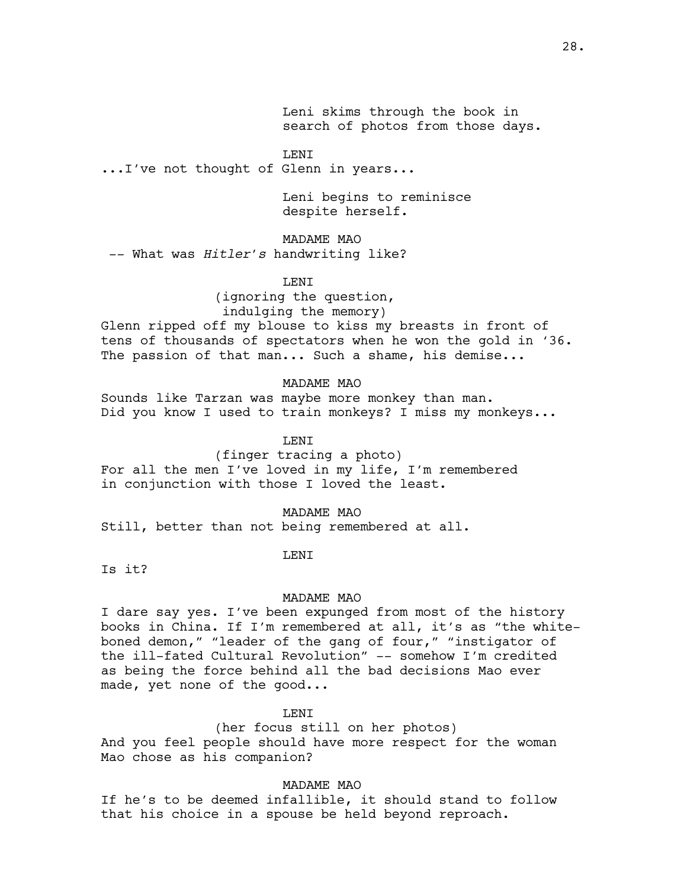Leni skims through the book in search of photos from those days.

LENI

...I've not thought of Glenn in years...

Leni begins to reminisce despite herself.

MADAME MAO

-- What was *Hitler's* handwriting like?

LENI

(ignoring the question, indulging the memory)

Glenn ripped off my blouse to kiss my breasts in front of tens of thousands of spectators when he won the gold in '36. The passion of that man... Such a shame, his demise...

MADAME MAO

Sounds like Tarzan was maybe more monkey than man. Did you know I used to train monkeys? I miss my monkeys...

LENI

(finger tracing a photo)

For all the men I've loved in my life, I'm remembered in conjunction with those I loved the least.

MADAME MAO

Still, better than not being remembered at all.

LENI

Is it?

MADAME MAO

I dare say yes. I've been expunged from most of the history books in China. If I'm remembered at all, it's as "the white-boned demon," "leader of the gang of four," "instigator of the ill-fated Cultural Revolution" -- somehow I'm credited as being the force behind all the bad decisions Mao ever made, yet none of the good...

LENI

(her focus still on her photos)

And you feel people should have more respect for the woman Mao chose as his companion?

MADAME MAO

If he's to be deemed infallible, it should stand to follow that his choice in a spouse be held beyond reproach.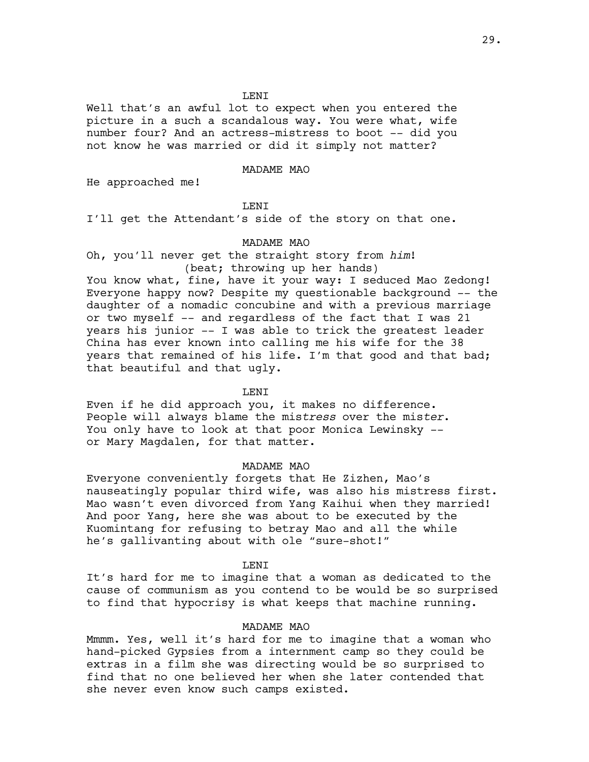LENI

Well that's an awful lot to expect when you entered the picture in a such a scandalous way. You were what, wife number four? And an actress-mistress to boot -- did you not know he was married or did it simply not matter?

MADAME MAO

He approached me!

LENI

I'll get the Attendant's side of the story on that one.

MADAME MAO

Oh, you'll never get the straight story from *him*!

(beat; throwing up her hands)

You know what, fine, have it your way: I seduced Mao Zedong! Everyone happy now? Despite my questionable background -- the daughter of a nomadic concubine and with a previous marriage or two myself -- and regardless of the fact that I was 21 years his junior -- I was able to trick the greatest leader China has ever known into calling me his wife for the 38 years that remained of his life. I'm that good and that bad; that beautiful and that ugly.

LENI

Even if he did approach you, it makes no difference. People will always blame the mis*tress* over the mis*ter*. You only have to look at that poor Monica Lewinsky -- or Mary Magdalen, for that matter.

MADAME MAO

Everyone conveniently forgets that He Zizhen, Mao's nauseatingly popular third wife, was also his mistress first. Mao wasn't even divorced from Yang Kaihui when they married! And poor Yang, here she was about to be executed by the Kuomintang for refusing to betray Mao and all the while he's gallivanting about with ole "sure-shot!"

LENI

It's hard for me to imagine that a woman as dedicated to the cause of communism as you contend to be would be so surprised to find that hypocrisy is what keeps that machine running.

MADAME MAO

Mmmm. Yes, well it's hard for me to imagine that a woman who hand-picked Gypsies from a internment camp so they could be extras in a film she was directing would be so surprised to find that no one believed her when she later contended that she never even know such camps existed.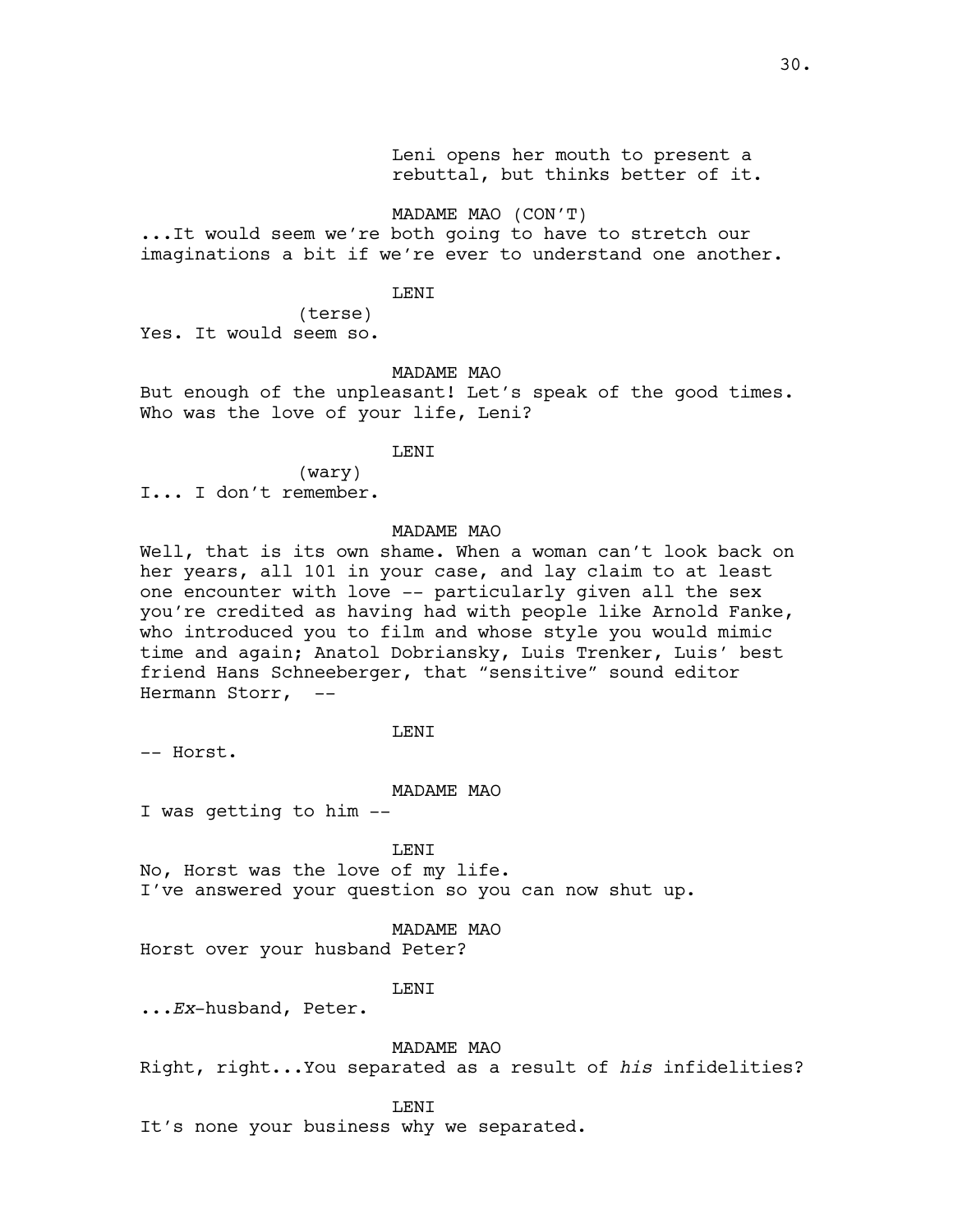Leni opens her mouth to present a rebuttal, but thinks better of it.

MADAME MAO (CON'T)
...It would seem we're both going to have to stretch our imaginations a bit if we're ever to understand one another.

LENI
(terse)
Yes. It would seem so.

MADAME MAO
But enough of the unpleasant! Let's speak of the good times. Who was the love of your life, Leni?

LENI
(wary)
I... I don't remember.

MADAME MAO
Well, that is its own shame. When a woman can't look back on her years, all 101 in your case, and lay claim to at least one encounter with love -- particularly given all the sex you're credited as having had with people like Arnold Fanke, who introduced you to film and whose style you would mimic time and again; Anatol Dobriansky, Luis Trenker, Luis' best friend Hans Schneeberger, that "sensitive" sound editor Hermann Storr, --

LENI
-- Horst.

MADAME MAO
I was getting to him --

LENI
No, Horst was the love of my life.
I've answered your question so you can now shut up.

MADAME MAO
Horst over your husband Peter?

LENI
...*Ex*-husband, Peter.

MADAME MAO
Right, right...You separated as a result of *his* infidelities?

LENI
It's none your business why we separated.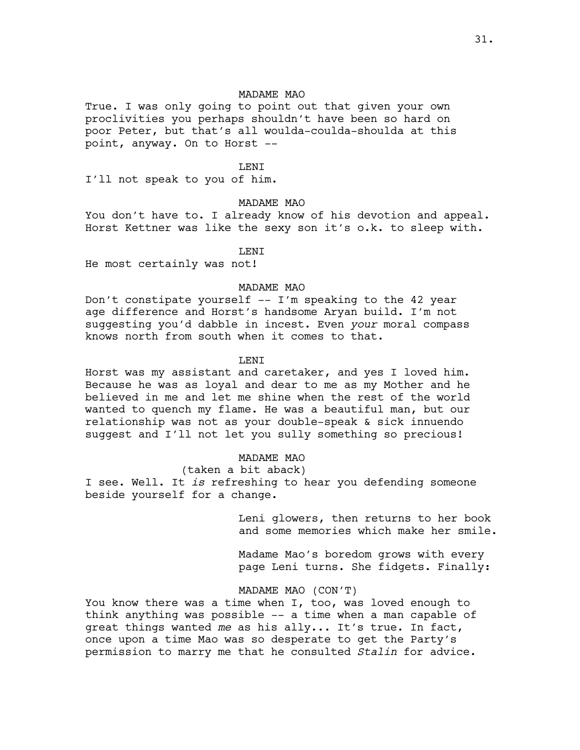MADAME MAO

True. I was only going to point out that given your own proclivities you perhaps shouldn't have been so hard on poor Peter, but that's all woulda-coulda-shoulda at this point, anyway. On to Horst --

LENI

I'll not speak to you of him.

MADAME MAO

You don't have to. I already know of his devotion and appeal. Horst Kettner was like the sexy son it's o.k. to sleep with.

LENI

He most certainly was not!

MADAME MAO

Don't constipate yourself -- I'm speaking to the 42 year age difference and Horst's handsome Aryan build. I'm not suggesting you'd dabble in incest. Even *your* moral compass knows north from south when it comes to that.

LENI

Horst was my assistant and caretaker, and yes I loved him. Because he was as loyal and dear to me as my Mother and he believed in me and let me shine when the rest of the world wanted to quench my flame. He was a beautiful man, but our relationship was not as your double-speak & sick innuendo suggest and I'll not let you sully something so precious!

MADAME MAO

(taken a bit aback)

I see. Well. It *is* refreshing to hear you defending someone beside yourself for a change.

Leni glowers, then returns to her book and some memories which make her smile.

Madame Mao's boredom grows with every page Leni turns. She fidgets. Finally:

MADAME MAO (CON'T)

You know there was a time when I, too, was loved enough to think anything was possible -- a time when a man capable of great things wanted *me* as his ally... It's true. In fact, once upon a time Mao was so desperate to get the Party's permission to marry me that he consulted *Stalin* for advice.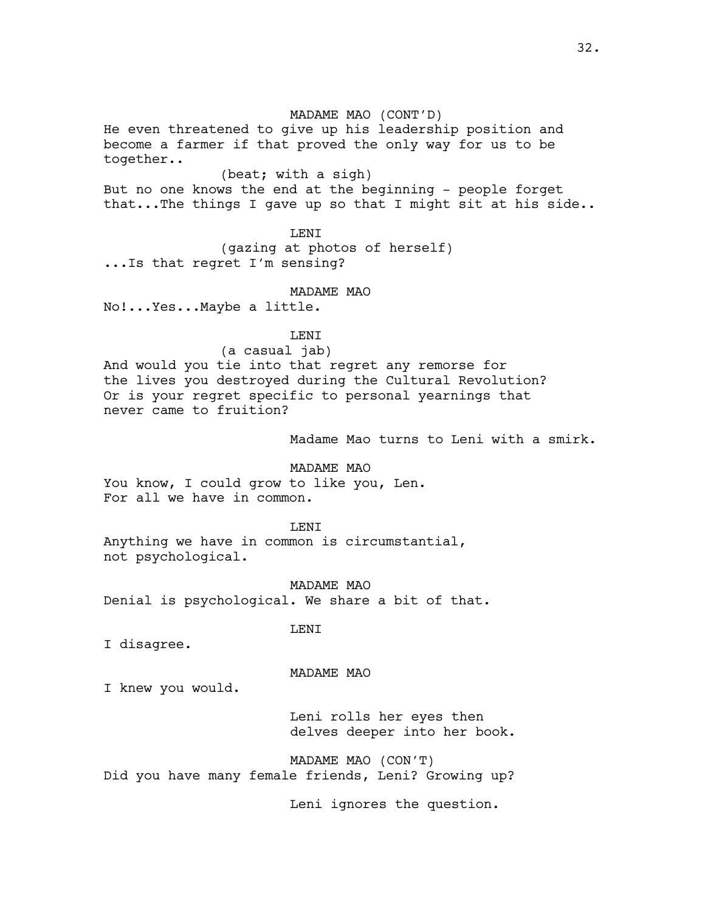MADAME MAO (CONT'D)

He even threatened to give up his leadership position and become a farmer if that proved the only way for us to be together..

(beat; with a sigh)

But no one knows the end at the beginning - people forget that...The things I gave up so that I might sit at his side..

LENI

(gazing at photos of herself)

...Is that regret I'm sensing?

MADAME MAO

No!...Yes...Maybe a little.

LENI

(a casual jab)

And would you tie into that regret any remorse for the lives you destroyed during the Cultural Revolution? Or is your regret specific to personal yearnings that never came to fruition?

Madame Mao turns to Leni with a smirk.

MADAME MAO

You know, I could grow to like you, Len. For all we have in common.

LENI

Anything we have in common is circumstantial, not psychological.

MADAME MAO

Denial is psychological. We share a bit of that.

LENI

I disagree.

MADAME MAO

I knew you would.

Leni rolls her eyes then delves deeper into her book.

MADAME MAO (CON'T)

Did you have many female friends, Leni? Growing up?

Leni ignores the question.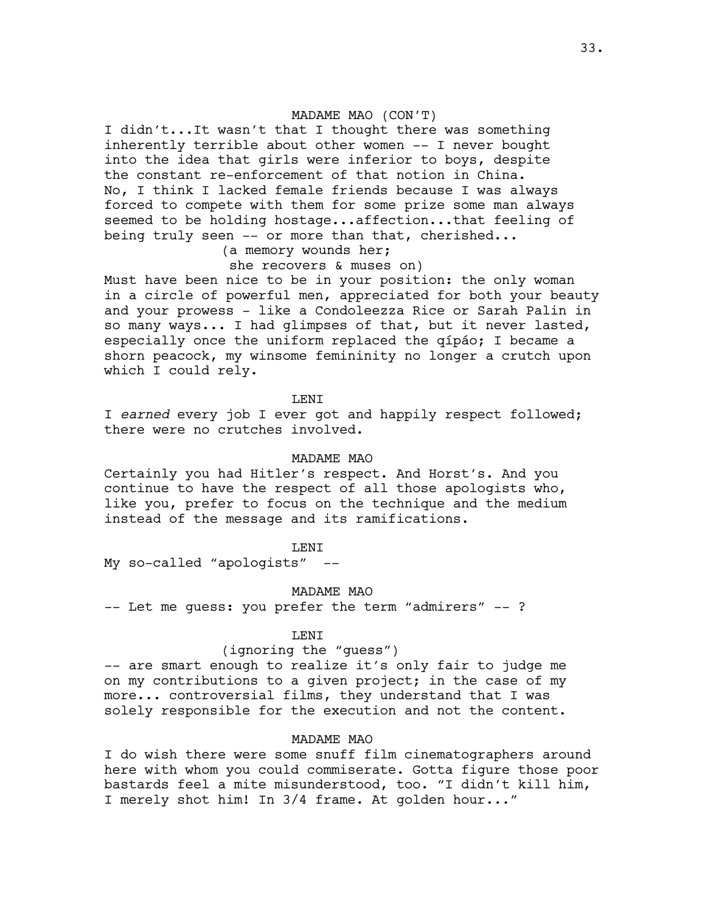MADAME MAO (CON'T)

I didn't...It wasn't that I thought there was something inherently terrible about other women -- I never bought into the idea that girls were inferior to boys, despite the constant re-enforcement of that notion in China. No, I think I lacked female friends because I was always forced to compete with them for some prize some man always seemed to be holding hostage...affection...that feeling of being truly seen -- or more than that, cherished...

(a memory wounds her; she recovers & muses on)

Must have been nice to be in your position: the only woman in a circle of powerful men, appreciated for both your beauty and your prowess - like a Condoleezza Rice or Sarah Palin in so many ways... I had glimpses of that, but it never lasted, especially once the uniform replaced the qípáo; I became a shorn peacock, my winsome femininity no longer a crutch upon which I could rely.

LENI

I *earned* every job I ever got and happily respect followed; there were no crutches involved.

MADAME MAO

Certainly you had Hitler's respect. And Horst's. And you continue to have the respect of all those apologists who, like you, prefer to focus on the technique and the medium instead of the message and its ramifications.

LENI

My so-called "apologists" --

MADAME MAO

-- Let me guess: you prefer the term "admirers" -- ?

LENI

(ignoring the "guess")

-- are smart enough to realize it's only fair to judge me on my contributions to a given project; in the case of my more... controversial films, they understand that I was solely responsible for the execution and not the content.

MADAME MAO

I do wish there were some snuff film cinematographers around here with whom you could commiserate. Gotta figure those poor bastards feel a mite misunderstood, too. "I didn't kill him, I merely shot him! In 3/4 frame. At golden hour..."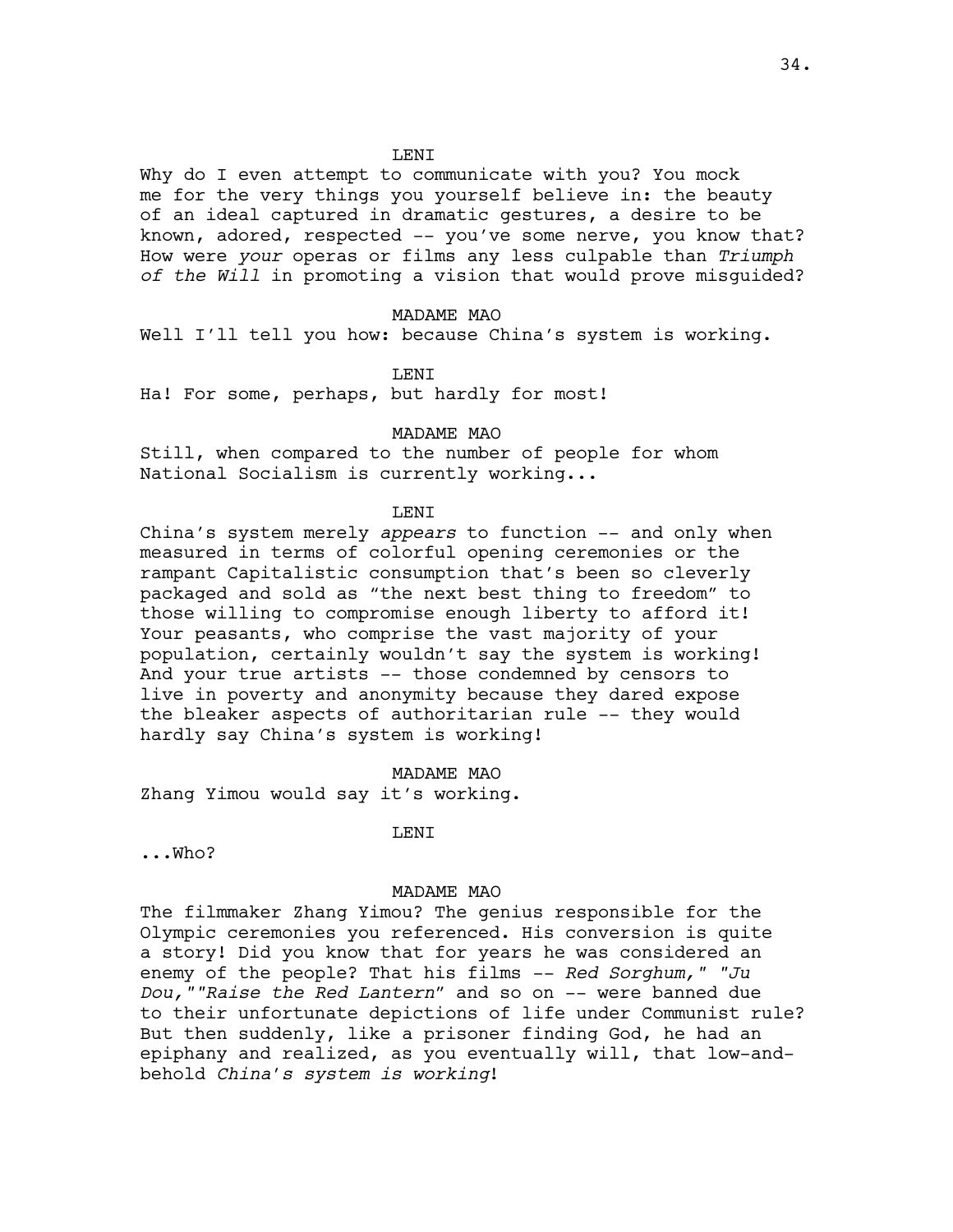LENI

Why do I even attempt to communicate with you? You mock me for the very things you yourself believe in: the beauty of an ideal captured in dramatic gestures, a desire to be known, adored, respected -- you've some nerve, you know that? How were *your* operas or films any less culpable than *Triumph of the Will* in promoting a vision that would prove misguided?

MADAME MAO

Well I'll tell you how: because China's system is working.

LENI

Ha! For some, perhaps, but hardly for most!

MADAME MAO

Still, when compared to the number of people for whom National Socialism is currently working...

LENI

China's system merely *appears* to function -- and only when measured in terms of colorful opening ceremonies or the rampant Capitalistic consumption that's been so cleverly packaged and sold as "the next best thing to freedom" to those willing to compromise enough liberty to afford it! Your peasants, who comprise the vast majority of your population, certainly wouldn't say the system is working! And your true artists -- those condemned by censors to live in poverty and anonymity because they dared expose the bleaker aspects of authoritarian rule -- they would hardly say China's system is working!

MADAME MAO

Zhang Yimou would say it's working.

LENI

...Who?

MADAME MAO

The filmmaker Zhang Yimou? The genius responsible for the Olympic ceremonies you referenced. His conversion is quite a story! Did you know that for years he was considered an enemy of the people? That his films -- *Red Sorghum,*" "*Ju Dou,*""*Raise the Red Lantern*" and so on -- were banned due to their unfortunate depictions of life under Communist rule? But then suddenly, like a prisoner finding God, he had an epiphany and realized, as you eventually will, that low-and-behold *China's system is working*!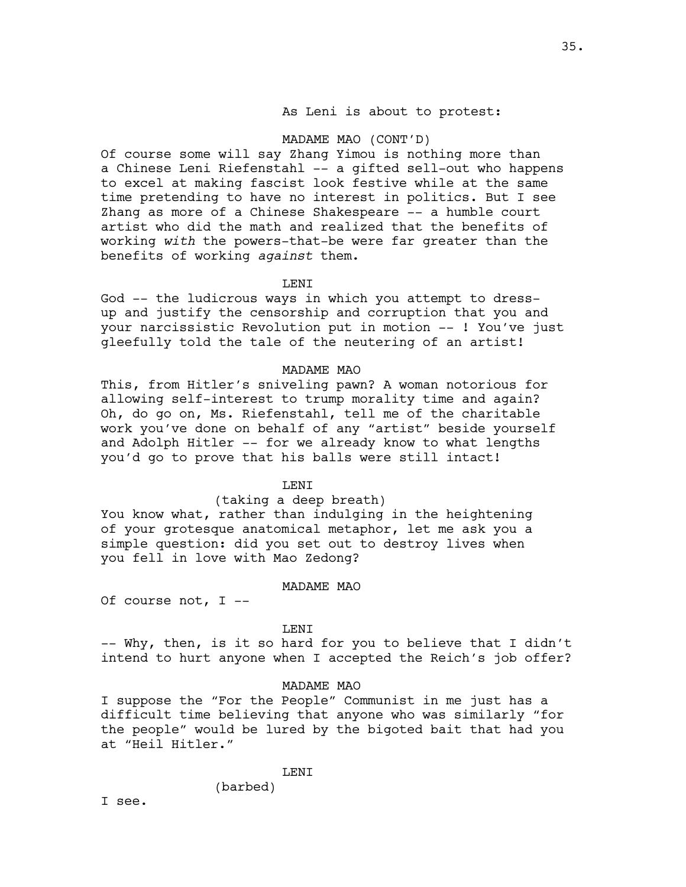As Leni is about to protest:

MADAME MAO (CONT'D)

Of course some will say Zhang Yimou is nothing more than a Chinese Leni Riefenstahl -- a gifted sell-out who happens to excel at making fascist look festive while at the same time pretending to have no interest in politics. But I see Zhang as more of a Chinese Shakespeare -- a humble court artist who did the math and realized that the benefits of working *with* the powers-that-be were far greater than the benefits of working *against* them.

LENI

God -- the ludicrous ways in which you attempt to dress-up and justify the censorship and corruption that you and your narcissistic Revolution put in motion -- ! You've just gleefully told the tale of the neutering of an artist!

MADAME MAO

This, from Hitler's sniveling pawn? A woman notorious for allowing self-interest to trump morality time and again? Oh, do go on, Ms. Riefenstahl, tell me of the charitable work you've done on behalf of any "artist" beside yourself and Adolph Hitler -- for we already know to what lengths you'd go to prove that his balls were still intact!

LENI

(taking a deep breath)

You know what, rather than indulging in the heightening of your grotesque anatomical metaphor, let me ask you a simple question: did you set out to destroy lives when you fell in love with Mao Zedong?

MADAME MAO

Of course not, I --

LENI

-- Why, then, is it so hard for you to believe that I didn't intend to hurt anyone when I accepted the Reich's job offer?

MADAME MAO

I suppose the "For the People" Communist in me just has a difficult time believing that anyone who was similarly "for the people" would be lured by the bigoted bait that had you at "Heil Hitler."

LENI

(barbed)

I see.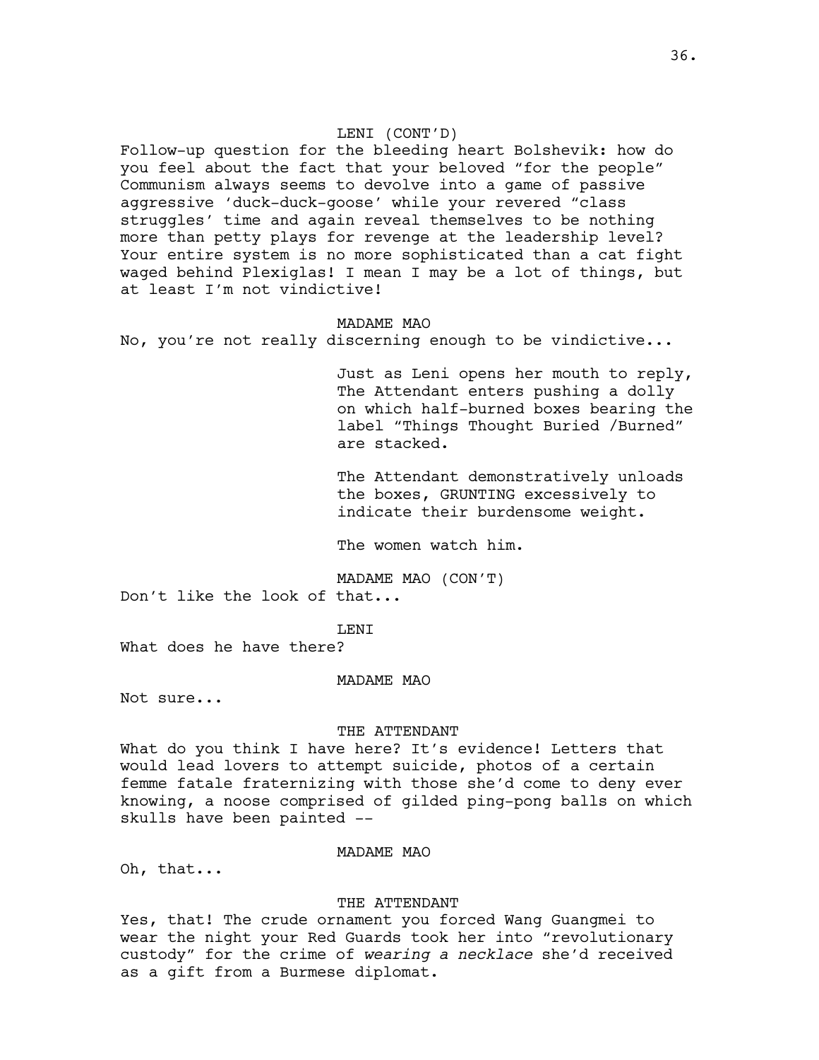LENI (CONT'D)

Follow-up question for the bleeding heart Bolshevik: how do you feel about the fact that your beloved "for the people" Communism always seems to devolve into a game of passive aggressive 'duck-duck-goose' while your revered "class struggles' time and again reveal themselves to be nothing more than petty plays for revenge at the leadership level? Your entire system is no more sophisticated than a cat fight waged behind Plexiglas! I mean I may be a lot of things, but at least I'm not vindictive!

MADAME MAO

No, you're not really discerning enough to be vindictive...

Just as Leni opens her mouth to reply, The Attendant enters pushing a dolly on which half-burned boxes bearing the label "Things Thought Buried /Burned" are stacked.

The Attendant demonstratively unloads the boxes, GRUNTING excessively to indicate their burdensome weight.

The women watch him.

MADAME MAO (CON'T)

Don't like the look of that...

LENI

What does he have there?

MADAME MAO

Not sure...

THE ATTENDANT

What do you think I have here? It's evidence! Letters that would lead lovers to attempt suicide, photos of a certain femme fatale fraternizing with those she'd come to deny ever knowing, a noose comprised of gilded ping-pong balls on which skulls have been painted --

MADAME MAO

Oh, that...

THE ATTENDANT

Yes, that! The crude ornament you forced Wang Guangmei to wear the night your Red Guards took her into "revolutionary custody" for the crime of *wearing a necklace* she'd received as a gift from a Burmese diplomat.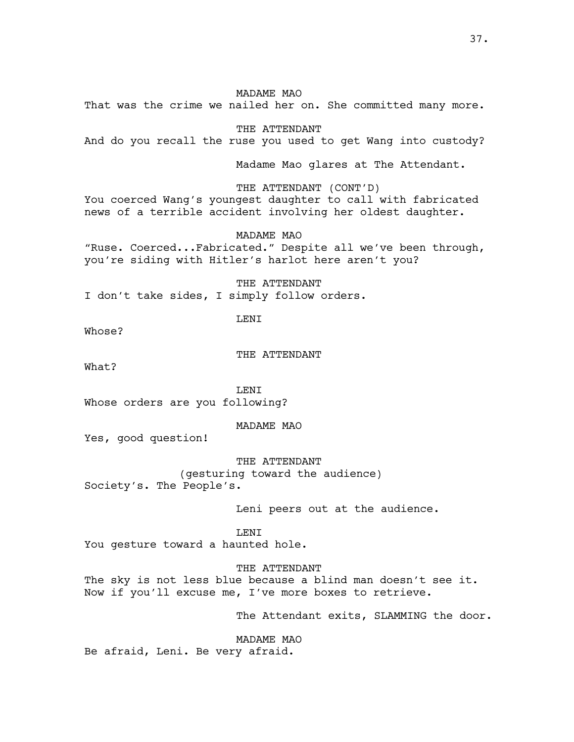MADAME MAO

That was the crime we nailed her on. She committed many more.

THE ATTENDANT

And do you recall the ruse you used to get Wang into custody?

Madame Mao glares at The Attendant.

THE ATTENDANT (CONT'D)

You coerced Wang's youngest daughter to call with fabricated news of a terrible accident involving her oldest daughter.

MADAME MAO

"Ruse. Coerced...Fabricated." Despite all we've been through, you're siding with Hitler's harlot here aren't you?

THE ATTENDANT

I don't take sides, I simply follow orders.

LENI

Whose?

THE ATTENDANT

What?

LENI

Whose orders are you following?

MADAME MAO

Yes, good question!

THE ATTENDANT

(gesturing toward the audience)

Society's. The People's.

Leni peers out at the audience.

LENI

You gesture toward a haunted hole.

THE ATTENDANT

The sky is not less blue because a blind man doesn't see it. Now if you'll excuse me, I've more boxes to retrieve.

The Attendant exits, SLAMMING the door.

MADAME MAO

Be afraid, Leni. Be very afraid.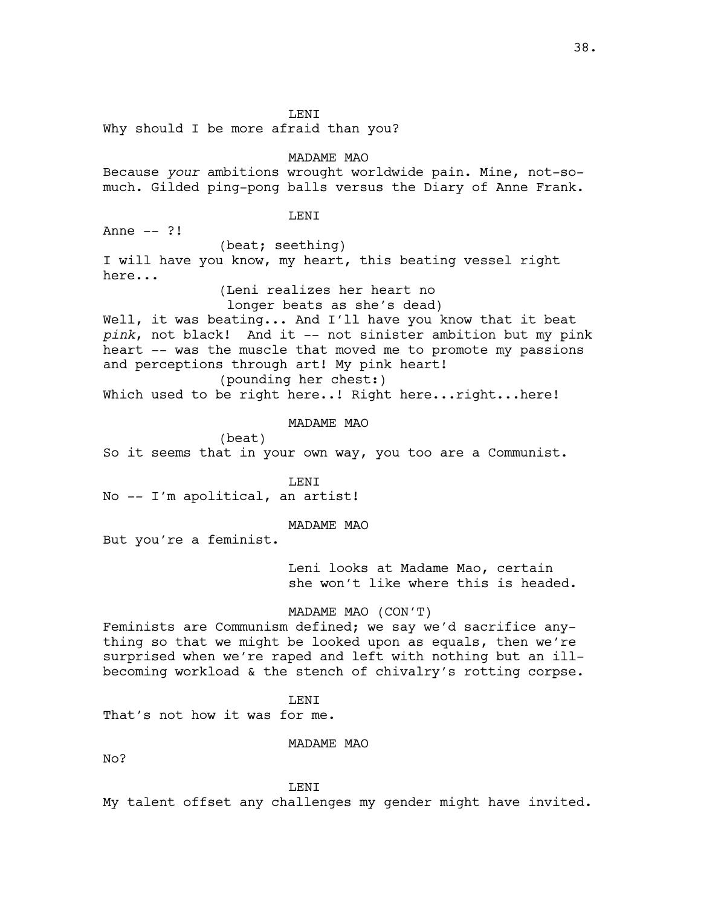LENI

Why should I be more afraid than you?

MADAME MAO

Because *your* ambitions wrought worldwide pain. Mine, not-so-much. Gilded ping-pong balls versus the Diary of Anne Frank.

LENI

Anne -- ?!

(beat; seething)

I will have you know, my heart, this beating vessel right here...

(Leni realizes her heart no longer beats as she's dead)

Well, it was beating... And I'll have you know that it beat *pink*, not black! And it -- not sinister ambition but my pink heart -- was the muscle that moved me to promote my passions and perceptions through art! My pink heart!

(pounding her chest:)

Which used to be right here..! Right here...right...here!

MADAME MAO

(beat)

So it seems that in your own way, you too are a Communist.

LENI

No -- I'm apolitical, an artist!

MADAME MAO

But you're a feminist.

Leni looks at Madame Mao, certain she won't like where this is headed.

MADAME MAO (CON'T)

Feminists are Communism defined; we say we'd sacrifice anything so that we might be looked upon as equals, then we're surprised when we're raped and left with nothing but an ill-becoming workload & the stench of chivalry's rotting corpse.

LENI

That's not how it was for me.

MADAME MAO

No?

LENI

My talent offset any challenges my gender might have invited.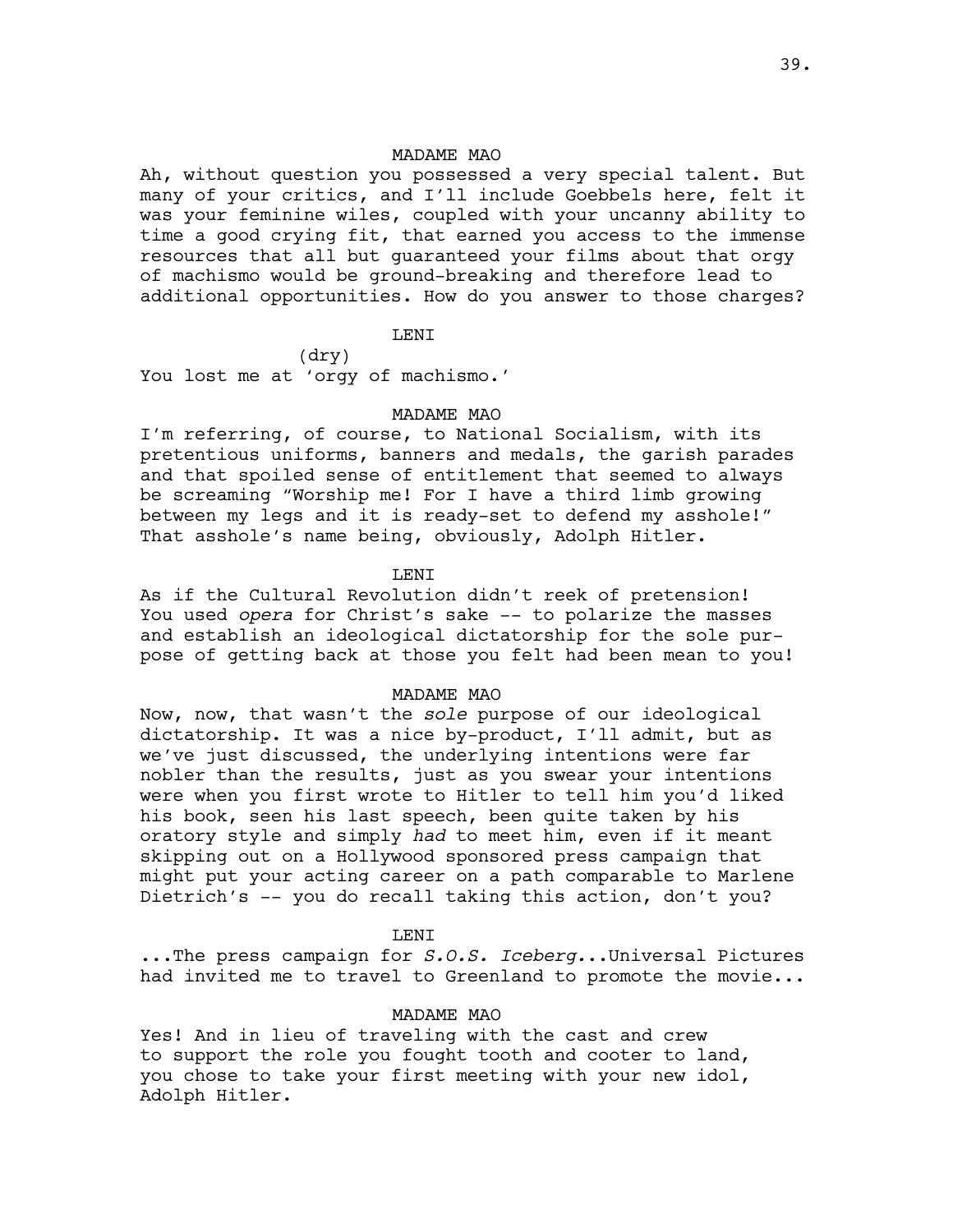MADAME MAO

Ah, without question you possessed a very special talent. But many of your critics, and I'll include Goebbels here, felt it was your feminine wiles, coupled with your uncanny ability to time a good crying fit, that earned you access to the immense resources that all but guaranteed your films about that orgy of machismo would be ground-breaking and therefore lead to additional opportunities. How do you answer to those charges?

LENI

(dry)

You lost me at 'orgy of machismo.'

MADAME MAO

I'm referring, of course, to National Socialism, with its pretentious uniforms, banners and medals, the garish parades and that spoiled sense of entitlement that seemed to always be screaming "Worship me! For I have a third limb growing between my legs and it is ready-set to defend my asshole!" That asshole's name being, obviously, Adolph Hitler.

LENI

As if the Cultural Revolution didn't reek of pretension! You used *opera* for Christ's sake -- to polarize the masses and establish an ideological dictatorship for the sole purpose of getting back at those you felt had been mean to you!

MADAME MAO

Now, now, that wasn't the *sole* purpose of our ideological dictatorship. It was a nice by-product, I'll admit, but as we've just discussed, the underlying intentions were far nobler than the results, just as you swear your intentions were when you first wrote to Hitler to tell him you'd liked his book, seen his last speech, been quite taken by his oratory style and simply *had* to meet him, even if it meant skipping out on a Hollywood sponsored press campaign that might put your acting career on a path comparable to Marlene Dietrich's -- you do recall taking this action, don't you?

LENI

...The press campaign for *S.O.S. Iceberg*...Universal Pictures had invited me to travel to Greenland to promote the movie...

MADAME MAO

Yes! And in lieu of traveling with the cast and crew to support the role you fought tooth and cooter to land, you chose to take your first meeting with your new idol, Adolph Hitler.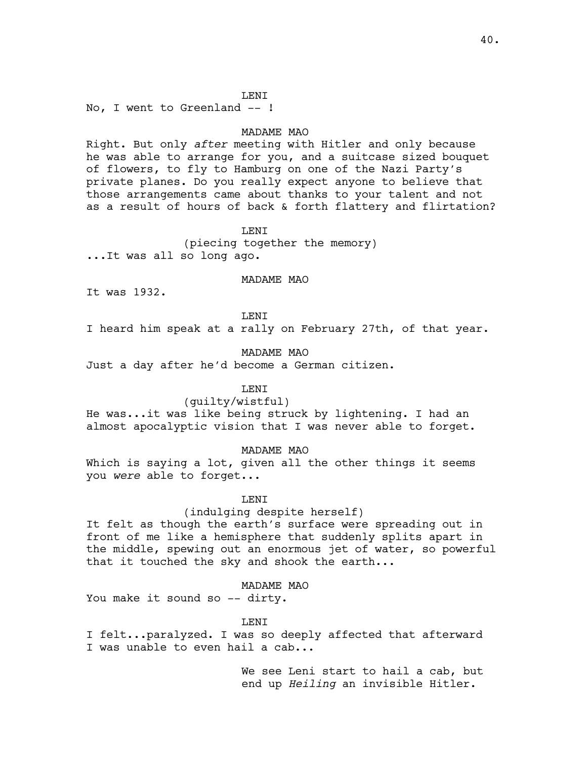LENI

No, I went to Greenland -- !

MADAME MAO

Right. But only *after* meeting with Hitler and only because he was able to arrange for you, and a suitcase sized bouquet of flowers, to fly to Hamburg on one of the Nazi Party's private planes. Do you really expect anyone to believe that those arrangements came about thanks to your talent and not as a result of hours of back & forth flattery and flirtation?

LENI

(piecing together the memory)

...It was all so long ago.

MADAME MAO

It was 1932.

LENI

I heard him speak at a rally on February 27th, of that year.

MADAME MAO

Just a day after he'd become a German citizen.

LENI

(guilty/wistful)

He was...it was like being struck by lightening. I had an almost apocalyptic vision that I was never able to forget.

MADAME MAO

Which is saying a lot, given all the other things it seems you *were* able to forget...

LENI

(indulging despite herself)

It felt as though the earth's surface were spreading out in front of me like a hemisphere that suddenly splits apart in the middle, spewing out an enormous jet of water, so powerful that it touched the sky and shook the earth...

MADAME MAO

You make it sound so -- dirty.

LENI

I felt...paralyzed. I was so deeply affected that afterward I was unable to even hail a cab...

We see Leni start to hail a cab, but end up *Heiling* an invisible Hitler.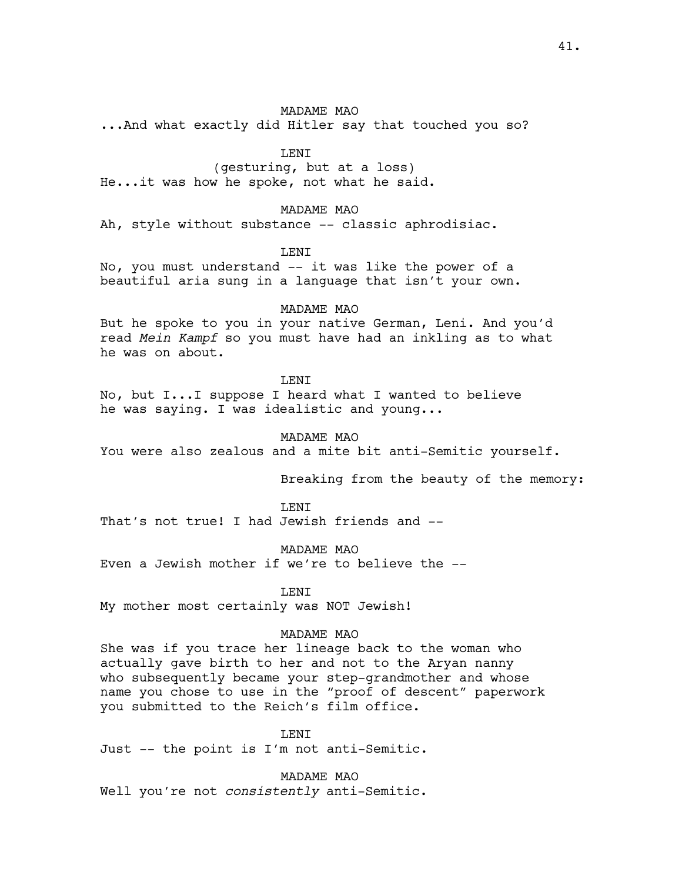MADAME MAO

...And what exactly did Hitler say that touched you so?

LENI

(gesturing, but at a loss)

He...it was how he spoke, not what he said.

MADAME MAO

Ah, style without substance -- classic aphrodisiac.

LENI

No, you must understand -- it was like the power of a beautiful aria sung in a language that isn't your own.

MADAME MAO

But he spoke to you in your native German, Leni. And you'd read *Mein Kampf* so you must have had an inkling as to what he was on about.

LENI

No, but I...I suppose I heard what I wanted to believe he was saying. I was idealistic and young...

MADAME MAO

You were also zealous and a mite bit anti-Semitic yourself.

Breaking from the beauty of the memory:

LENI

That's not true! I had Jewish friends and --

MADAME MAO

Even a Jewish mother if we're to believe the --

LENI

My mother most certainly was NOT Jewish!

MADAME MAO

She was if you trace her lineage back to the woman who actually gave birth to her and not to the Aryan nanny who subsequently became your step-grandmother and whose name you chose to use in the "proof of descent" paperwork you submitted to the Reich's film office.

LENI

Just -- the point is I'm not anti-Semitic.

MADAME MAO

Well you're not *consistently* anti-Semitic.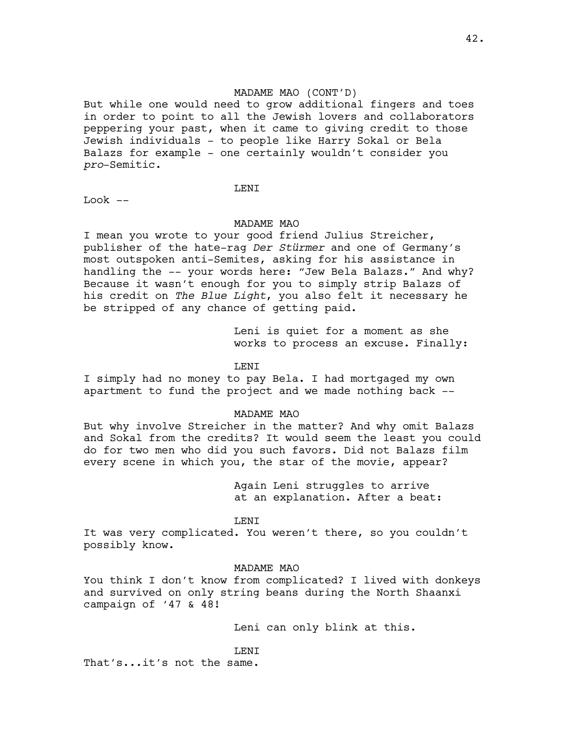MADAME MAO (CONT'D)

But while one would need to grow additional fingers and toes in order to point to all the Jewish lovers and collaborators peppering your past, when it came to giving credit to those Jewish individuals - to people like Harry Sokal or Bela Balazs for example - one certainly wouldn't consider you *pro*-Semitic.

LENI

Look --

MADAME MAO

I mean you wrote to your good friend Julius Streicher, publisher of the hate-rag *Der Stürmer* and one of Germany's most outspoken anti-Semites, asking for his assistance in handling the -- your words here: "Jew Bela Balazs." And why? Because it wasn't enough for you to simply strip Balazs of his credit on *The Blue Light*, you also felt it necessary he be stripped of any chance of getting paid.

Leni is quiet for a moment as she works to process an excuse. Finally:

LENI

I simply had no money to pay Bela. I had mortgaged my own apartment to fund the project and we made nothing back --

MADAME MAO

But why involve Streicher in the matter? And why omit Balazs and Sokal from the credits? It would seem the least you could do for two men who did you such favors. Did not Balazs film every scene in which you, the star of the movie, appear?

Again Leni struggles to arrive at an explanation. After a beat:

LENI

It was very complicated. You weren't there, so you couldn't possibly know.

MADAME MAO

You think I don't know from complicated? I lived with donkeys and survived on only string beans during the North Shaanxi campaign of '47 & 48!

Leni can only blink at this.

LENI

That's...it's not the same.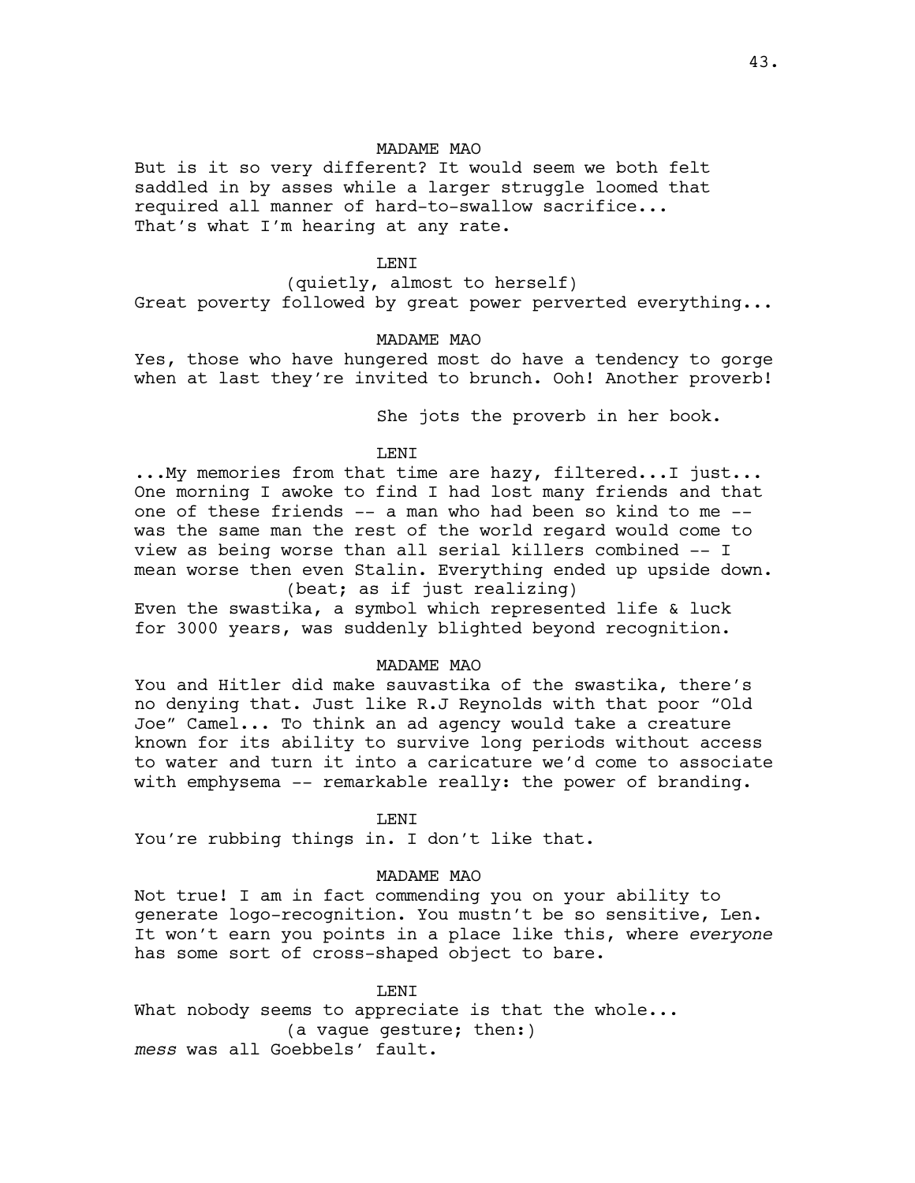MADAME MAO

But is it so very different? It would seem we both felt saddled in by asses while a larger struggle loomed that required all manner of hard-to-swallow sacrifice... That's what I'm hearing at any rate.

LENI

(quietly, almost to herself)

Great poverty followed by great power perverted everything...

MADAME MAO

Yes, those who have hungered most do have a tendency to gorge when at last they're invited to brunch. Ooh! Another proverb!

She jots the proverb in her book.

LENI

...My memories from that time are hazy, filtered...I just... One morning I awoke to find I had lost many friends and that one of these friends -- a man who had been so kind to me -- was the same man the rest of the world regard would come to view as being worse than all serial killers combined -- I mean worse then even Stalin. Everything ended up upside down.

(beat; as if just realizing)

Even the swastika, a symbol which represented life & luck for 3000 years, was suddenly blighted beyond recognition.

MADAME MAO

You and Hitler did make sauvastika of the swastika, there's no denying that. Just like R.J Reynolds with that poor "Old Joe" Camel... To think an ad agency would take a creature known for its ability to survive long periods without access to water and turn it into a caricature we'd come to associate with emphysema -- remarkable really: the power of branding.

LENI

You're rubbing things in. I don't like that.

MADAME MAO

Not true! I am in fact commending you on your ability to generate logo-recognition. You mustn't be so sensitive, Len. It won't earn you points in a place like this, where *everyone* has some sort of cross-shaped object to bare.

LENI

What nobody seems to appreciate is that the whole...

(a vague gesture; then:)

*mess* was all Goebbels' fault.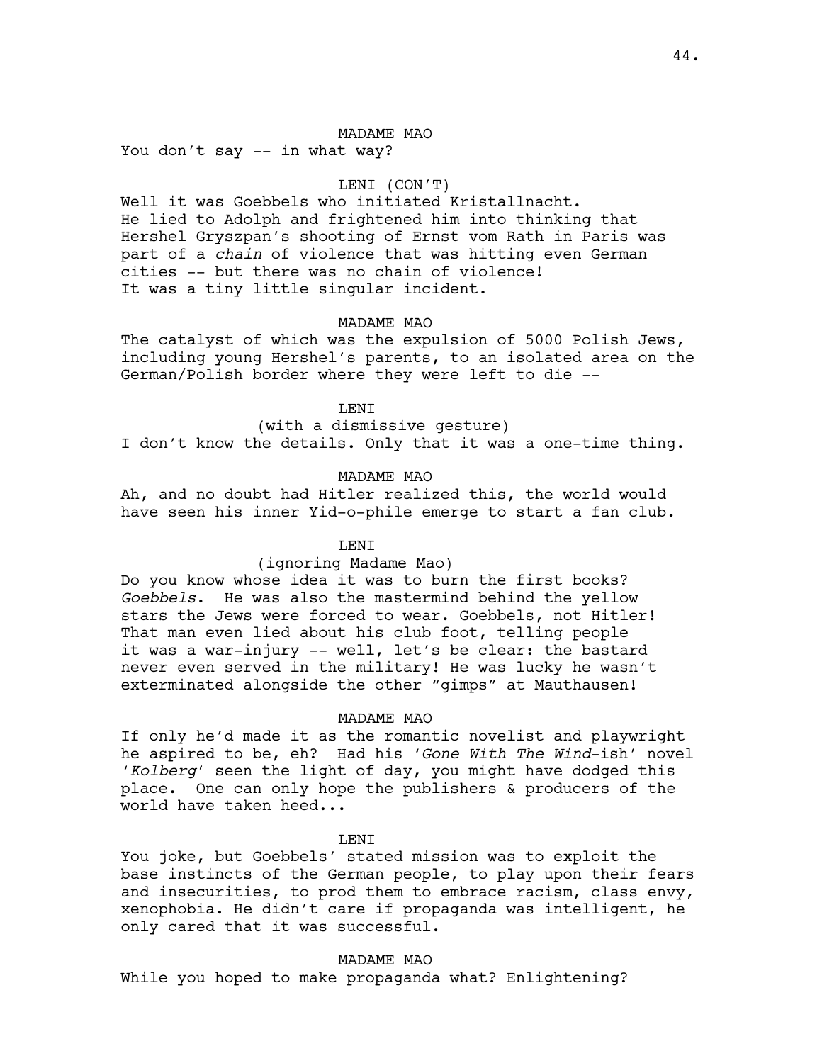MADAME MAO

You don't say -- in what way?

LENI (CON'T)

Well it was Goebbels who initiated Kristallnacht. He lied to Adolph and frightened him into thinking that Hershel Gryszpan's shooting of Ernst vom Rath in Paris was part of a *chain* of violence that was hitting even German cities -- but there was no chain of violence! It was a tiny little singular incident.

MADAME MAO

The catalyst of which was the expulsion of 5000 Polish Jews, including young Hershel's parents, to an isolated area on the German/Polish border where they were left to die --

LENI

(with a dismissive gesture)

I don't know the details. Only that it was a one-time thing.

MADAME MAO

Ah, and no doubt had Hitler realized this, the world would have seen his inner Yid-o-phile emerge to start a fan club.

LENI

(ignoring Madame Mao)

Do you know whose idea it was to burn the first books? *Goebbels*. He was also the mastermind behind the yellow stars the Jews were forced to wear. Goebbels, not Hitler! That man even lied about his club foot, telling people it was a war-injury -- well, let's be clear: the bastard never even served in the military! He was lucky he wasn't exterminated alongside the other "gimps" at Mauthausen!

MADAME MAO

If only he'd made it as the romantic novelist and playwright he aspired to be, eh? Had his '*Gone With The Wind*-ish' novel '*Kolberg*' seen the light of day, you might have dodged this place. One can only hope the publishers & producers of the world have taken heed...

LENI

You joke, but Goebbels' stated mission was to exploit the base instincts of the German people, to play upon their fears and insecurities, to prod them to embrace racism, class envy, xenophobia. He didn't care if propaganda was intelligent, he only cared that it was successful.

MADAME MAO

While you hoped to make propaganda what? Enlightening?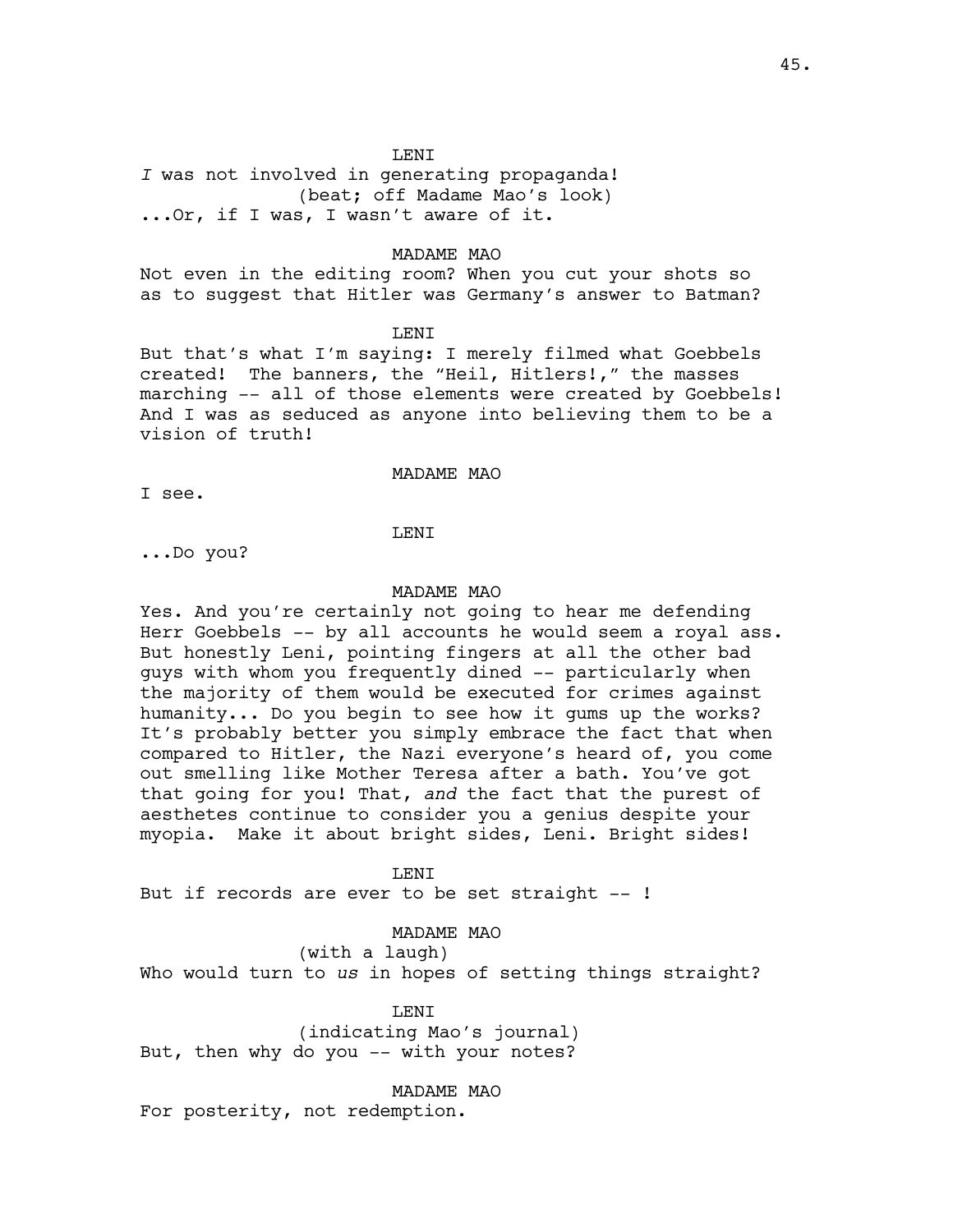LENI

*I* was not involved in generating propaganda!

(beat; off Madame Mao's look)

...Or, if I was, I wasn't aware of it.

MADAME MAO

Not even in the editing room? When you cut your shots so as to suggest that Hitler was Germany's answer to Batman?

LENI

But that's what I'm saying: I merely filmed what Goebbels created! The banners, the "Heil, Hitlers!," the masses marching -- all of those elements were created by Goebbels! And I was as seduced as anyone into believing them to be a vision of truth!

MADAME MAO

I see.

LENI

...Do you?

MADAME MAO

Yes. And you're certainly not going to hear me defending Herr Goebbels -- by all accounts he would seem a royal ass. But honestly Leni, pointing fingers at all the other bad guys with whom you frequently dined -- particularly when the majority of them would be executed for crimes against humanity... Do you begin to see how it gums up the works? It's probably better you simply embrace the fact that when compared to Hitler, the Nazi everyone's heard of, you come out smelling like Mother Teresa after a bath. You've got that going for you! That, *and* the fact that the purest of aesthetes continue to consider you a genius despite your myopia. Make it about bright sides, Leni. Bright sides!

LENI

But if records are ever to be set straight -- !

MADAME MAO

(with a laugh)

Who would turn to *us* in hopes of setting things straight?

LENI

(indicating Mao's journal)

But, then why do you -- with your notes?

MADAME MAO

For posterity, not redemption.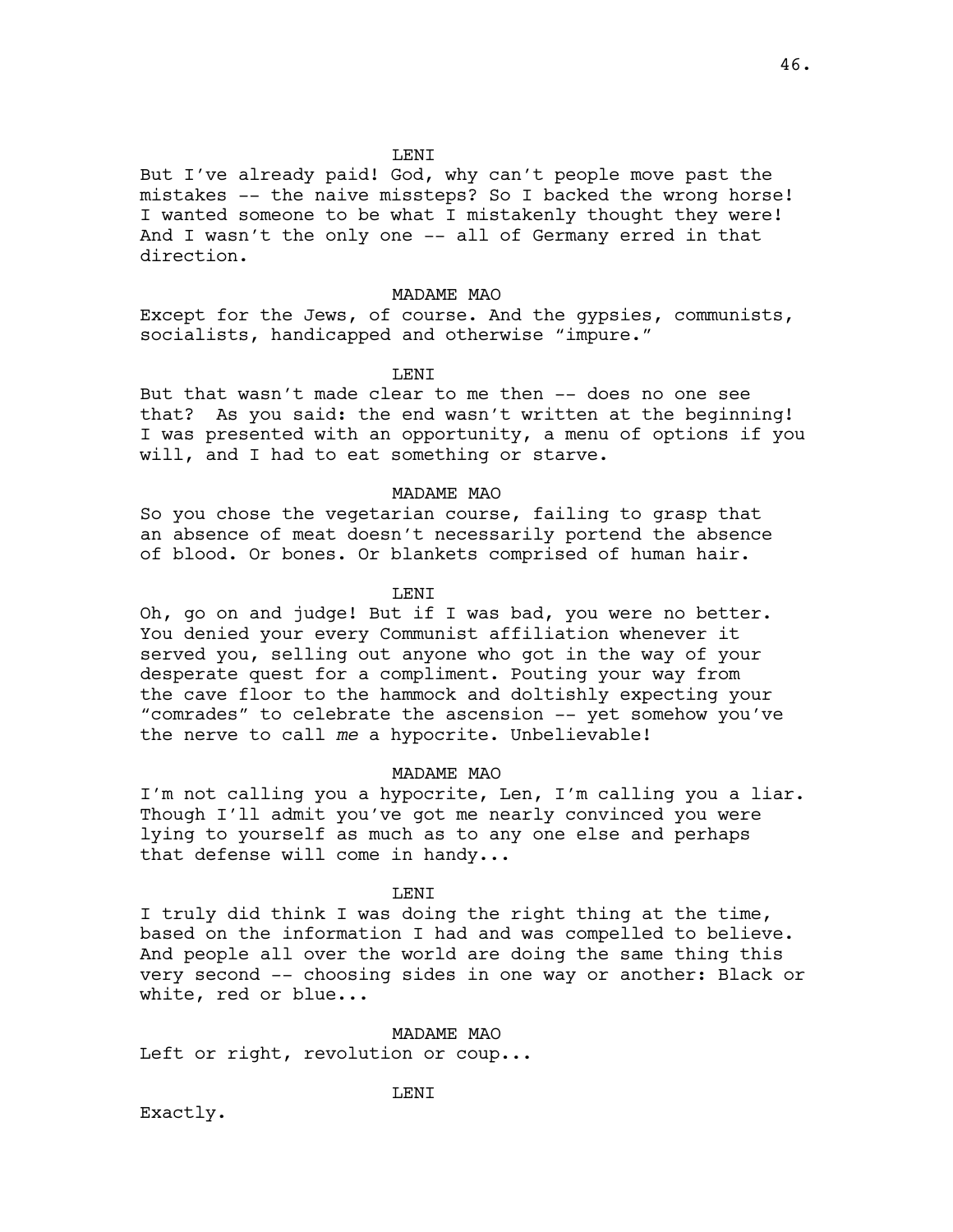LENI

But I've already paid! God, why can't people move past the mistakes -- the naive missteps? So I backed the wrong horse! I wanted someone to be what I mistakenly thought they were! And I wasn't the only one -- all of Germany erred in that direction.

MADAME MAO

Except for the Jews, of course. And the gypsies, communists, socialists, handicapped and otherwise "impure."

LENI

But that wasn't made clear to me then -- does no one see that? As you said: the end wasn't written at the beginning! I was presented with an opportunity, a menu of options if you will, and I had to eat something or starve.

MADAME MAO

So you chose the vegetarian course, failing to grasp that an absence of meat doesn't necessarily portend the absence of blood. Or bones. Or blankets comprised of human hair.

LENI

Oh, go on and judge! But if I was bad, you were no better. You denied your every Communist affiliation whenever it served you, selling out anyone who got in the way of your desperate quest for a compliment. Pouting your way from the cave floor to the hammock and doltishly expecting your "comrades" to celebrate the ascension -- yet somehow you've the nerve to call *me* a hypocrite. Unbelievable!

MADAME MAO

I'm not calling you a hypocrite, Len, I'm calling you a liar. Though I'll admit you've got me nearly convinced you were lying to yourself as much as to any one else and perhaps that defense will come in handy...

LENI

I truly did think I was doing the right thing at the time, based on the information I had and was compelled to believe. And people all over the world are doing the same thing this very second -- choosing sides in one way or another: Black or white, red or blue...

MADAME MAO

Left or right, revolution or coup...

LENI

Exactly.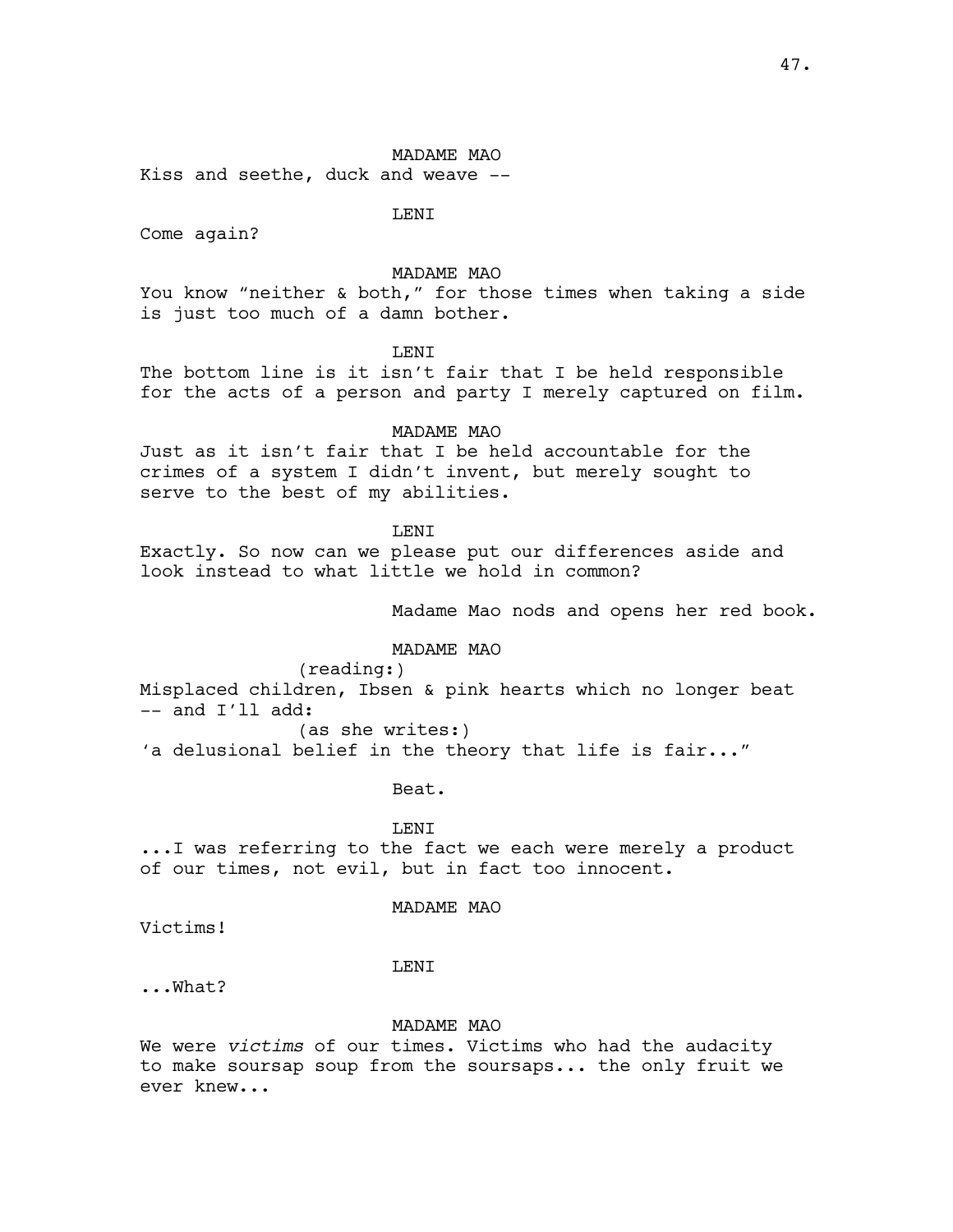MADAME MAO

Kiss and seethe, duck and weave --

LENI

Come again?

MADAME MAO

You know "neither & both," for those times when taking a side is just too much of a damn bother.

LENI

The bottom line is it isn't fair that I be held responsible for the acts of a person and party I merely captured on film.

MADAME MAO

Just as it isn't fair that I be held accountable for the crimes of a system I didn't invent, but merely sought to serve to the best of my abilities.

LENI

Exactly. So now can we please put our differences aside and look instead to what little we hold in common?

Madame Mao nods and opens her red book.

MADAME MAO

(reading:)

Misplaced children, Ibsen & pink hearts which no longer beat -- and I'll add:

(as she writes:)

'a delusional belief in the theory that life is fair..."

Beat.

LENI

...I was referring to the fact we each were merely a product of our times, not evil, but in fact too innocent.

MADAME MAO

Victims!

LENI

...What?

MADAME MAO

We were *victims* of our times. Victims who had the audacity to make soursap soup from the soursaps... the only fruit we ever knew...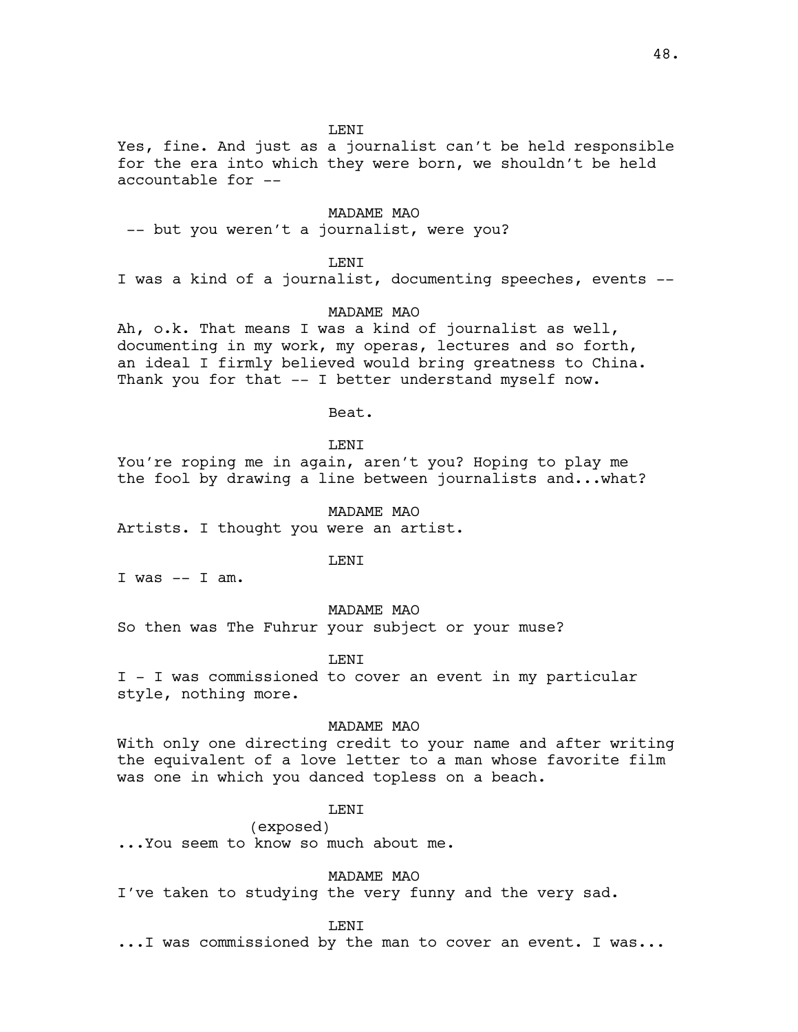LENI

Yes, fine. And just as a journalist can't be held responsible for the era into which they were born, we shouldn't be held accountable for --

MADAME MAO

-- but you weren't a journalist, were you?

LENI

I was a kind of a journalist, documenting speeches, events --

MADAME MAO

Ah, o.k. That means I was a kind of journalist as well, documenting in my work, my operas, lectures and so forth, an ideal I firmly believed would bring greatness to China. Thank you for that -- I better understand myself now.

Beat.

LENI

You're roping me in again, aren't you? Hoping to play me the fool by drawing a line between journalists and...what?

MADAME MAO

Artists. I thought you were an artist.

LENI

I was -- I am.

MADAME MAO

So then was The Fuhrur your subject or your muse?

LENI

I - I was commissioned to cover an event in my particular style, nothing more.

MADAME MAO

With only one directing credit to your name and after writing the equivalent of a love letter to a man whose favorite film was one in which you danced topless on a beach.

LENI

(exposed)

...You seem to know so much about me.

MADAME MAO

I've taken to studying the very funny and the very sad.

LENI

...I was commissioned by the man to cover an event. I was...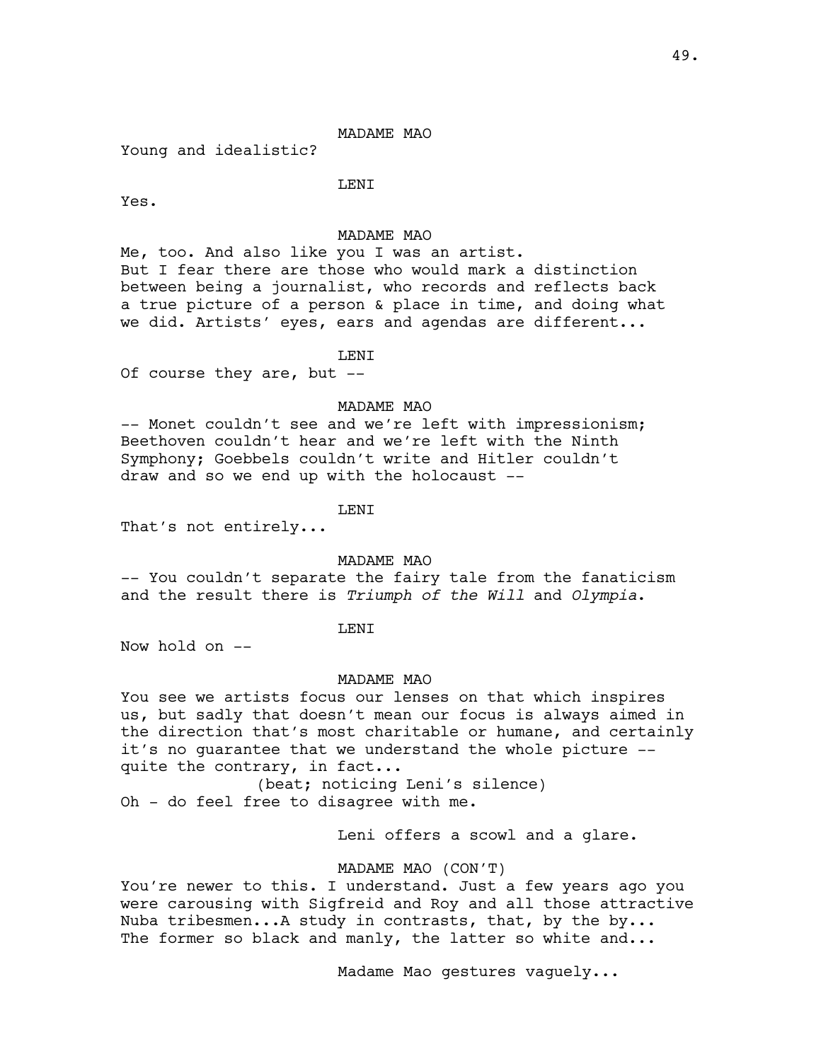MADAME MAO

Young and idealistic?

LENI

Yes.

MADAME MAO

Me, too. And also like you I was an artist.
But I fear there are those who would mark a distinction between being a journalist, who records and reflects back a true picture of a person & place in time, and doing what we did. Artists' eyes, ears and agendas are different...

LENI

Of course they are, but --

MADAME MAO

-- Monet couldn't see and we're left with impressionism; Beethoven couldn't hear and we're left with the Ninth Symphony; Goebbels couldn't write and Hitler couldn't draw and so we end up with the holocaust --

LENI

That's not entirely...

MADAME MAO

-- You couldn't separate the fairy tale from the fanaticism and the result there is *Triumph of the Will* and *Olympia*.

LENI

Now hold on --

MADAME MAO

You see we artists focus our lenses on that which inspires us, but sadly that doesn't mean our focus is always aimed in the direction that's most charitable or humane, and certainly it's no guarantee that we understand the whole picture -- quite the contrary, in fact...

(beat; noticing Leni's silence)

Oh - do feel free to disagree with me.

Leni offers a scowl and a glare.

MADAME MAO (CON'T)

You're newer to this. I understand. Just a few years ago you were carousing with Sigfreid and Roy and all those attractive Nuba tribesmen...A study in contrasts, that, by the by... The former so black and manly, the latter so white and...

Madame Mao gestures vaguely...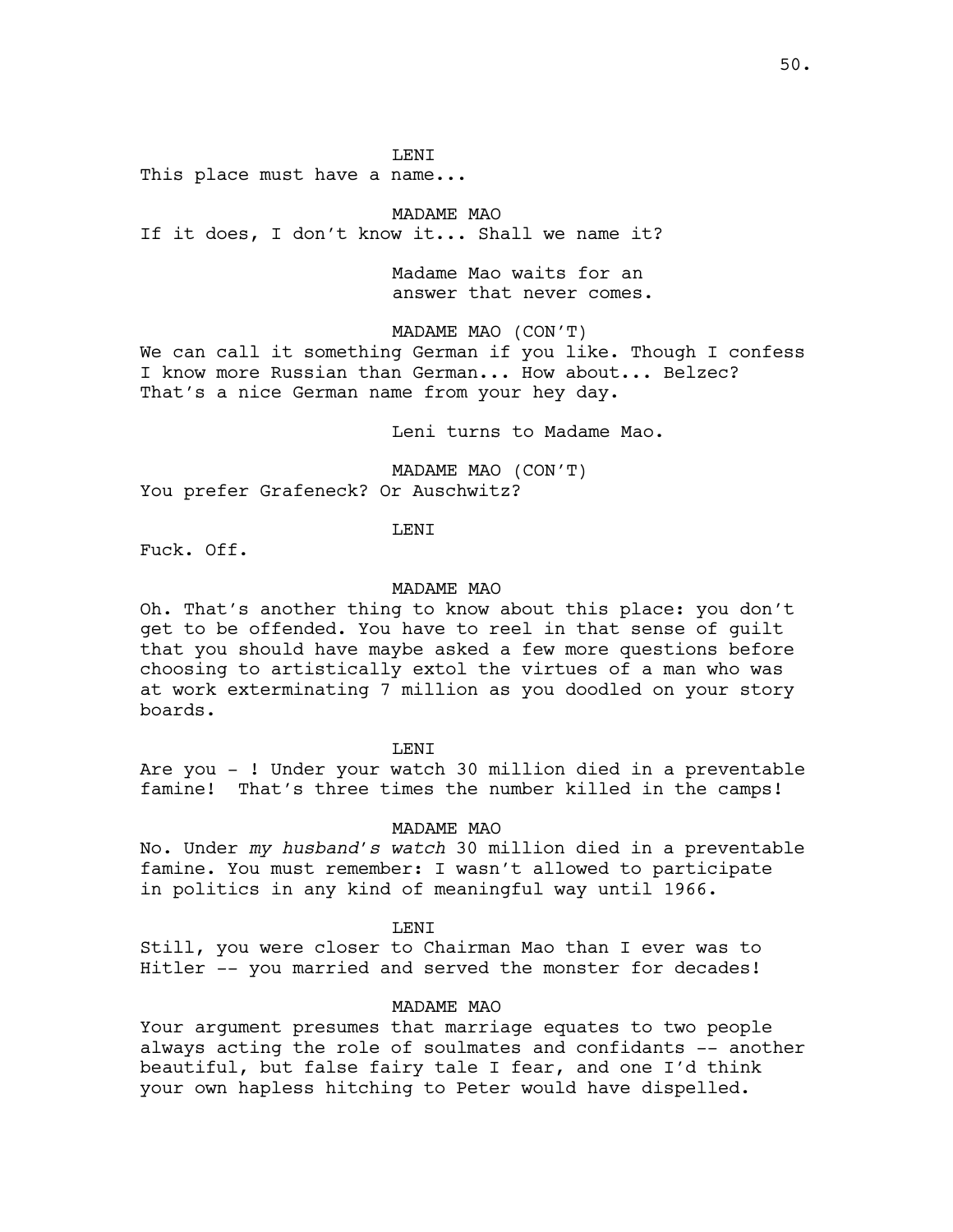LENI

This place must have a name...

MADAME MAO

If it does, I don't know it... Shall we name it?

Madame Mao waits for an answer that never comes.

MADAME MAO (CON'T)

We can call it something German if you like. Though I confess I know more Russian than German... How about... Belzec? That's a nice German name from your hey day.

Leni turns to Madame Mao.

MADAME MAO (CON'T)

You prefer Grafeneck? Or Auschwitz?

LENI

Fuck. Off.

MADAME MAO

Oh. That's another thing to know about this place: you don't get to be offended. You have to reel in that sense of guilt that you should have maybe asked a few more questions before choosing to artistically extol the virtues of a man who was at work exterminating 7 million as you doodled on your story boards.

LENI

Are you - ! Under your watch 30 million died in a preventable famine! That's three times the number killed in the camps!

MADAME MAO

No. Under *my husband's watch* 30 million died in a preventable famine. You must remember: I wasn't allowed to participate in politics in any kind of meaningful way until 1966.

LENI

Still, you were closer to Chairman Mao than I ever was to Hitler -- you married and served the monster for decades!

MADAME MAO

Your argument presumes that marriage equates to two people always acting the role of soulmates and confidants -- another beautiful, but false fairy tale I fear, and one I'd think your own hapless hitching to Peter would have dispelled.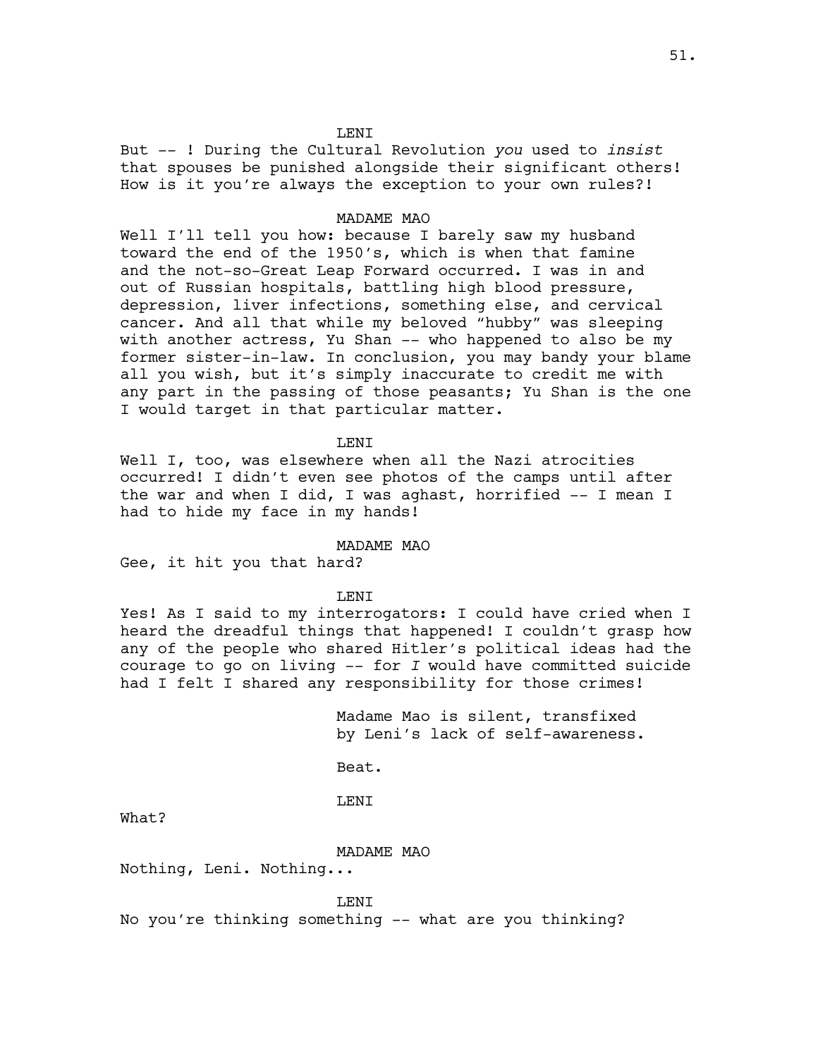LENI

But -- ! During the Cultural Revolution *you* used to *insist* that spouses be punished alongside their significant others! How is it you're always the exception to your own rules?!

MADAME MAO

Well I'll tell you how: because I barely saw my husband toward the end of the 1950's, which is when that famine and the not-so-Great Leap Forward occurred. I was in and out of Russian hospitals, battling high blood pressure, depression, liver infections, something else, and cervical cancer. And all that while my beloved "hubby" was sleeping with another actress, Yu Shan -- who happened to also be my former sister-in-law. In conclusion, you may bandy your blame all you wish, but it's simply inaccurate to credit me with any part in the passing of those peasants; Yu Shan is the one I would target in that particular matter.

LENI

Well I, too, was elsewhere when all the Nazi atrocities occurred! I didn't even see photos of the camps until after the war and when I did, I was aghast, horrified -- I mean I had to hide my face in my hands!

MADAME MAO

Gee, it hit you that hard?

LENI

Yes! As I said to my interrogators: I could have cried when I heard the dreadful things that happened! I couldn't grasp how any of the people who shared Hitler's political ideas had the courage to go on living -- for *I* would have committed suicide had I felt I shared any responsibility for those crimes!

Madame Mao is silent, transfixed by Leni's lack of self-awareness.

Beat.

LENI

What?

MADAME MAO

Nothing, Leni. Nothing...

LENI

No you're thinking something -- what are you thinking?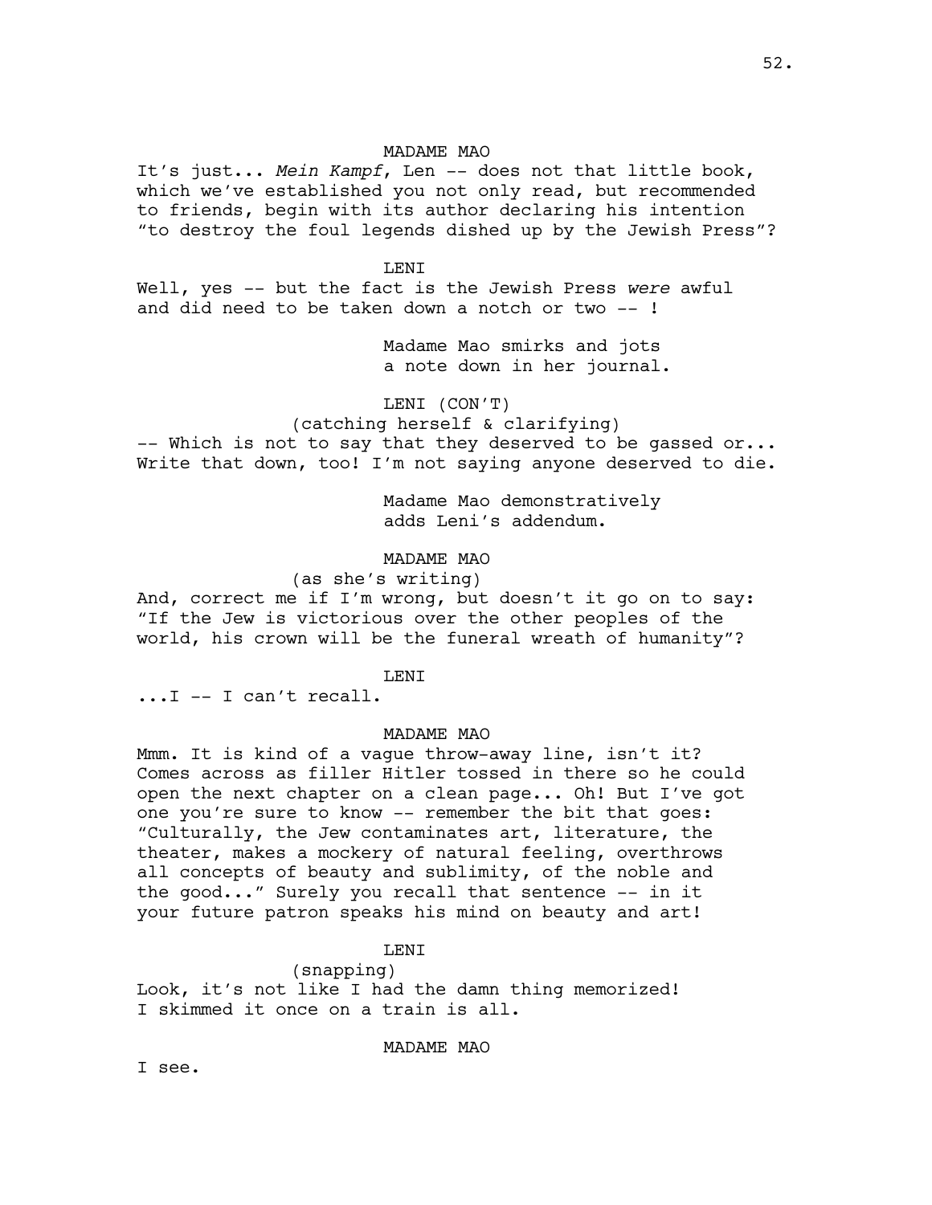MADAME MAO

It's just... *Mein Kampf*, Len -- does not that little book, which we've established you not only read, but recommended to friends, begin with its author declaring his intention "to destroy the foul legends dished up by the Jewish Press"?

LENI

Well, yes -- but the fact is the Jewish Press *were* awful and did need to be taken down a notch or two -- !

Madame Mao smirks and jots a note down in her journal.

LENI (CON'T)

(catching herself & clarifying)

-- Which is not to say that they deserved to be gassed or... Write that down, too! I'm not saying anyone deserved to die.

Madame Mao demonstratively adds Leni's addendum.

MADAME MAO

(as she's writing)

And, correct me if I'm wrong, but doesn't it go on to say: "If the Jew is victorious over the other peoples of the world, his crown will be the funeral wreath of humanity"?

LENI

...I -- I can't recall.

MADAME MAO

Mmm. It is kind of a vague throw-away line, isn't it? Comes across as filler Hitler tossed in there so he could open the next chapter on a clean page... Oh! But I've got one you're sure to know -- remember the bit that goes: "Culturally, the Jew contaminates art, literature, the theater, makes a mockery of natural feeling, overthrows all concepts of beauty and sublimity, of the noble and the good..." Surely you recall that sentence -- in it your future patron speaks his mind on beauty and art!

LENI

(snapping)

Look, it's not like I had the damn thing memorized! I skimmed it once on a train is all.

MADAME MAO

I see.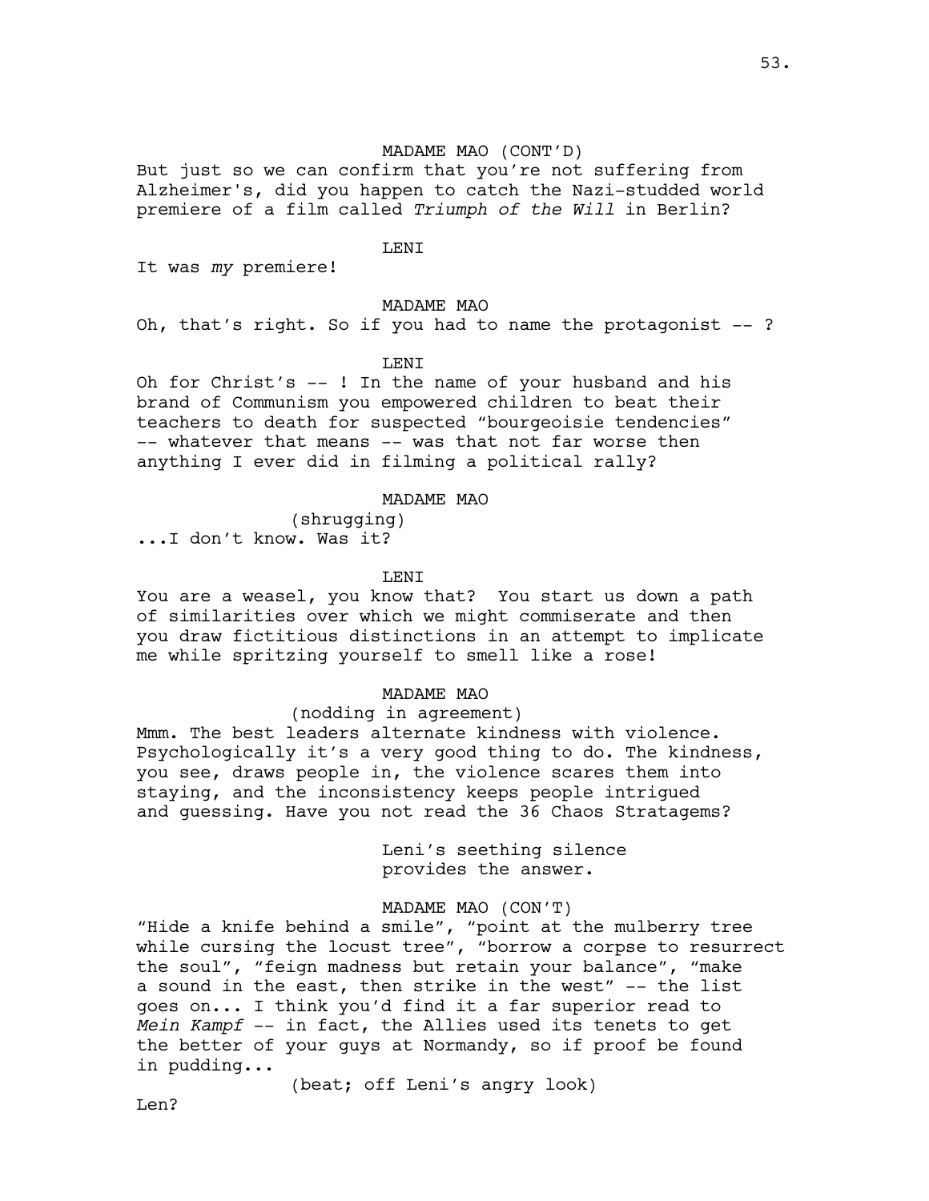MADAME MAO (CONT'D)

But just so we can confirm that you're not suffering from Alzheimer's, did you happen to catch the Nazi-studded world premiere of a film called *Triumph of the Will* in Berlin?

LENI

It was *my* premiere!

MADAME MAO

Oh, that's right. So if you had to name the protagonist -- ?

LENI

Oh for Christ's -- ! In the name of your husband and his brand of Communism you empowered children to beat their teachers to death for suspected "bourgeoisie tendencies" -- whatever that means -- was that not far worse then anything I ever did in filming a political rally?

MADAME MAO

(shrugging)

...I don't know. Was it?

LENI

You are a weasel, you know that? You start us down a path of similarities over which we might commiserate and then you draw fictitious distinctions in an attempt to implicate me while spritzing yourself to smell like a rose!

MADAME MAO

(nodding in agreement)

Mmm. The best leaders alternate kindness with violence. Psychologically it's a very good thing to do. The kindness, you see, draws people in, the violence scares them into staying, and the inconsistency keeps people intrigued and guessing. Have you not read the 36 Chaos Stratagems?

Leni's seething silence provides the answer.

MADAME MAO (CON'T)

"Hide a knife behind a smile", "point at the mulberry tree while cursing the locust tree", "borrow a corpse to resurrect the soul", "feign madness but retain your balance", "make a sound in the east, then strike in the west" -- the list goes on... I think you'd find it a far superior read to *Mein Kampf* -- in fact, the Allies used its tenets to get the better of your guys at Normandy, so if proof be found in pudding...

(beat; off Leni's angry look)

Len?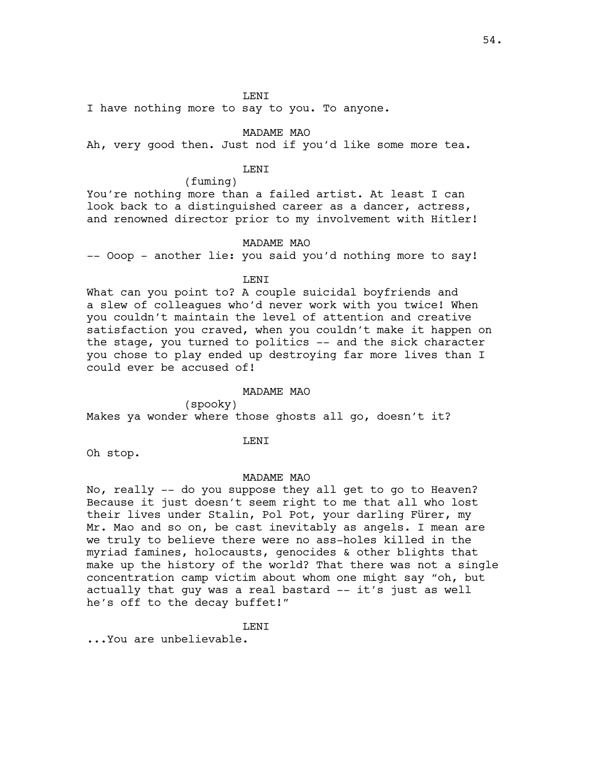LENI

I have nothing more to say to you. To anyone.

MADAME MAO

Ah, very good then. Just nod if you'd like some more tea.

LENI

(fuming)

You're nothing more than a failed artist. At least I can look back to a distinguished career as a dancer, actress, and renowned director prior to my involvement with Hitler!

MADAME MAO

-- Ooop - another lie: you said you'd nothing more to say!

LENI

What can you point to? A couple suicidal boyfriends and a slew of colleagues who'd never work with you twice! When you couldn't maintain the level of attention and creative satisfaction you craved, when you couldn't make it happen on the stage, you turned to politics -- and the sick character you chose to play ended up destroying far more lives than I could ever be accused of!

MADAME MAO

(spooky)

Makes ya wonder where those ghosts all go, doesn't it?

LENI

Oh stop.

MADAME MAO

No, really -- do you suppose they all get to go to Heaven? Because it just doesn't seem right to me that all who lost their lives under Stalin, Pol Pot, your darling Fürer, my Mr. Mao and so on, be cast inevitably as angels. I mean are we truly to believe there were no ass-holes killed in the myriad famines, holocausts, genocides & other blights that make up the history of the world? That there was not a single concentration camp victim about whom one might say "oh, but actually that guy was a real bastard -- it's just as well he's off to the decay buffet!"

LENI

...You are unbelievable.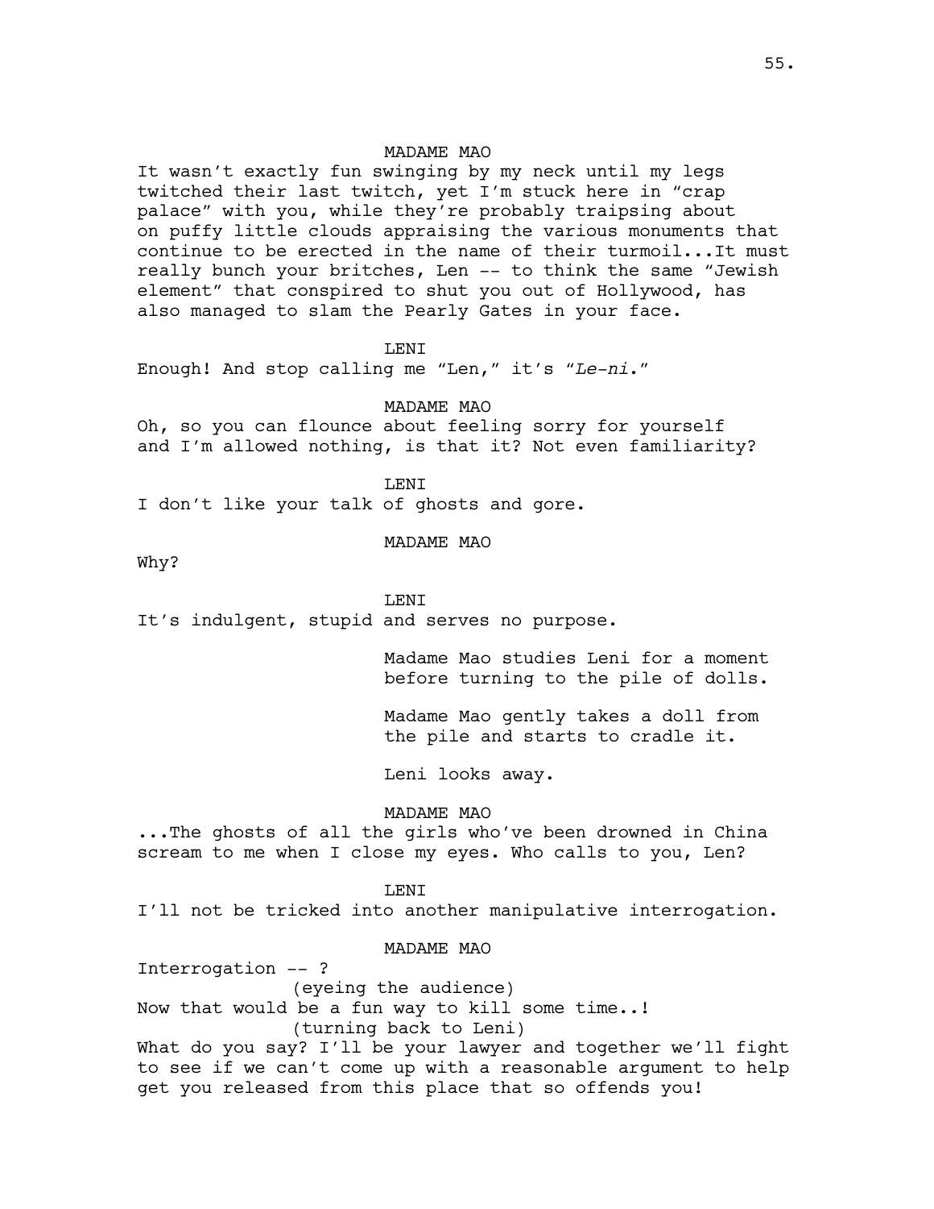MADAME MAO

It wasn't exactly fun swinging by my neck until my legs twitched their last twitch, yet I'm stuck here in "crap palace" with you, while they're probably traipsing about on puffy little clouds appraising the various monuments that continue to be erected in the name of their turmoil...It must really bunch your britches, Len -- to think the same "Jewish element" that conspired to shut you out of Hollywood, has also managed to slam the Pearly Gates in your face.

LENI

Enough! And stop calling me "Len," it's "*Le-ni*."

MADAME MAO

Oh, so you can flounce about feeling sorry for yourself and I'm allowed nothing, is that it? Not even familiarity?

LENI

I don't like your talk of ghosts and gore.

MADAME MAO

Why?

LENI

It's indulgent, stupid and serves no purpose.

Madame Mao studies Leni for a moment before turning to the pile of dolls.

Madame Mao gently takes a doll from the pile and starts to cradle it.

Leni looks away.

MADAME MAO

...The ghosts of all the girls who've been drowned in China scream to me when I close my eyes. Who calls to you, Len?

LENI

I'll not be tricked into another manipulative interrogation.

MADAME MAO

Interrogation -- ?

(eyeing the audience)

Now that would be a fun way to kill some time..!

(turning back to Leni)

What do you say? I'll be your lawyer and together we'll fight to see if we can't come up with a reasonable argument to help get you released from this place that so offends you!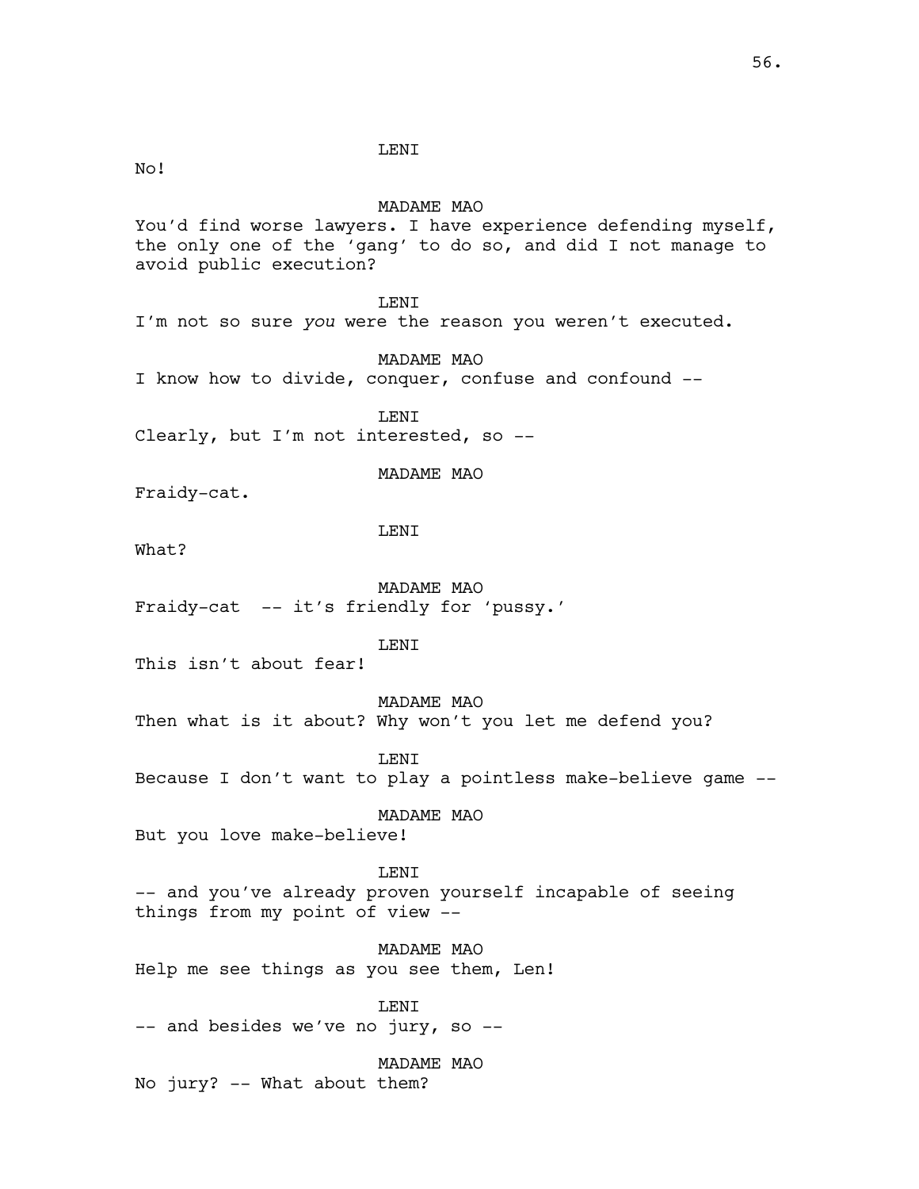LENI

No!

MADAME MAO

You'd find worse lawyers. I have experience defending myself, the only one of the 'gang' to do so, and did I not manage to avoid public execution?

LENI

I'm not so sure *you* were the reason you weren't executed.

MADAME MAO

I know how to divide, conquer, confuse and confound --

LENI

Clearly, but I'm not interested, so --

MADAME MAO

Fraidy-cat.

LENI

What?

MADAME MAO

Fraidy-cat -- it's friendly for 'pussy.'

LENI

This isn't about fear!

MADAME MAO

Then what is it about? Why won't you let me defend you?

LENI

Because I don't want to play a pointless make-believe game --

MADAME MAO

But you love make-believe!

LENI

-- and you've already proven yourself incapable of seeing things from my point of view --

MADAME MAO

Help me see things as you see them, Len!

LENI

-- and besides we've no jury, so --

MADAME MAO

No jury? -- What about them?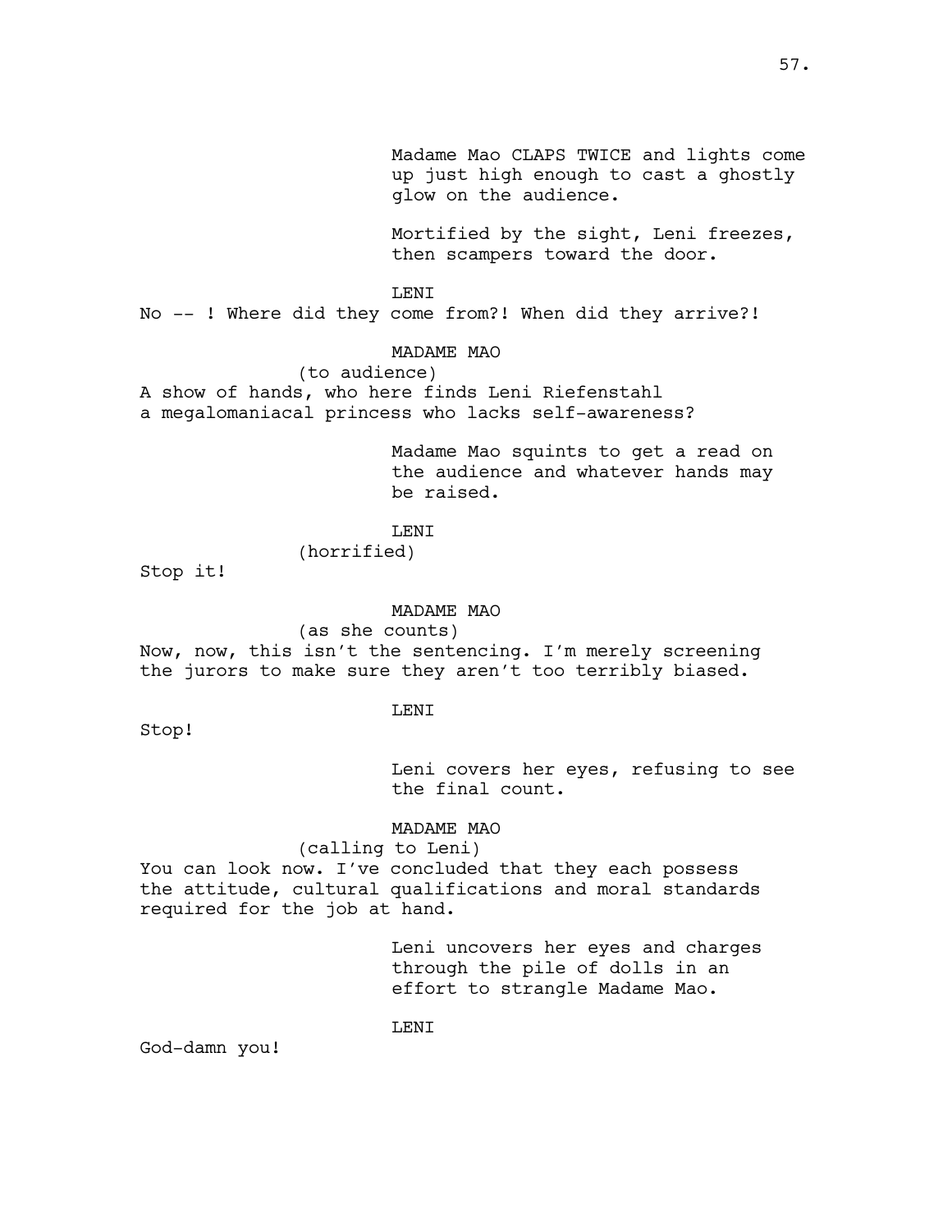Madame Mao CLAPS TWICE and lights come up just high enough to cast a ghostly glow on the audience.

Mortified by the sight, Leni freezes, then scampers toward the door.

LENI

No -- ! Where did they come from?! When did they arrive?!

MADAME MAO

(to audience)

A show of hands, who here finds Leni Riefenstahl a megalomaniacal princess who lacks self-awareness?

Madame Mao squints to get a read on the audience and whatever hands may be raised.

LENI

(horrified)

Stop it!

MADAME MAO

(as she counts)

Now, now, this isn't the sentencing. I'm merely screening the jurors to make sure they aren't too terribly biased.

LENI

Stop!

Leni covers her eyes, refusing to see the final count.

MADAME MAO

(calling to Leni)

You can look now. I've concluded that they each possess the attitude, cultural qualifications and moral standards required for the job at hand.

Leni uncovers her eyes and charges through the pile of dolls in an effort to strangle Madame Mao.

LENI

God-damn you!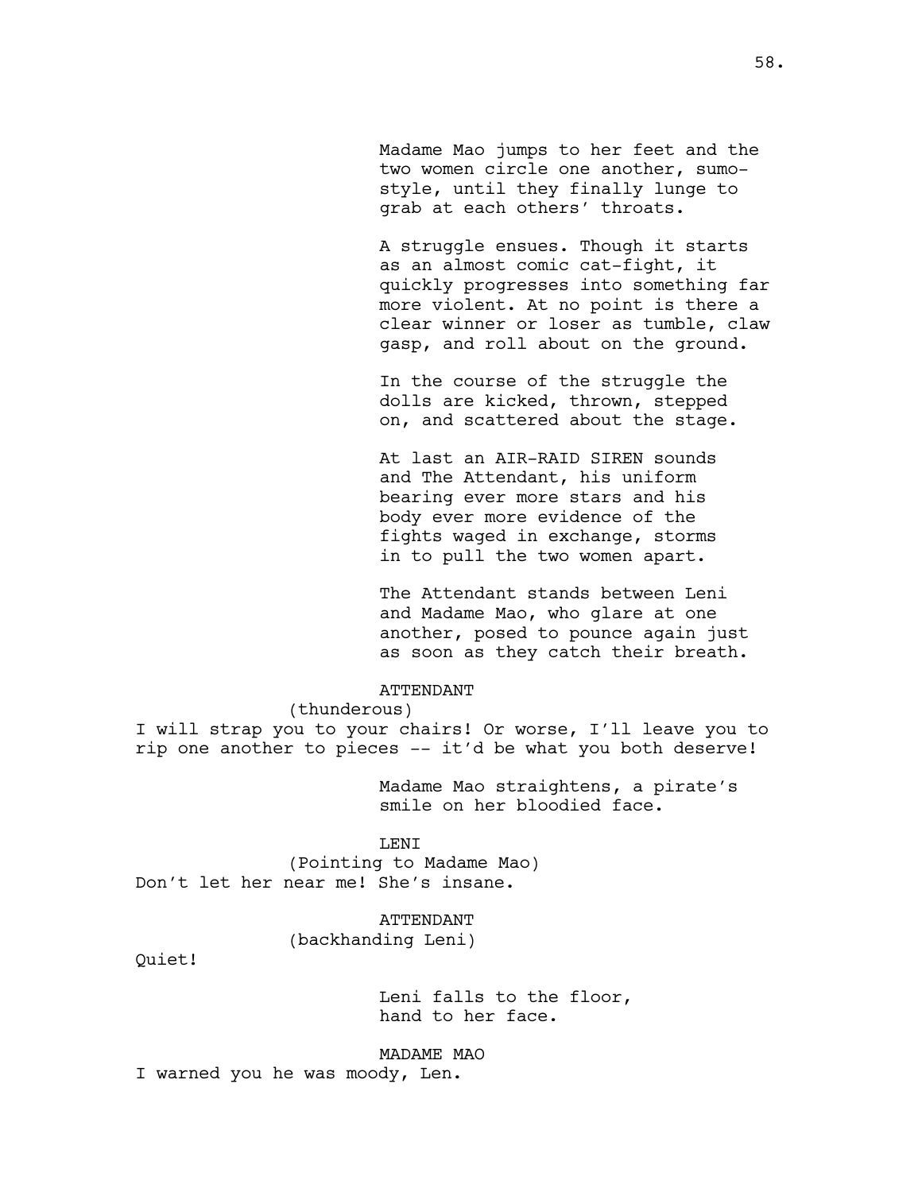Madame Mao jumps to her feet and the two women circle one another, sumo-style, until they finally lunge to grab at each others' throats.

A struggle ensues. Though it starts as an almost comic cat-fight, it quickly progresses into something far more violent. At no point is there a clear winner or loser as tumble, claw gasp, and roll about on the ground.

In the course of the struggle the dolls are kicked, thrown, stepped on, and scattered about the stage.

At last an AIR-RAID SIREN sounds and The Attendant, his uniform bearing ever more stars and his body ever more evidence of the fights waged in exchange, storms in to pull the two women apart.

The Attendant stands between Leni and Madame Mao, who glare at one another, posed to pounce again just as soon as they catch their breath.

ATTENDANT
(thunderous)
I will strap you to your chairs! Or worse, I'll leave you to rip one another to pieces -- it'd be what you both deserve!

Madame Mao straightens, a pirate's smile on her bloodied face.

LENI
(Pointing to Madame Mao)
Don't let her near me! She's insane.

ATTENDANT
(backhanding Leni)
Quiet!

Leni falls to the floor, hand to her face.

MADAME MAO
I warned you he was moody, Len.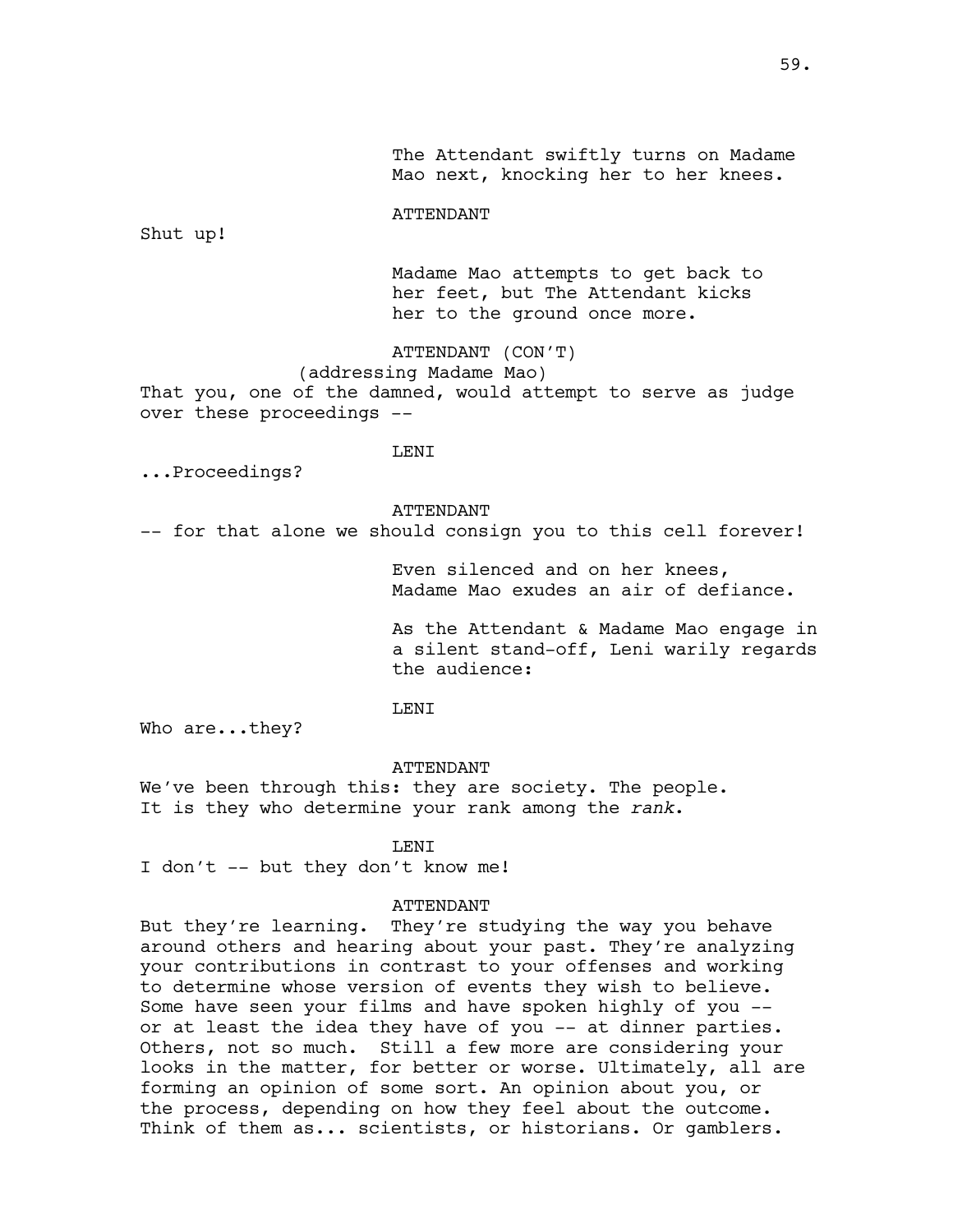The Attendant swiftly turns on Madame Mao next, knocking her to her knees.

ATTENDANT

Shut up!

Madame Mao attempts to get back to her feet, but The Attendant kicks her to the ground once more.

ATTENDANT (CON'T)

(addressing Madame Mao)

That you, one of the damned, would attempt to serve as judge over these proceedings --

LENI

...Proceedings?

ATTENDANT

-- for that alone we should consign you to this cell forever!

Even silenced and on her knees, Madame Mao exudes an air of defiance.

As the Attendant & Madame Mao engage in a silent stand-off, Leni warily regards the audience:

LENI

Who are...they?

ATTENDANT

We've been through this: they are society. The people. It is they who determine your rank among the *rank*.

LENI

I don't -- but they don't know me!

ATTENDANT

But they're learning. They're studying the way you behave around others and hearing about your past. They're analyzing your contributions in contrast to your offenses and working to determine whose version of events they wish to believe. Some have seen your films and have spoken highly of you -- or at least the idea they have of you -- at dinner parties. Others, not so much. Still a few more are considering your looks in the matter, for better or worse. Ultimately, all are forming an opinion of some sort. An opinion about you, or the process, depending on how they feel about the outcome. Think of them as... scientists, or historians. Or gamblers.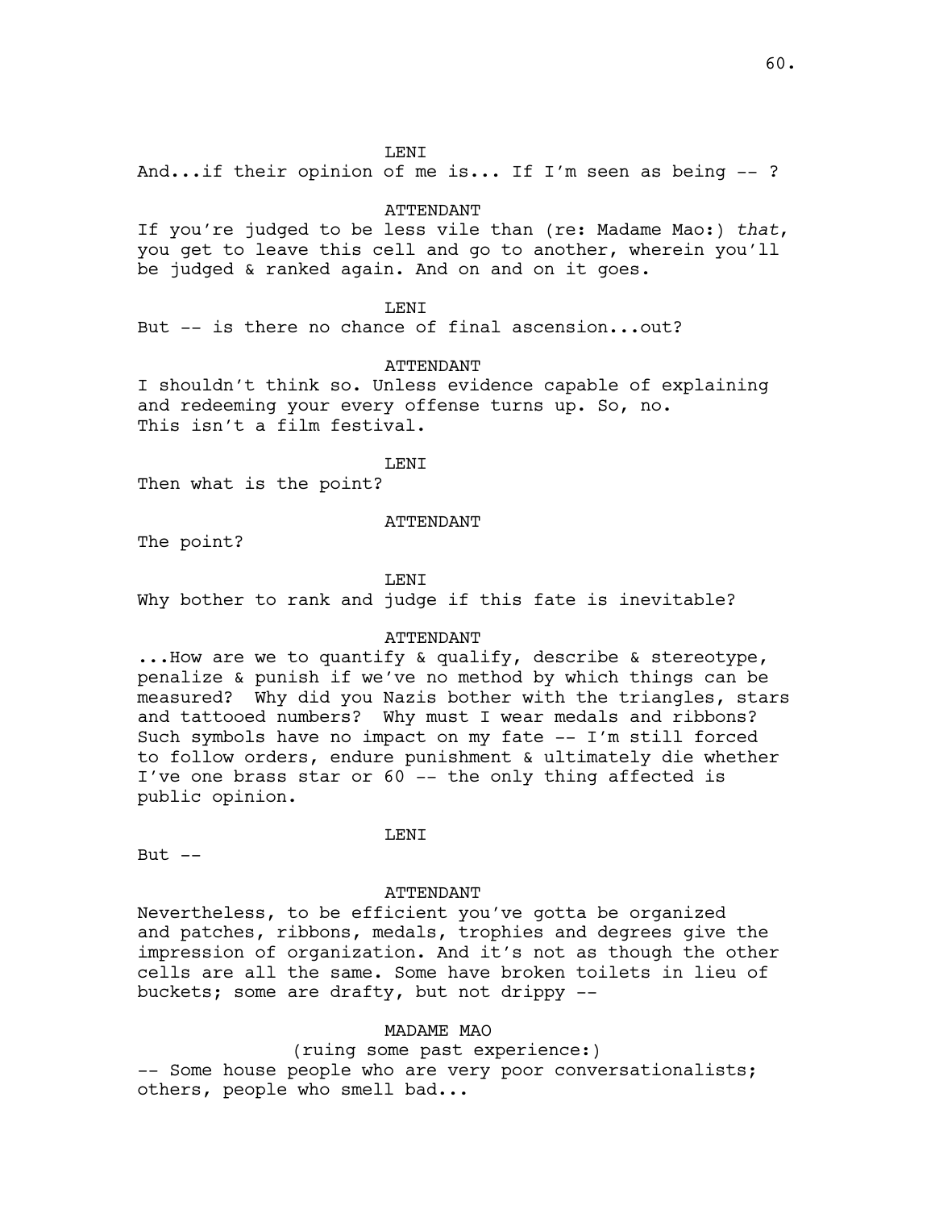LENI

And...if their opinion of me is... If I'm seen as being -- ?

ATTENDANT

If you're judged to be less vile than (re: Madame Mao:) *that*, you get to leave this cell and go to another, wherein you'll be judged & ranked again. And on and on it goes.

LENI

But -- is there no chance of final ascension...out?

ATTENDANT

I shouldn't think so. Unless evidence capable of explaining and redeeming your every offense turns up. So, no.
This isn't a film festival.

LENI

Then what is the point?

ATTENDANT

The point?

LENI

Why bother to rank and judge if this fate is inevitable?

ATTENDANT

...How are we to quantify & qualify, describe & stereotype, penalize & punish if we've no method by which things can be measured? Why did you Nazis bother with the triangles, stars and tattooed numbers? Why must I wear medals and ribbons? Such symbols have no impact on my fate -- I'm still forced to follow orders, endure punishment & ultimately die whether I've one brass star or 60 -- the only thing affected is public opinion.

LENI

But --

ATTENDANT

Nevertheless, to be efficient you've gotta be organized and patches, ribbons, medals, trophies and degrees give the impression of organization. And it's not as though the other cells are all the same. Some have broken toilets in lieu of buckets; some are drafty, but not drippy --

MADAME MAO

(ruing some past experience:)

-- Some house people who are very poor conversationalists; others, people who smell bad...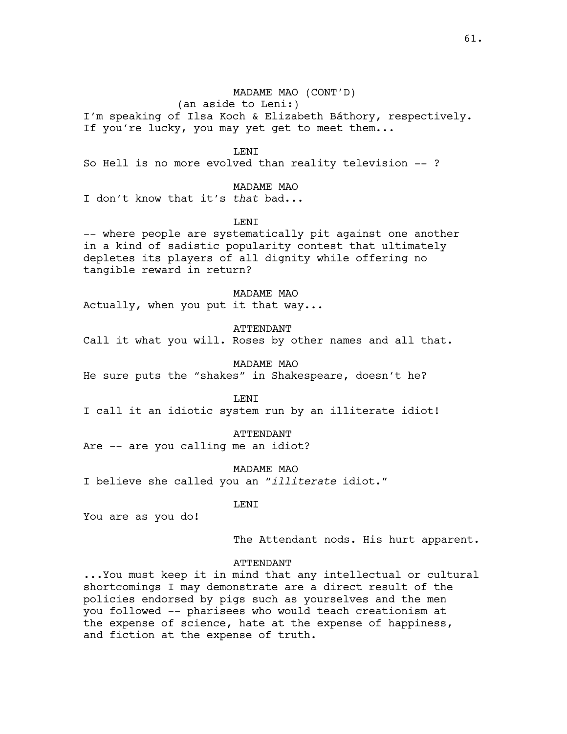MADAME MAO (CONT'D)

(an aside to Leni:)

I'm speaking of Ilsa Koch & Elizabeth Báthory, respectively. If you're lucky, you may yet get to meet them...

LENI

So Hell is no more evolved than reality television -- ?

MADAME MAO

I don't know that it's *that* bad...

LENI

-- where people are systematically pit against one another in a kind of sadistic popularity contest that ultimately depletes its players of all dignity while offering no tangible reward in return?

MADAME MAO

Actually, when you put it that way...

ATTENDANT

Call it what you will. Roses by other names and all that.

MADAME MAO

He sure puts the "shakes" in Shakespeare, doesn't he?

LENI

I call it an idiotic system run by an illiterate idiot!

ATTENDANT

Are -- are you calling me an idiot?

MADAME MAO

I believe she called you an "*illiterate* idiot."

LENI

You are as you do!

The Attendant nods. His hurt apparent.

ATTENDANT

...You must keep it in mind that any intellectual or cultural shortcomings I may demonstrate are a direct result of the policies endorsed by pigs such as yourselves and the men you followed -- pharisees who would teach creationism at the expense of science, hate at the expense of happiness, and fiction at the expense of truth.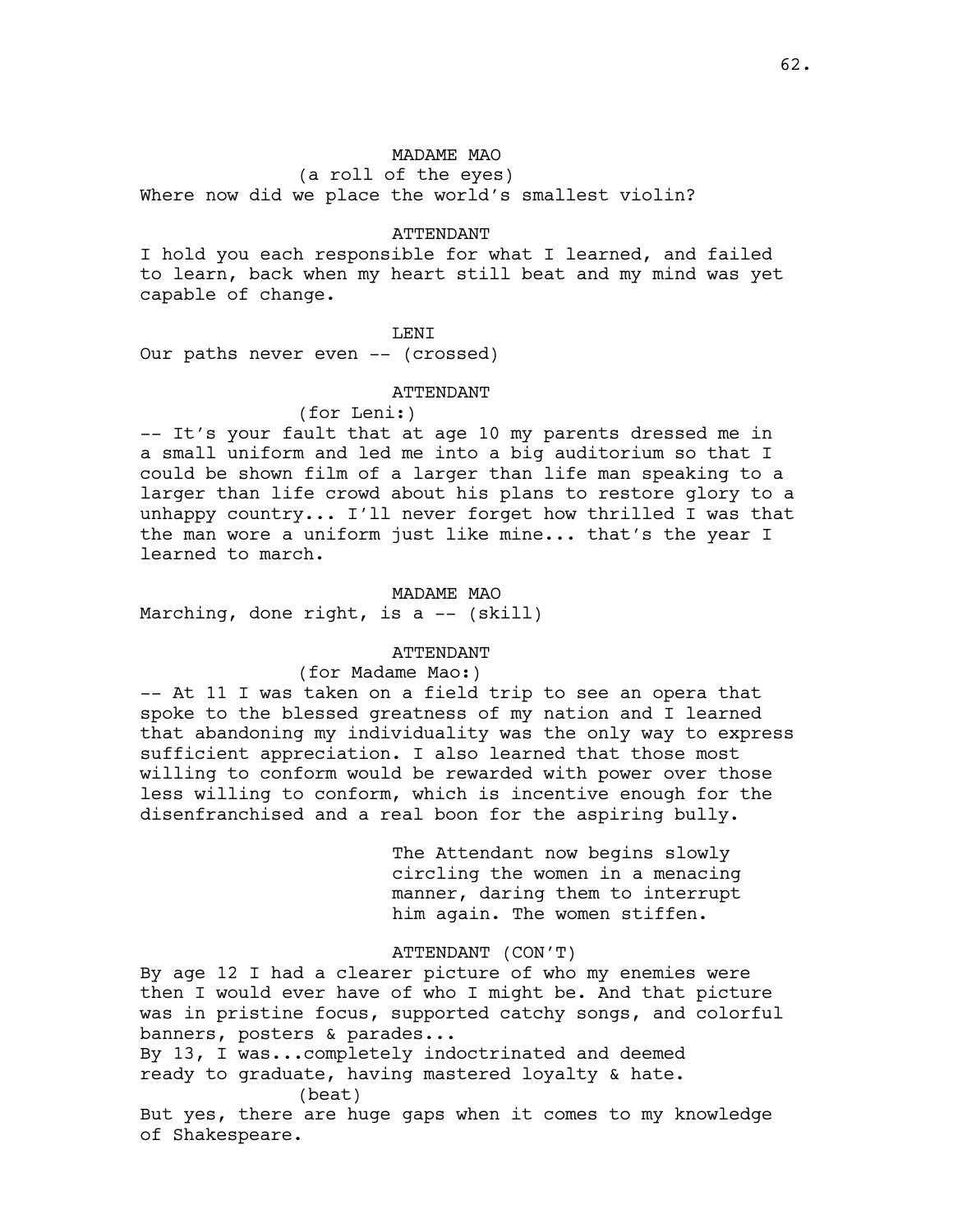MADAME MAO

(a roll of the eyes)

Where now did we place the world's smallest violin?

ATTENDANT

I hold you each responsible for what I learned, and failed to learn, back when my heart still beat and my mind was yet capable of change.

LENI

Our paths never even -- (crossed)

ATTENDANT

(for Leni:)

-- It's your fault that at age 10 my parents dressed me in a small uniform and led me into a big auditorium so that I could be shown film of a larger than life man speaking to a larger than life crowd about his plans to restore glory to a unhappy country... I'll never forget how thrilled I was that the man wore a uniform just like mine... that's the year I learned to march.

MADAME MAO

Marching, done right, is a -- (skill)

ATTENDANT

(for Madame Mao:)

-- At 11 I was taken on a field trip to see an opera that spoke to the blessed greatness of my nation and I learned that abandoning my individuality was the only way to express sufficient appreciation. I also learned that those most willing to conform would be rewarded with power over those less willing to conform, which is incentive enough for the disenfranchised and a real boon for the aspiring bully.

The Attendant now begins slowly circling the women in a menacing manner, daring them to interrupt him again. The women stiffen.

ATTENDANT (CON'T)

By age 12 I had a clearer picture of who my enemies were then I would ever have of who I might be. And that picture was in pristine focus, supported catchy songs, and colorful banners, posters & parades...
By 13, I was...completely indoctrinated and deemed ready to graduate, having mastered loyalty & hate.

(beat)

But yes, there are huge gaps when it comes to my knowledge of Shakespeare.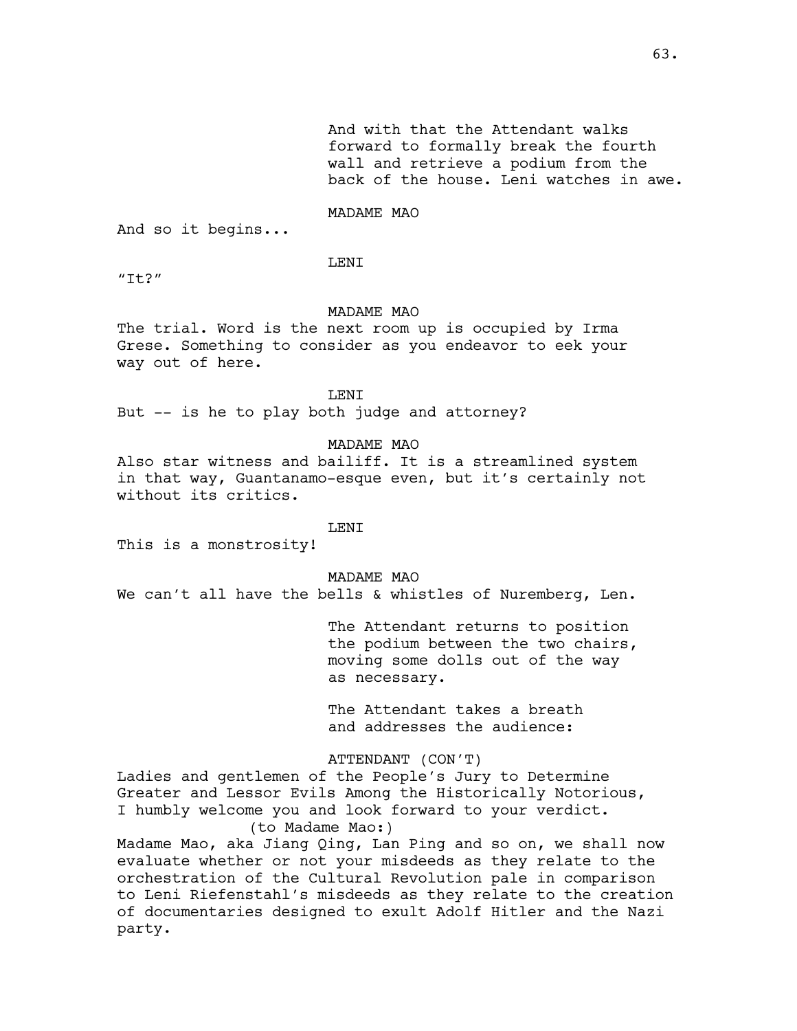And with that the Attendant walks forward to formally break the fourth wall and retrieve a podium from the back of the house. Leni watches in awe.

MADAME MAO

And so it begins...

LENI

"It?"

MADAME MAO

The trial. Word is the next room up is occupied by Irma Grese. Something to consider as you endeavor to eek your way out of here.

LENI

But -- is he to play both judge and attorney?

MADAME MAO

Also star witness and bailiff. It is a streamlined system in that way, Guantanamo-esque even, but it's certainly not without its critics.

LENI

This is a monstrosity!

MADAME MAO

We can't all have the bells & whistles of Nuremberg, Len.

The Attendant returns to position the podium between the two chairs, moving some dolls out of the way as necessary.

The Attendant takes a breath and addresses the audience:

ATTENDANT (CON'T)

Ladies and gentlemen of the People's Jury to Determine Greater and Lessor Evils Among the Historically Notorious, I humbly welcome you and look forward to your verdict.

(to Madame Mao:)

Madame Mao, aka Jiang Qing, Lan Ping and so on, we shall now evaluate whether or not your misdeeds as they relate to the orchestration of the Cultural Revolution pale in comparison to Leni Riefenstahl's misdeeds as they relate to the creation of documentaries designed to exult Adolf Hitler and the Nazi party.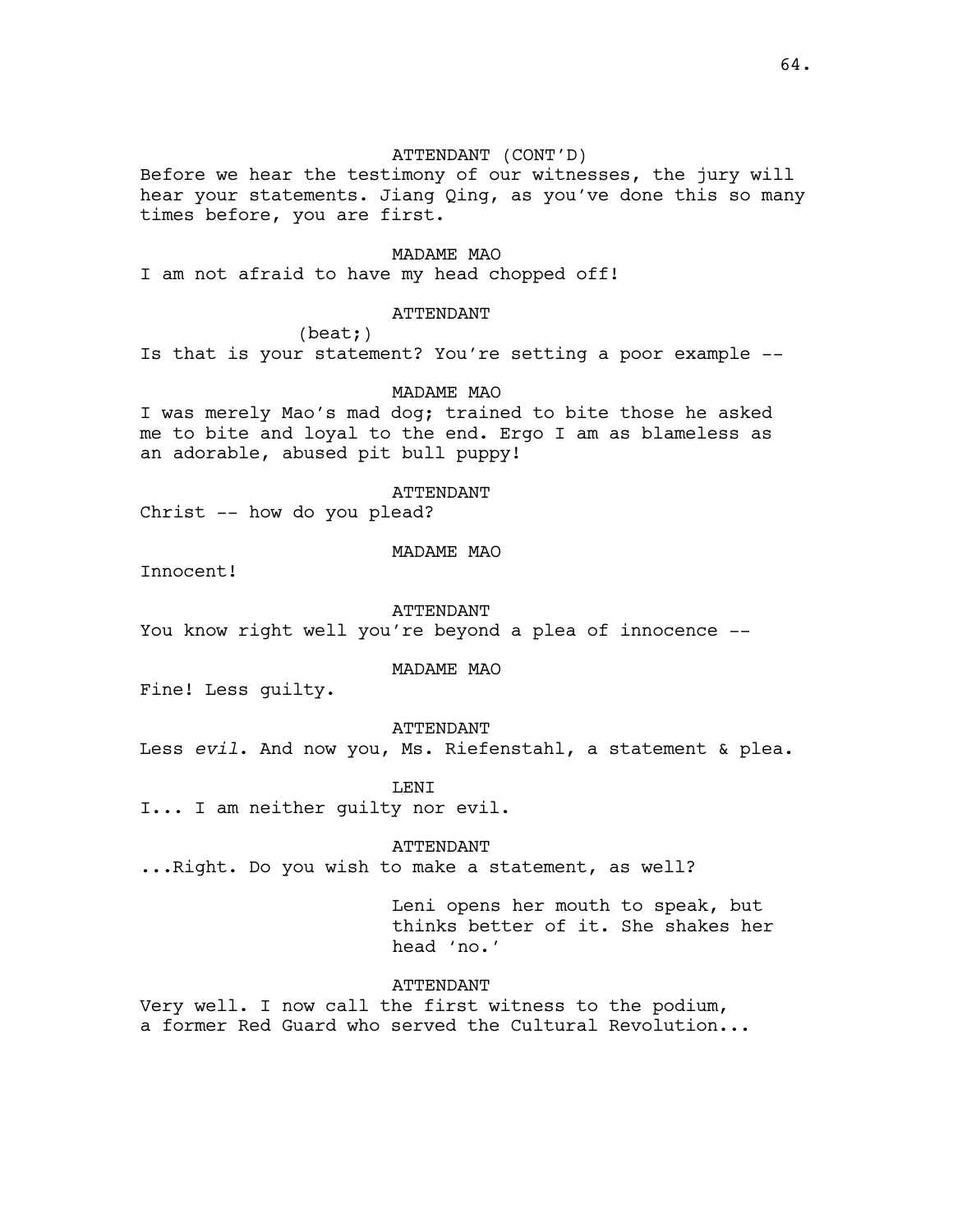ATTENDANT (CONT'D)

Before we hear the testimony of our witnesses, the jury will hear your statements. Jiang Qing, as you've done this so many times before, you are first.

MADAME MAO

I am not afraid to have my head chopped off!

ATTENDANT

(beat;)

Is that is your statement? You're setting a poor example --

MADAME MAO

I was merely Mao's mad dog; trained to bite those he asked me to bite and loyal to the end. Ergo I am as blameless as an adorable, abused pit bull puppy!

ATTENDANT

Christ -- how do you plead?

MADAME MAO

Innocent!

ATTENDANT

You know right well you're beyond a plea of innocence --

MADAME MAO

Fine! Less guilty.

ATTENDANT

Less *evil*. And now you, Ms. Riefenstahl, a statement & plea.

LENI

I... I am neither guilty nor evil.

ATTENDANT

...Right. Do you wish to make a statement, as well?

Leni opens her mouth to speak, but thinks better of it. She shakes her head 'no.'

ATTENDANT

Very well. I now call the first witness to the podium, a former Red Guard who served the Cultural Revolution...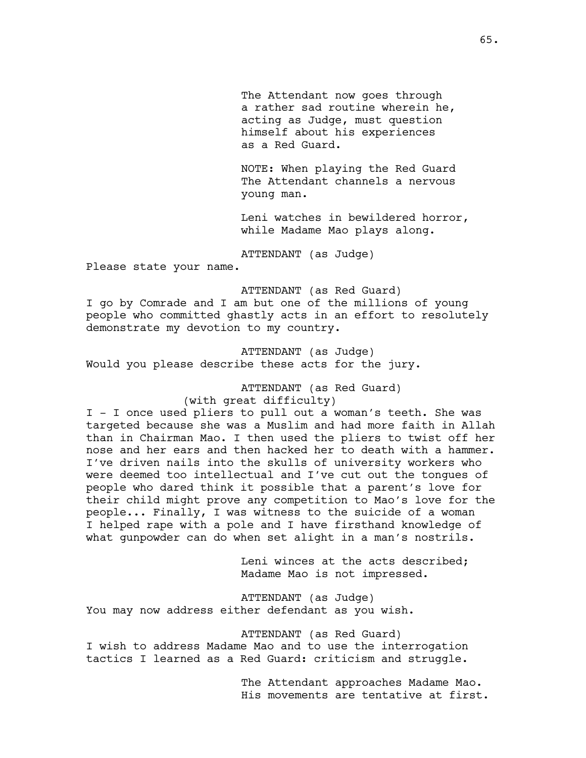The Attendant now goes through a rather sad routine wherein he, acting as Judge, must question himself about his experiences as a Red Guard.

NOTE: When playing the Red Guard The Attendant channels a nervous young man.

Leni watches in bewildered horror, while Madame Mao plays along.

ATTENDANT (as Judge)

Please state your name.

ATTENDANT (as Red Guard)

I go by Comrade and I am but one of the millions of young people who committed ghastly acts in an effort to resolutely demonstrate my devotion to my country.

ATTENDANT (as Judge)

Would you please describe these acts for the jury.

ATTENDANT (as Red Guard)
(with great difficulty)

I - I once used pliers to pull out a woman's teeth. She was targeted because she was a Muslim and had more faith in Allah than in Chairman Mao. I then used the pliers to twist off her nose and her ears and then hacked her to death with a hammer. I've driven nails into the skulls of university workers who were deemed too intellectual and I've cut out the tongues of people who dared think it possible that a parent's love for their child might prove any competition to Mao's love for the people... Finally, I was witness to the suicide of a woman I helped rape with a pole and I have firsthand knowledge of what gunpowder can do when set alight in a man's nostrils.

Leni winces at the acts described; Madame Mao is not impressed.

ATTENDANT (as Judge)

You may now address either defendant as you wish.

ATTENDANT (as Red Guard)

I wish to address Madame Mao and to use the interrogation tactics I learned as a Red Guard: criticism and struggle.

The Attendant approaches Madame Mao. His movements are tentative at first.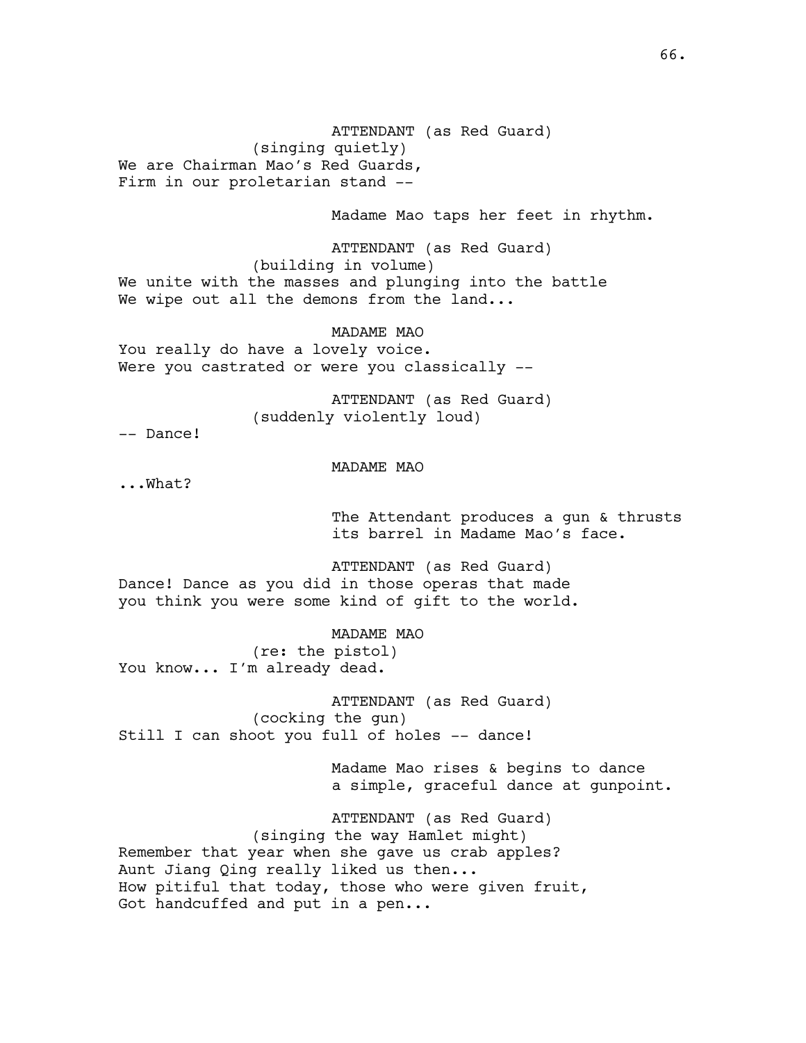ATTENDANT (as Red Guard)
(singing quietly)
We are Chairman Mao's Red Guards,
Firm in our proletarian stand --

Madame Mao taps her feet in rhythm.

ATTENDANT (as Red Guard)
(building in volume)
We unite with the masses and plunging into the battle
We wipe out all the demons from the land...

MADAME MAO
You really do have a lovely voice.
Were you castrated or were you classically --

ATTENDANT (as Red Guard)
(suddenly violently loud)
-- Dance!

MADAME MAO
...What?

The Attendant produces a gun & thrusts its barrel in Madame Mao's face.

ATTENDANT (as Red Guard)
Dance! Dance as you did in those operas that made you think you were some kind of gift to the world.

MADAME MAO
(re: the pistol)
You know... I'm already dead.

ATTENDANT (as Red Guard)
(cocking the gun)
Still I can shoot you full of holes -- dance!

Madame Mao rises & begins to dance a simple, graceful dance at gunpoint.

ATTENDANT (as Red Guard)
(singing the way Hamlet might)
Remember that year when she gave us crab apples?
Aunt Jiang Qing really liked us then...
How pitiful that today, those who were given fruit,
Got handcuffed and put in a pen...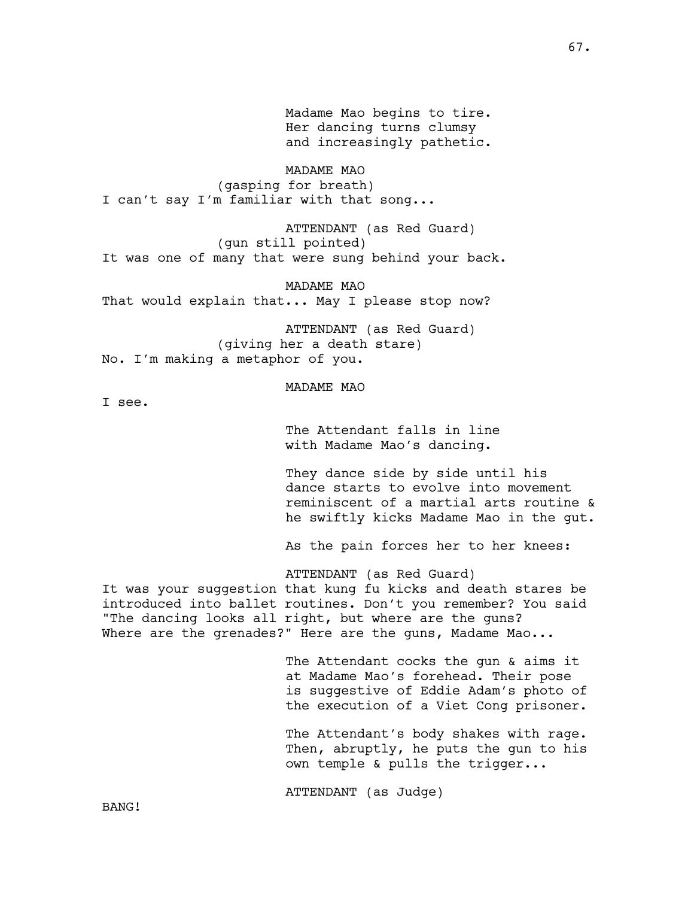Madame Mao begins to tire. Her dancing turns clumsy and increasingly pathetic.

MADAME MAO
(gasping for breath)
I can't say I'm familiar with that song...

ATTENDANT (as Red Guard)
(gun still pointed)
It was one of many that were sung behind your back.

MADAME MAO
That would explain that... May I please stop now?

ATTENDANT (as Red Guard)
(giving her a death stare)
No. I'm making a metaphor of you.

MADAME MAO
I see.

The Attendant falls in line with Madame Mao's dancing.

They dance side by side until his dance starts to evolve into movement reminiscent of a martial arts routine & he swiftly kicks Madame Mao in the gut.

As the pain forces her to her knees:

ATTENDANT (as Red Guard)
It was your suggestion that kung fu kicks and death stares be introduced into ballet routines. Don't you remember? You said "The dancing looks all right, but where are the guns? Where are the grenades?" Here are the guns, Madame Mao...

The Attendant cocks the gun & aims it at Madame Mao's forehead. Their pose is suggestive of Eddie Adam's photo of the execution of a Viet Cong prisoner.

The Attendant's body shakes with rage. Then, abruptly, he puts the gun to his own temple & pulls the trigger...

ATTENDANT (as Judge)
BANG!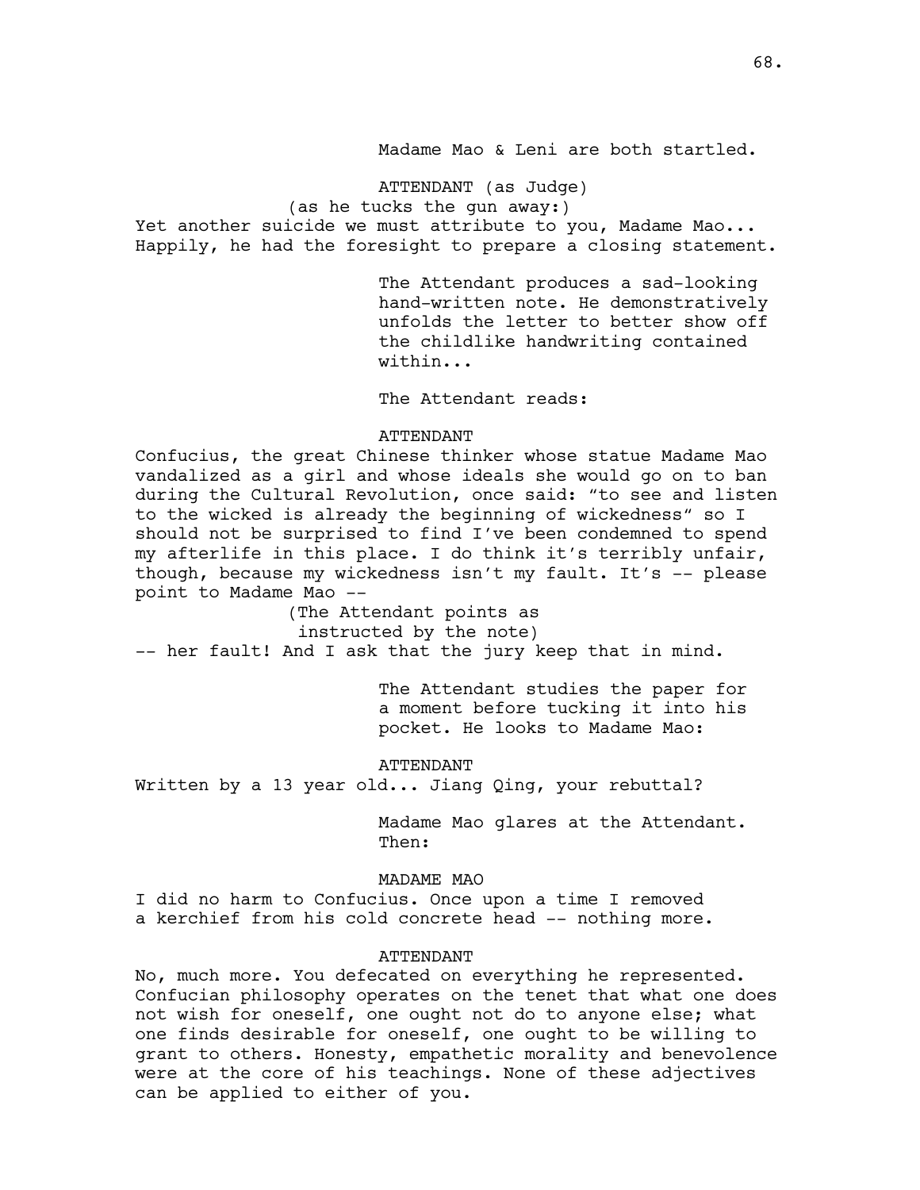Madame Mao & Leni are both startled.

ATTENDANT (as Judge)
(as he tucks the gun away:)
Yet another suicide we must attribute to you, Madame Mao... Happily, he had the foresight to prepare a closing statement.

The Attendant produces a sad-looking hand-written note. He demonstratively unfolds the letter to better show off the childlike handwriting contained within...

The Attendant reads:

ATTENDANT
Confucius, the great Chinese thinker whose statue Madame Mao vandalized as a girl and whose ideals she would go on to ban during the Cultural Revolution, once said: "to see and listen to the wicked is already the beginning of wickedness" so I should not be surprised to find I've been condemned to spend my afterlife in this place. I do think it's terribly unfair, though, because my wickedness isn't my fault. It's -- please point to Madame Mao --
(The Attendant points as instructed by the note)
-- her fault! And I ask that the jury keep that in mind.

The Attendant studies the paper for a moment before tucking it into his pocket. He looks to Madame Mao:

ATTENDANT
Written by a 13 year old... Jiang Qing, your rebuttal?

Madame Mao glares at the Attendant. Then:

MADAME MAO
I did no harm to Confucius. Once upon a time I removed a kerchief from his cold concrete head -- nothing more.

ATTENDANT
No, much more. You defecated on everything he represented. Confucian philosophy operates on the tenet that what one does not wish for oneself, one ought not do to anyone else; what one finds desirable for oneself, one ought to be willing to grant to others. Honesty, empathetic morality and benevolence were at the core of his teachings. None of these adjectives can be applied to either of you.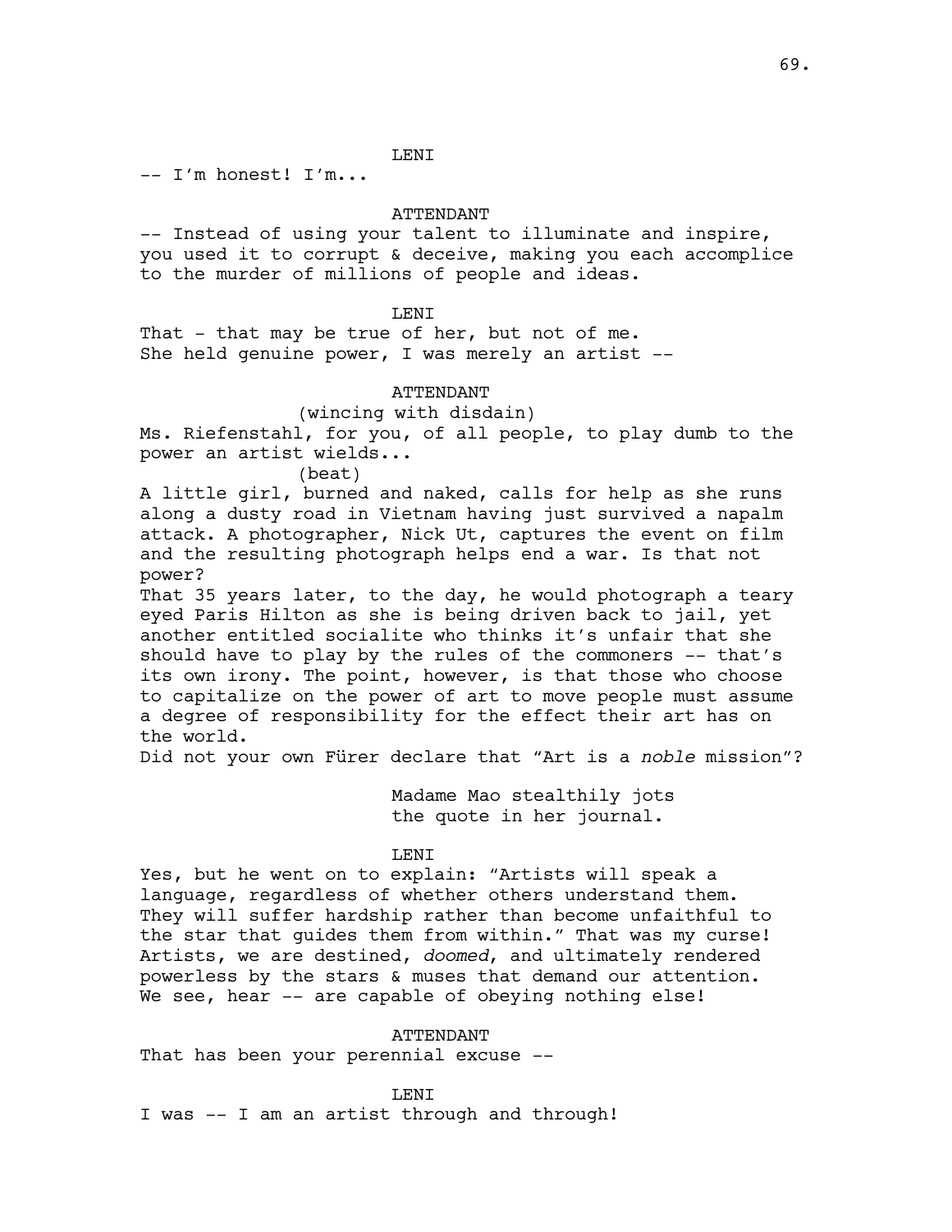LENI

-- I'm honest! I'm...

ATTENDANT

-- Instead of using your talent to illuminate and inspire, you used it to corrupt & deceive, making you each accomplice to the murder of millions of people and ideas.

LENI

That - that may be true of her, but not of me. She held genuine power, I was merely an artist --

ATTENDANT

(wincing with disdain)

Ms. Riefenstahl, for you, of all people, to play dumb to the power an artist wields...

(beat)

A little girl, burned and naked, calls for help as she runs along a dusty road in Vietnam having just survived a napalm attack. A photographer, Nick Ut, captures the event on film and the resulting photograph helps end a war. Is that not power?
That 35 years later, to the day, he would photograph a teary eyed Paris Hilton as she is being driven back to jail, yet another entitled socialite who thinks it's unfair that she should have to play by the rules of the commoners -- that's its own irony. The point, however, is that those who choose to capitalize on the power of art to move people must assume a degree of responsibility for the effect their art has on the world.
Did not your own Fürer declare that "Art is a *noble* mission"?

Madame Mao stealthily jots the quote in her journal.

LENI

Yes, but he went on to explain: "Artists will speak a language, regardless of whether others understand them. They will suffer hardship rather than become unfaithful to the star that guides them from within." That was my curse! Artists, we are destined, *doomed*, and ultimately rendered powerless by the stars & muses that demand our attention. We see, hear -- are capable of obeying nothing else!

ATTENDANT

That has been your perennial excuse --

LENI

I was -- I am an artist through and through!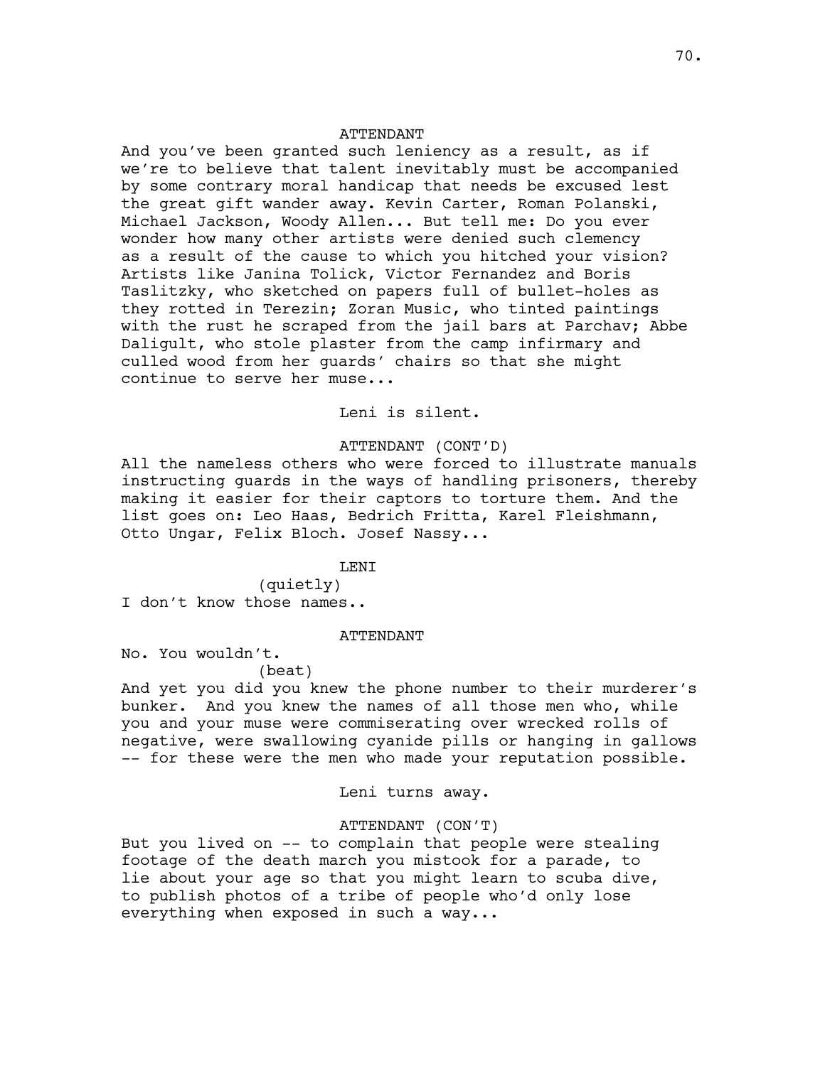ATTENDANT

And you've been granted such leniency as a result, as if we're to believe that talent inevitably must be accompanied by some contrary moral handicap that needs be excused lest the great gift wander away. Kevin Carter, Roman Polanski, Michael Jackson, Woody Allen... But tell me: Do you ever wonder how many other artists were denied such clemency as a result of the cause to which you hitched your vision? Artists like Janina Tolick, Victor Fernandez and Boris Taslitzky, who sketched on papers full of bullet-holes as they rotted in Terezin; Zoran Music, who tinted paintings with the rust he scraped from the jail bars at Parchav; Abbe Daligult, who stole plaster from the camp infirmary and culled wood from her guards' chairs so that she might continue to serve her muse...

Leni is silent.

ATTENDANT (CONT'D)

All the nameless others who were forced to illustrate manuals instructing guards in the ways of handling prisoners, thereby making it easier for their captors to torture them. And the list goes on: Leo Haas, Bedrich Fritta, Karel Fleishmann, Otto Ungar, Felix Bloch. Josef Nassy...

LENI

(quietly)

I don't know those names..

ATTENDANT

No. You wouldn't.

(beat)

And yet you did you knew the phone number to their murderer's bunker. And you knew the names of all those men who, while you and your muse were commiserating over wrecked rolls of negative, were swallowing cyanide pills or hanging in gallows -- for these were the men who made your reputation possible.

Leni turns away.

ATTENDANT (CON'T)

But you lived on -- to complain that people were stealing footage of the death march you mistook for a parade, to lie about your age so that you might learn to scuba dive, to publish photos of a tribe of people who'd only lose everything when exposed in such a way...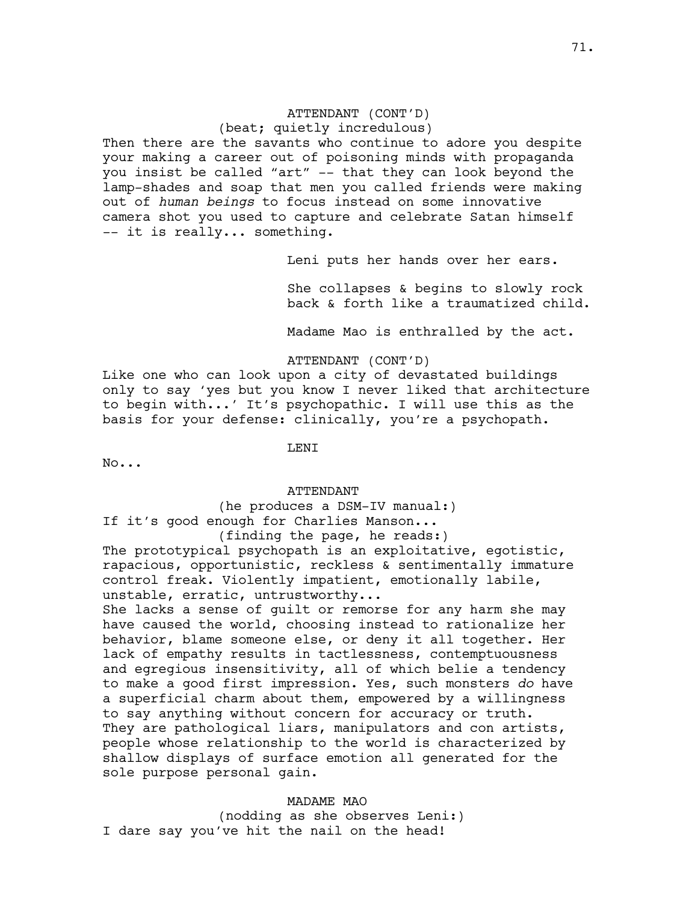ATTENDANT (CONT'D)
(beat; quietly incredulous)
Then there are the savants who continue to adore you despite your making a career out of poisoning minds with propaganda you insist be called "art" -- that they can look beyond the lamp-shades and soap that men you called friends were making out of *human beings* to focus instead on some innovative camera shot you used to capture and celebrate Satan himself -- it is really... something.

Leni puts her hands over her ears.

She collapses & begins to slowly rock back & forth like a traumatized child.

Madame Mao is enthralled by the act.

ATTENDANT (CONT'D)
Like one who can look upon a city of devastated buildings only to say 'yes but you know I never liked that architecture to begin with...' It's psychopathic. I will use this as the basis for your defense: clinically, you're a psychopath.

LENI
No...

ATTENDANT
(he produces a DSM-IV manual:)
If it's good enough for Charlies Manson...
(finding the page, he reads:)
The prototypical psychopath is an exploitative, egotistic, rapacious, opportunistic, reckless & sentimentally immature control freak. Violently impatient, emotionally labile, unstable, erratic, untrustworthy...
She lacks a sense of guilt or remorse for any harm she may have caused the world, choosing instead to rationalize her behavior, blame someone else, or deny it all together. Her lack of empathy results in tactlessness, contemptuousness and egregious insensitivity, all of which belie a tendency to make a good first impression. Yes, such monsters *do* have a superficial charm about them, empowered by a willingness to say anything without concern for accuracy or truth. They are pathological liars, manipulators and con artists, people whose relationship to the world is characterized by shallow displays of surface emotion all generated for the sole purpose personal gain.

MADAME MAO
(nodding as she observes Leni:)
I dare say you've hit the nail on the head!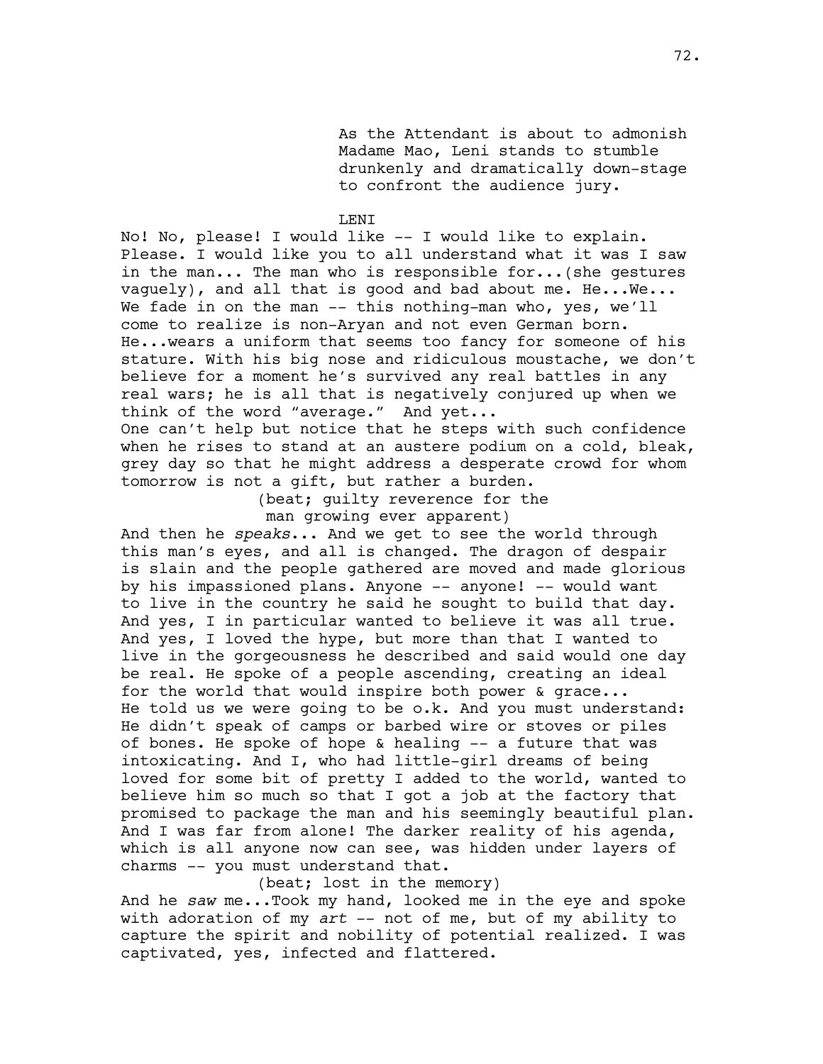As the Attendant is about to admonish Madame Mao, Leni stands to stumble drunkenly and dramatically down-stage to confront the audience jury.

LENI

No! No, please! I would like -- I would like to explain. Please. I would like you to all understand what it was I saw in the man... The man who is responsible for...(she gestures vaguely), and all that is good and bad about me. He...We... We fade in on the man -- this nothing-man who, yes, we'll come to realize is non-Aryan and not even German born. He...wears a uniform that seems too fancy for someone of his stature. With his big nose and ridiculous moustache, we don't believe for a moment he's survived any real battles in any real wars; he is all that is negatively conjured up when we think of the word "average." And yet...
One can't help but notice that he steps with such confidence when he rises to stand at an austere podium on a cold, bleak, grey day so that he might address a desperate crowd for whom tomorrow is not a gift, but rather a burden.

(beat; guilty reverence for the man growing ever apparent)

And then he *speaks*... And we get to see the world through this man's eyes, and all is changed. The dragon of despair is slain and the people gathered are moved and made glorious by his impassioned plans. Anyone -- anyone! -- would want to live in the country he said he sought to build that day. And yes, I in particular wanted to believe it was all true. And yes, I loved the hype, but more than that I wanted to live in the gorgeousness he described and said would one day be real. He spoke of a people ascending, creating an ideal for the world that would inspire both power & grace...
He told us we were going to be o.k. And you must understand: He didn't speak of camps or barbed wire or stoves or piles of bones. He spoke of hope & healing -- a future that was intoxicating. And I, who had little-girl dreams of being loved for some bit of pretty I added to the world, wanted to believe him so much so that I got a job at the factory that promised to package the man and his seemingly beautiful plan. And I was far from alone! The darker reality of his agenda, which is all anyone now can see, was hidden under layers of charms -- you must understand that.

(beat; lost in the memory)

And he *saw* me...Took my hand, looked me in the eye and spoke with adoration of my *art* -- not of me, but of my ability to capture the spirit and nobility of potential realized. I was captivated, yes, infected and flattered.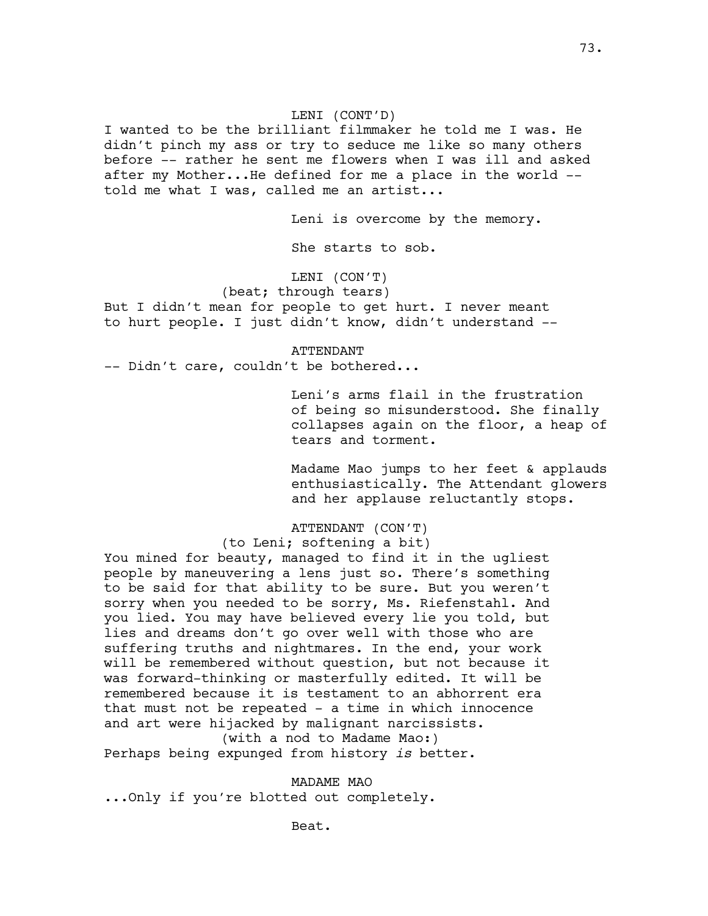LENI (CONT'D)

I wanted to be the brilliant filmmaker he told me I was. He didn't pinch my ass or try to seduce me like so many others before -- rather he sent me flowers when I was ill and asked after my Mother...He defined for me a place in the world -- told me what I was, called me an artist...

Leni is overcome by the memory.

She starts to sob.

LENI (CON'T)

(beat; through tears)

But I didn't mean for people to get hurt. I never meant to hurt people. I just didn't know, didn't understand --

ATTENDANT

-- Didn't care, couldn't be bothered...

Leni's arms flail in the frustration of being so misunderstood. She finally collapses again on the floor, a heap of tears and torment.

Madame Mao jumps to her feet & applauds enthusiastically. The Attendant glowers and her applause reluctantly stops.

ATTENDANT (CON'T)

(to Leni; softening a bit)

You mined for beauty, managed to find it in the ugliest people by maneuvering a lens just so. There's something to be said for that ability to be sure. But you weren't sorry when you needed to be sorry, Ms. Riefenstahl. And you lied. You may have believed every lie you told, but lies and dreams don't go over well with those who are suffering truths and nightmares. In the end, your work will be remembered without question, but not because it was forward-thinking or masterfully edited. It will be remembered because it is testament to an abhorrent era that must not be repeated - a time in which innocence and art were hijacked by malignant narcissists.

(with a nod to Madame Mao:)

Perhaps being expunged from history *is* better.

MADAME MAO

...Only if you're blotted out completely.

Beat.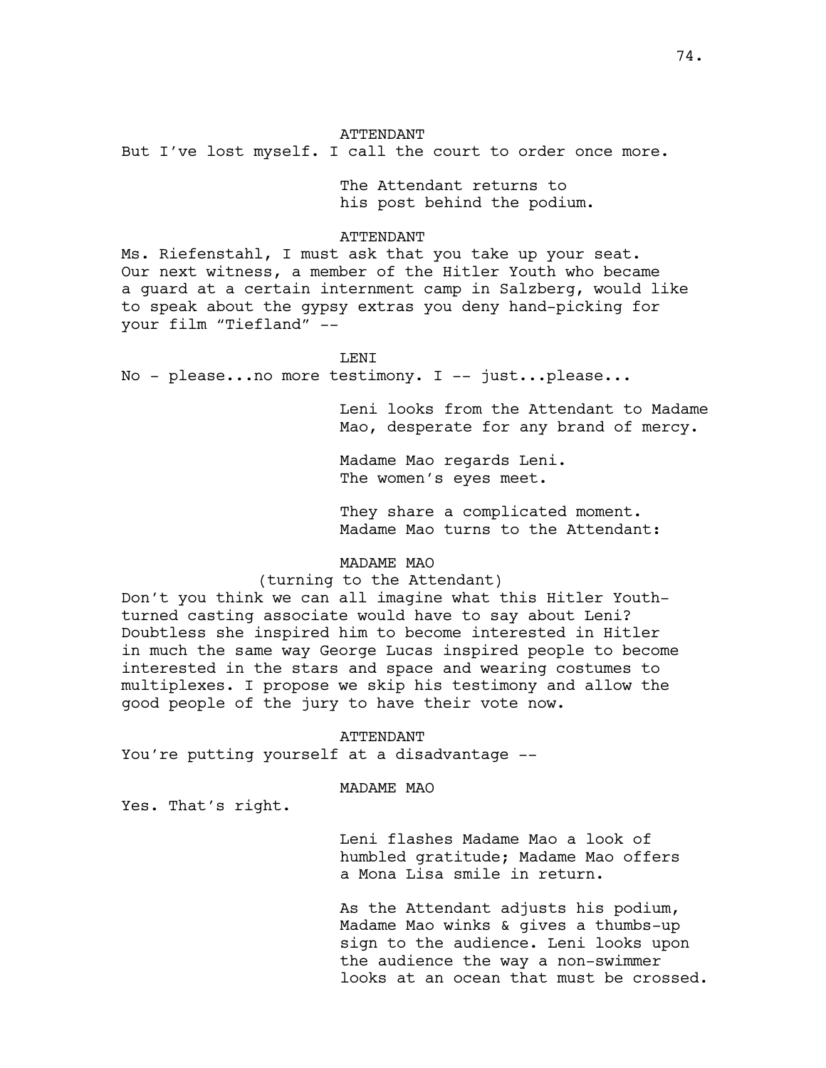ATTENDANT

But I've lost myself. I call the court to order once more.

The Attendant returns to his post behind the podium.

ATTENDANT

Ms. Riefenstahl, I must ask that you take up your seat. Our next witness, a member of the Hitler Youth who became a guard at a certain internment camp in Salzberg, would like to speak about the gypsy extras you deny hand-picking for your film "Tiefland" --

LENI

No - please...no more testimony. I -- just...please...

Leni looks from the Attendant to Madame Mao, desperate for any brand of mercy.

Madame Mao regards Leni. The women's eyes meet.

They share a complicated moment. Madame Mao turns to the Attendant:

MADAME MAO

(turning to the Attendant)

Don't you think we can all imagine what this Hitler Youth-turned casting associate would have to say about Leni? Doubtless she inspired him to become interested in Hitler in much the same way George Lucas inspired people to become interested in the stars and space and wearing costumes to multiplexes. I propose we skip his testimony and allow the good people of the jury to have their vote now.

ATTENDANT

You're putting yourself at a disadvantage --

MADAME MAO

Yes. That's right.

Leni flashes Madame Mao a look of humbled gratitude; Madame Mao offers a Mona Lisa smile in return.

As the Attendant adjusts his podium, Madame Mao winks & gives a thumbs-up sign to the audience. Leni looks upon the audience the way a non-swimmer looks at an ocean that must be crossed.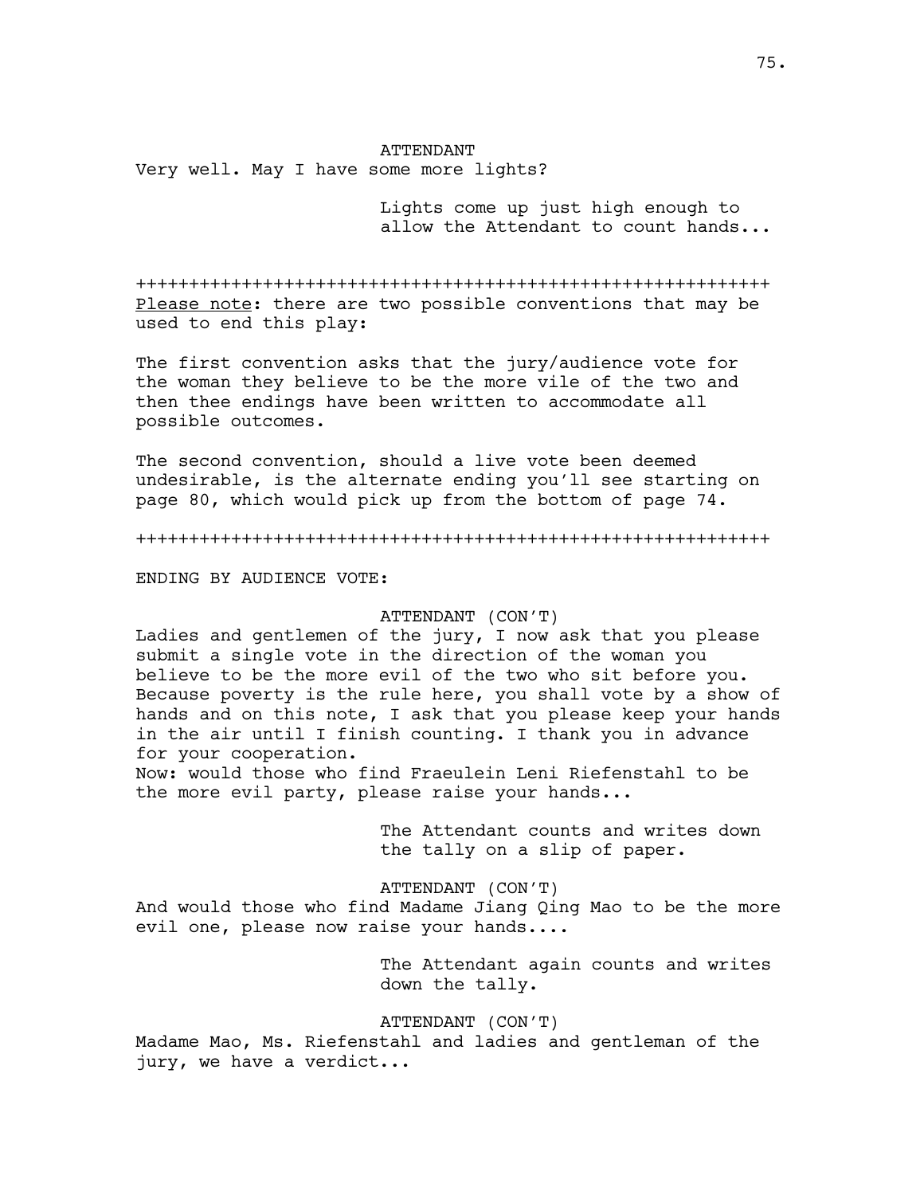ATTENDANT

Very well. May I have some more lights?

Lights come up just high enough to allow the Attendant to count hands...

++++++++++++++++++++++++++++++++++++++++++++++++++++++++++++

Please note: there are two possible conventions that may be used to end this play:

The first convention asks that the jury/audience vote for the woman they believe to be the more vile of the two and then thee endings have been written to accommodate all possible outcomes.

The second convention, should a live vote been deemed undesirable, is the alternate ending you'll see starting on page 80, which would pick up from the bottom of page 74.

++++++++++++++++++++++++++++++++++++++++++++++++++++++++++++

ENDING BY AUDIENCE VOTE:

ATTENDANT (CON'T)

Ladies and gentlemen of the jury, I now ask that you please submit a single vote in the direction of the woman you believe to be the more evil of the two who sit before you. Because poverty is the rule here, you shall vote by a show of hands and on this note, I ask that you please keep your hands in the air until I finish counting. I thank you in advance for your cooperation.

Now: would those who find Fraeulein Leni Riefenstahl to be the more evil party, please raise your hands...

The Attendant counts and writes down the tally on a slip of paper.

ATTENDANT (CON'T)

And would those who find Madame Jiang Qing Mao to be the more evil one, please now raise your hands....

The Attendant again counts and writes down the tally.

ATTENDANT (CON'T)

Madame Mao, Ms. Riefenstahl and ladies and gentleman of the jury, we have a verdict...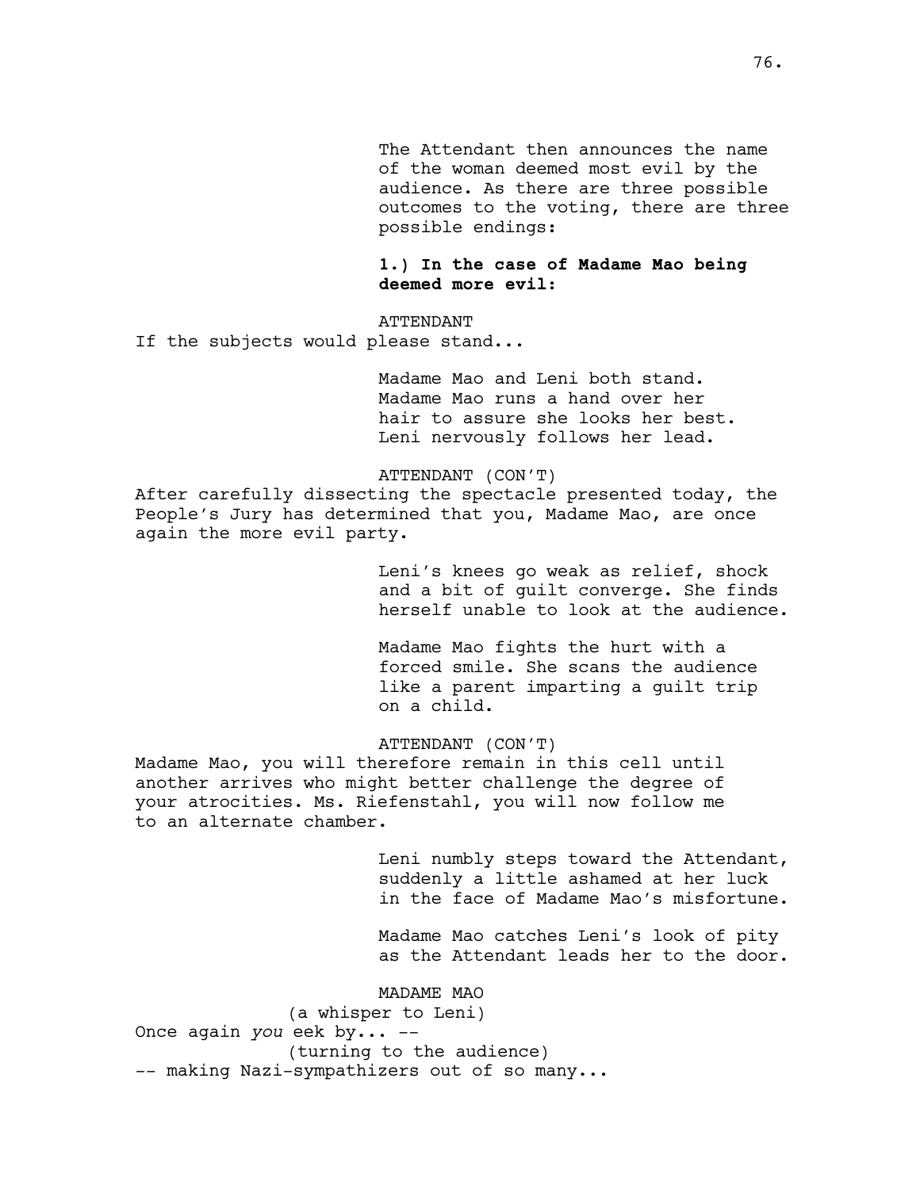The Attendant then announces the name of the woman deemed most evil by the audience. As there are three possible outcomes to the voting, there are three possible endings:

**1.) In the case of Madame Mao being deemed more evil:**

ATTENDANT

If the subjects would please stand...

Madame Mao and Leni both stand. Madame Mao runs a hand over her hair to assure she looks her best. Leni nervously follows her lead.

ATTENDANT (CON'T)

After carefully dissecting the spectacle presented today, the People's Jury has determined that you, Madame Mao, are once again the more evil party.

Leni's knees go weak as relief, shock and a bit of guilt converge. She finds herself unable to look at the audience.

Madame Mao fights the hurt with a forced smile. She scans the audience like a parent imparting a guilt trip on a child.

ATTENDANT (CON'T)

Madame Mao, you will therefore remain in this cell until another arrives who might better challenge the degree of your atrocities. Ms. Riefenstahl, you will now follow me to an alternate chamber.

Leni numbly steps toward the Attendant, suddenly a little ashamed at her luck in the face of Madame Mao's misfortune.

Madame Mao catches Leni's look of pity as the Attendant leads her to the door.

MADAME MAO

(a whisper to Leni)

Once again *you* eek by... --

(turning to the audience)

-- making Nazi-sympathizers out of so many...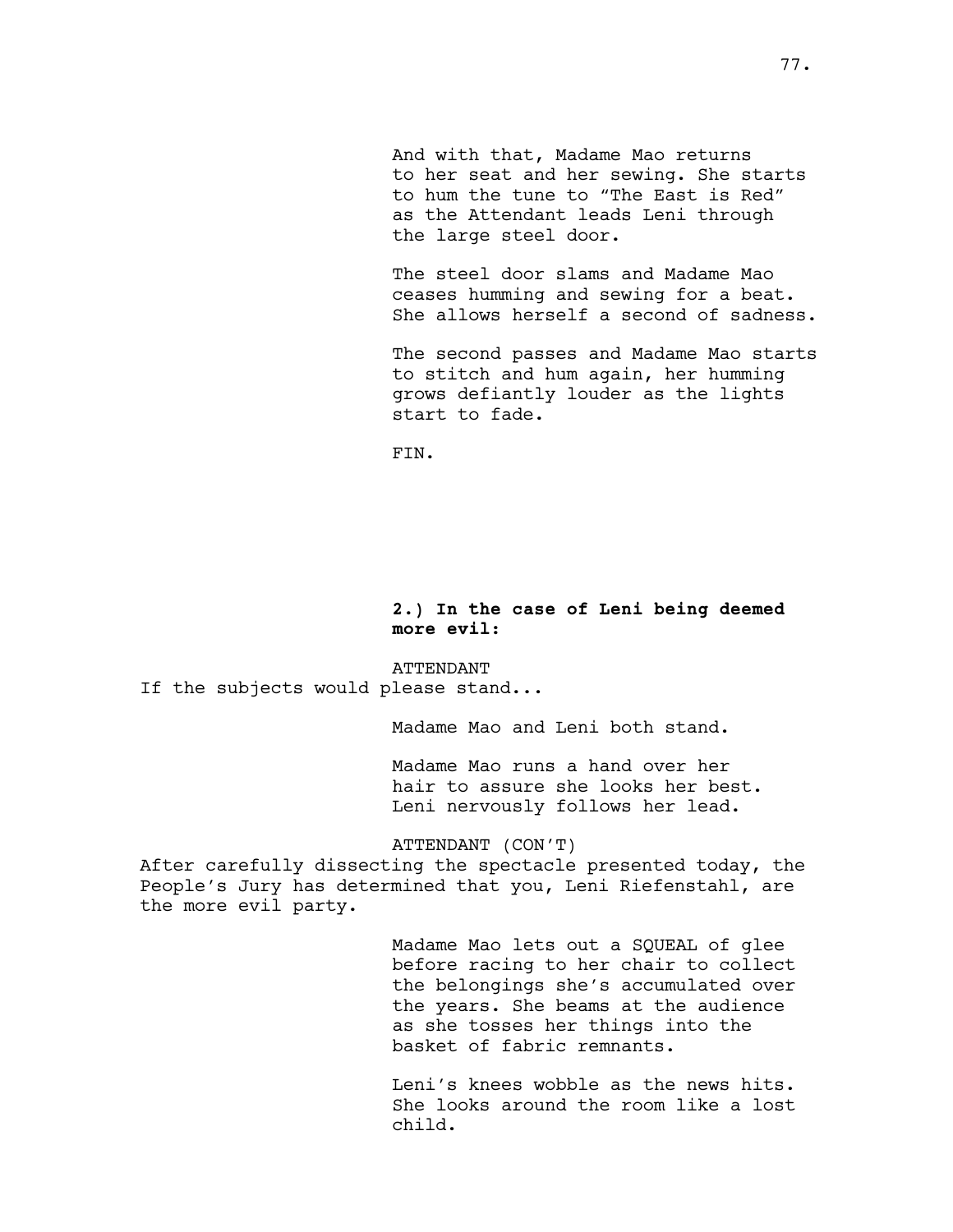And with that, Madame Mao returns to her seat and her sewing. She starts to hum the tune to “The East is Red” as the Attendant leads Leni through the large steel door.

The steel door slams and Madame Mao ceases humming and sewing for a beat. She allows herself a second of sadness.

The second passes and Madame Mao starts to stitch and hum again, her humming grows defiantly louder as the lights start to fade.

FIN.

**2.) In the case of Leni being deemed more evil:**

ATTENDANT

If the subjects would please stand...

Madame Mao and Leni both stand.

Madame Mao runs a hand over her hair to assure she looks her best. Leni nervously follows her lead.

ATTENDANT (CON’T)

After carefully dissecting the spectacle presented today, the People’s Jury has determined that you, Leni Riefenstahl, are the more evil party.

Madame Mao lets out a SQUEAL of glee before racing to her chair to collect the belongings she’s accumulated over the years. She beams at the audience as she tosses her things into the basket of fabric remnants.

Leni’s knees wobble as the news hits. She looks around the room like a lost child.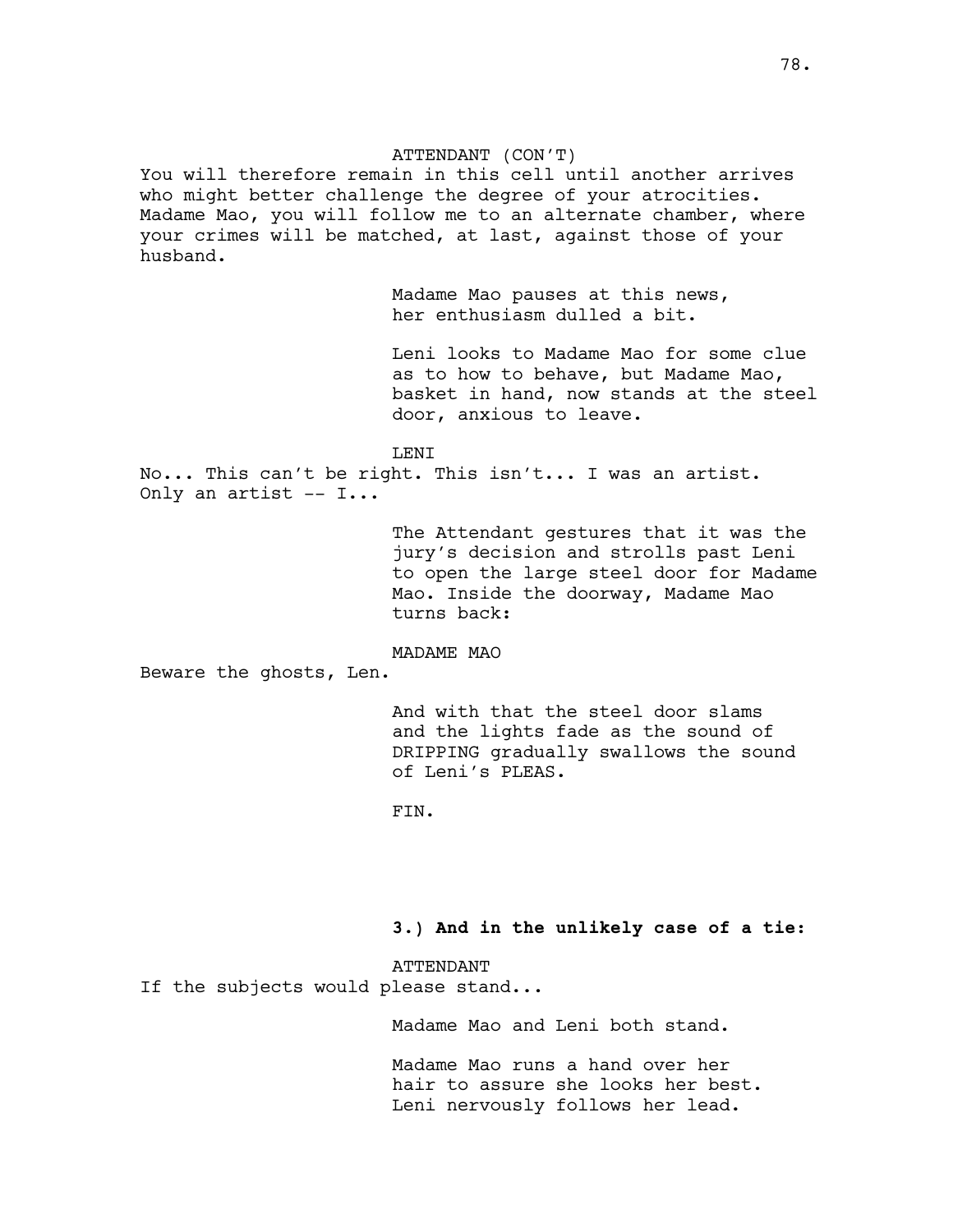ATTENDANT (CON'T)

You will therefore remain in this cell until another arrives who might better challenge the degree of your atrocities. Madame Mao, you will follow me to an alternate chamber, where your crimes will be matched, at last, against those of your husband.

Madame Mao pauses at this news, her enthusiasm dulled a bit.

Leni looks to Madame Mao for some clue as to how to behave, but Madame Mao, basket in hand, now stands at the steel door, anxious to leave.

LENI

No... This can't be right. This isn't... I was an artist. Only an artist -- I...

The Attendant gestures that it was the jury's decision and strolls past Leni to open the large steel door for Madame Mao. Inside the doorway, Madame Mao turns back:

MADAME MAO

Beware the ghosts, Len.

And with that the steel door slams and the lights fade as the sound of DRIPPING gradually swallows the sound of Leni's PLEAS.

FIN.

**3.) And in the unlikely case of a tie:**

ATTENDANT

If the subjects would please stand...

Madame Mao and Leni both stand.

Madame Mao runs a hand over her hair to assure she looks her best. Leni nervously follows her lead.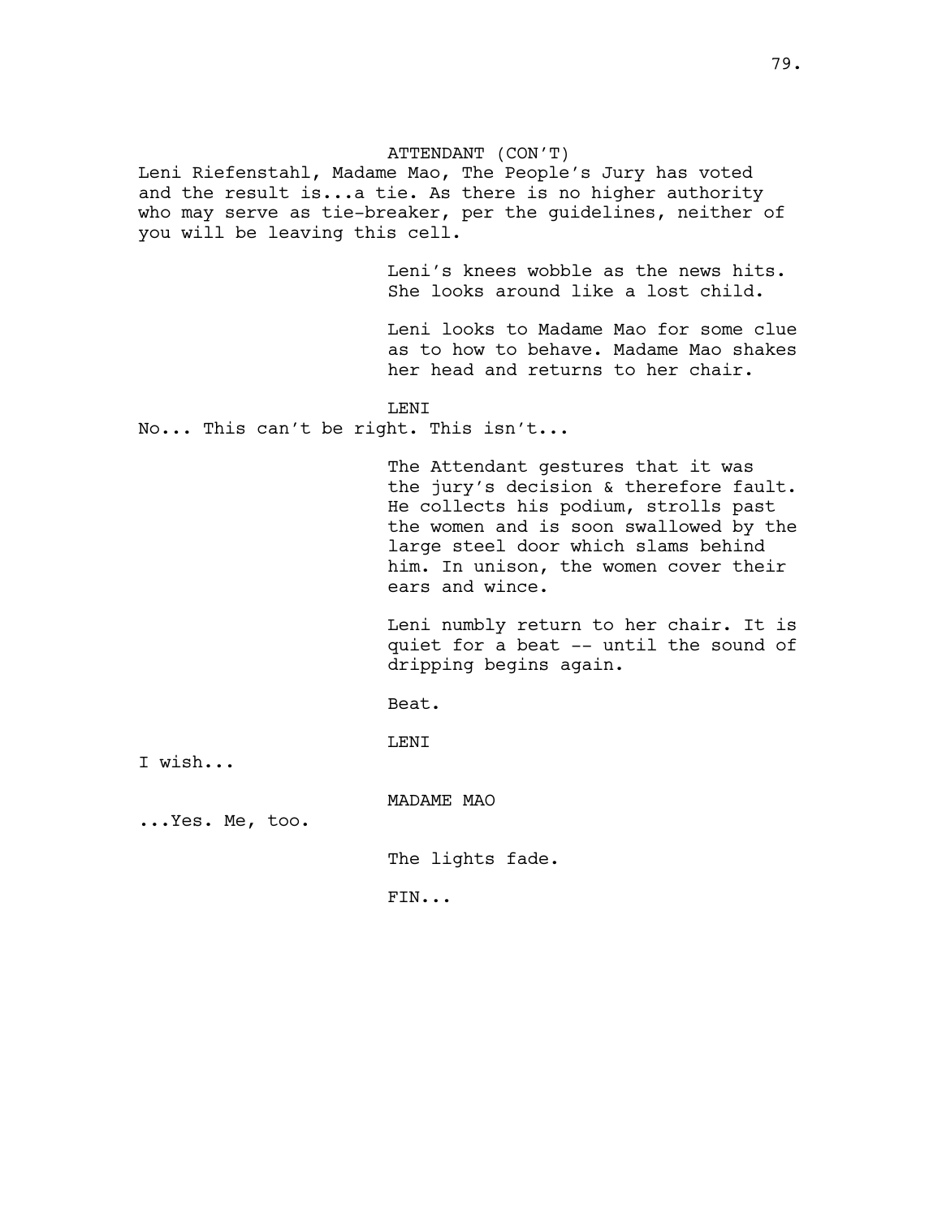ATTENDANT (CON'T)

Leni Riefenstahl, Madame Mao, The People's Jury has voted and the result is...a tie. As there is no higher authority who may serve as tie-breaker, per the guidelines, neither of you will be leaving this cell.

Leni's knees wobble as the news hits. She looks around like a lost child.

Leni looks to Madame Mao for some clue as to how to behave. Madame Mao shakes her head and returns to her chair.

LENI

No... This can't be right. This isn't...

The Attendant gestures that it was the jury's decision & therefore fault. He collects his podium, strolls past the women and is soon swallowed by the large steel door which slams behind him. In unison, the women cover their ears and wince.

Leni numbly return to her chair. It is quiet for a beat -- until the sound of dripping begins again.

Beat.

LENI

I wish...

MADAME MAO

...Yes. Me, too.

The lights fade.

FIN...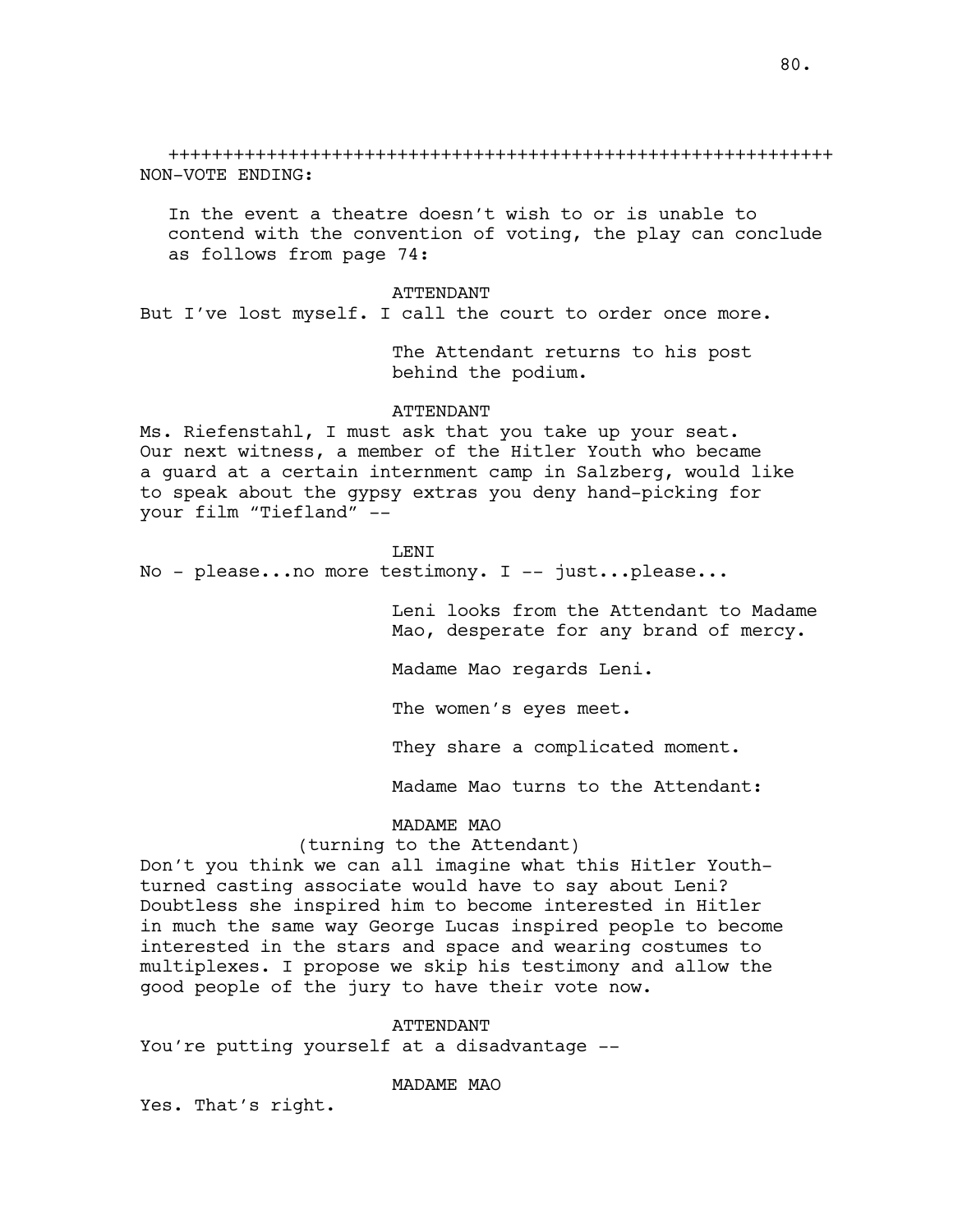++++++++++++++++++++++++++++++++++++++++++++++++++++++++++++++

NON-VOTE ENDING:

In the event a theatre doesn't wish to or is unable to contend with the convention of voting, the play can conclude as follows from page 74:

ATTENDANT

But I've lost myself. I call the court to order once more.

The Attendant returns to his post behind the podium.

ATTENDANT

Ms. Riefenstahl, I must ask that you take up your seat. Our next witness, a member of the Hitler Youth who became a guard at a certain internment camp in Salzberg, would like to speak about the gypsy extras you deny hand-picking for your film "Tiefland" --

LENI

No - please...no more testimony. I -- just...please...

Leni looks from the Attendant to Madame Mao, desperate for any brand of mercy.

Madame Mao regards Leni.

The women's eyes meet.

They share a complicated moment.

Madame Mao turns to the Attendant:

MADAME MAO

(turning to the Attendant)

Don't you think we can all imagine what this Hitler Youth-turned casting associate would have to say about Leni? Doubtless she inspired him to become interested in Hitler in much the same way George Lucas inspired people to become interested in the stars and space and wearing costumes to multiplexes. I propose we skip his testimony and allow the good people of the jury to have their vote now.

ATTENDANT

You're putting yourself at a disadvantage --

MADAME MAO

Yes. That's right.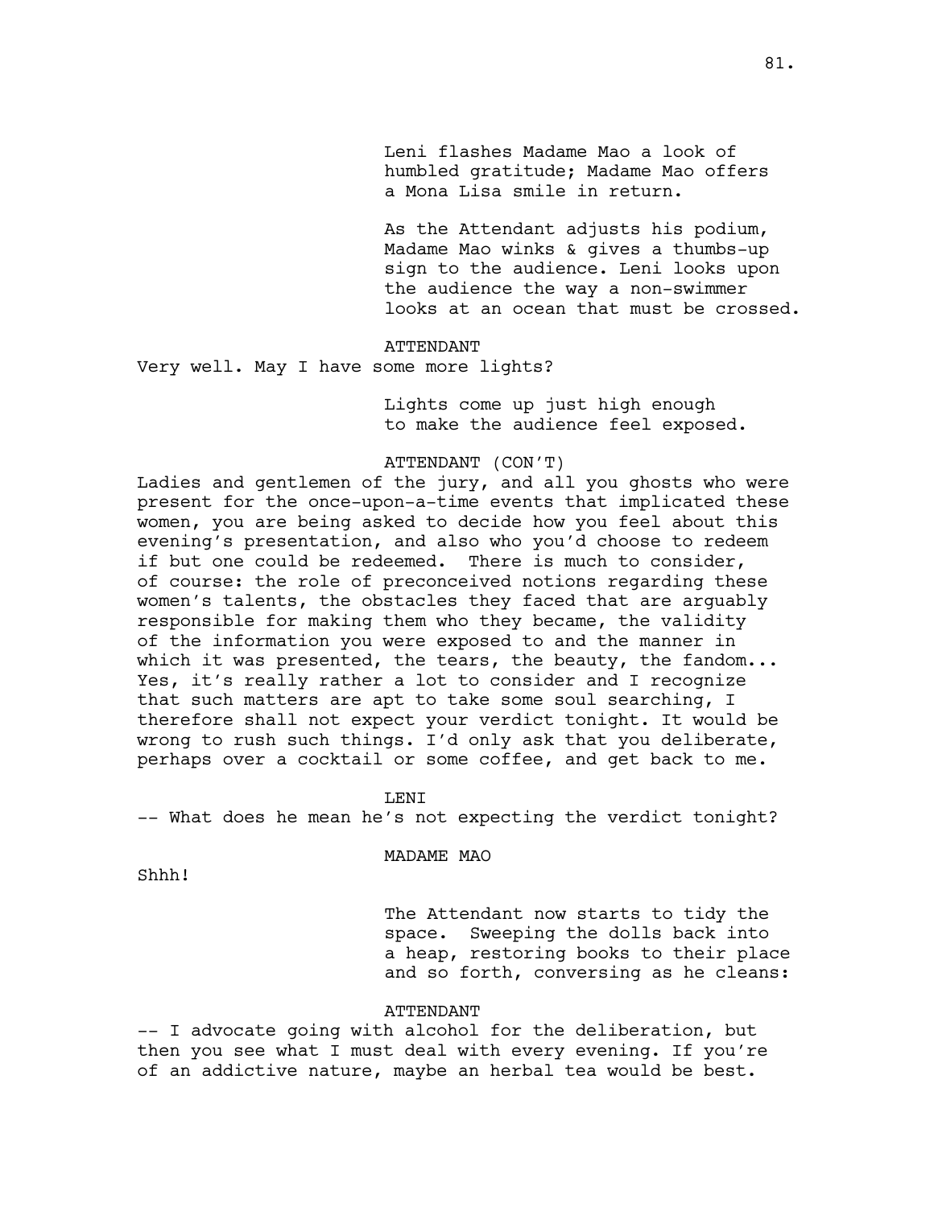Leni flashes Madame Mao a look of humbled gratitude; Madame Mao offers a Mona Lisa smile in return.

As the Attendant adjusts his podium, Madame Mao winks & gives a thumbs-up sign to the audience. Leni looks upon the audience the way a non-swimmer looks at an ocean that must be crossed.

ATTENDANT

Very well. May I have some more lights?

Lights come up just high enough to make the audience feel exposed.

ATTENDANT (CON'T)

Ladies and gentlemen of the jury, and all you ghosts who were present for the once-upon-a-time events that implicated these women, you are being asked to decide how you feel about this evening's presentation, and also who you'd choose to redeem if but one could be redeemed. There is much to consider, of course: the role of preconceived notions regarding these women's talents, the obstacles they faced that are arguably responsible for making them who they became, the validity of the information you were exposed to and the manner in which it was presented, the tears, the beauty, the fandom... Yes, it's really rather a lot to consider and I recognize that such matters are apt to take some soul searching, I therefore shall not expect your verdict tonight. It would be wrong to rush such things. I'd only ask that you deliberate, perhaps over a cocktail or some coffee, and get back to me.

LENI

-- What does he mean he's not expecting the verdict tonight?

MADAME MAO

Shhh!

The Attendant now starts to tidy the space. Sweeping the dolls back into a heap, restoring books to their place and so forth, conversing as he cleans:

ATTENDANT

-- I advocate going with alcohol for the deliberation, but then you see what I must deal with every evening. If you're of an addictive nature, maybe an herbal tea would be best.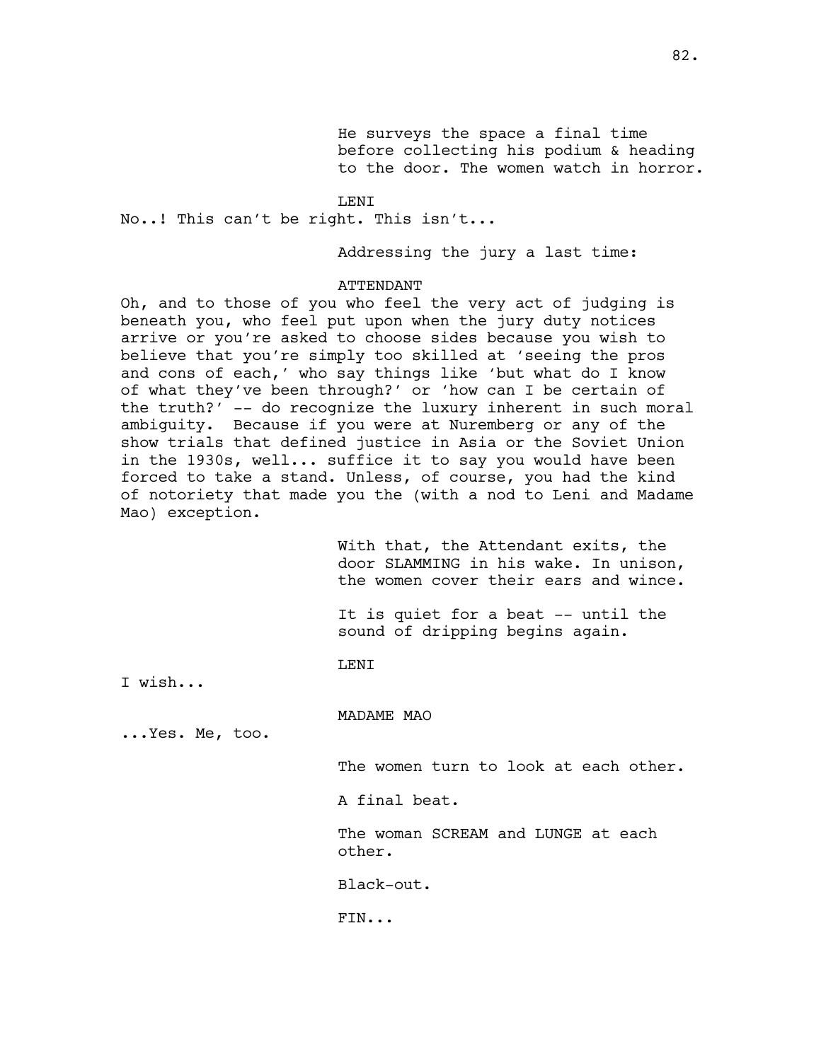He surveys the space a final time before collecting his podium & heading to the door. The women watch in horror.

LENI

No..! This can't be right. This isn't...

Addressing the jury a last time:

ATTENDANT

Oh, and to those of you who feel the very act of judging is beneath you, who feel put upon when the jury duty notices arrive or you're asked to choose sides because you wish to believe that you're simply too skilled at 'seeing the pros and cons of each,' who say things like 'but what do I know of what they've been through?' or 'how can I be certain of the truth?' -- do recognize the luxury inherent in such moral ambiguity. Because if you were at Nuremberg or any of the show trials that defined justice in Asia or the Soviet Union in the 1930s, well... suffice it to say you would have been forced to take a stand. Unless, of course, you had the kind of notoriety that made you the (with a nod to Leni and Madame Mao) exception.

With that, the Attendant exits, the door SLAMMING in his wake. In unison, the women cover their ears and wince.

It is quiet for a beat -- until the sound of dripping begins again.

LENI

I wish...

MADAME MAO

...Yes. Me, too.

The women turn to look at each other.

A final beat.

The woman SCREAM and LUNGE at each other.

Black-out.

FIN...